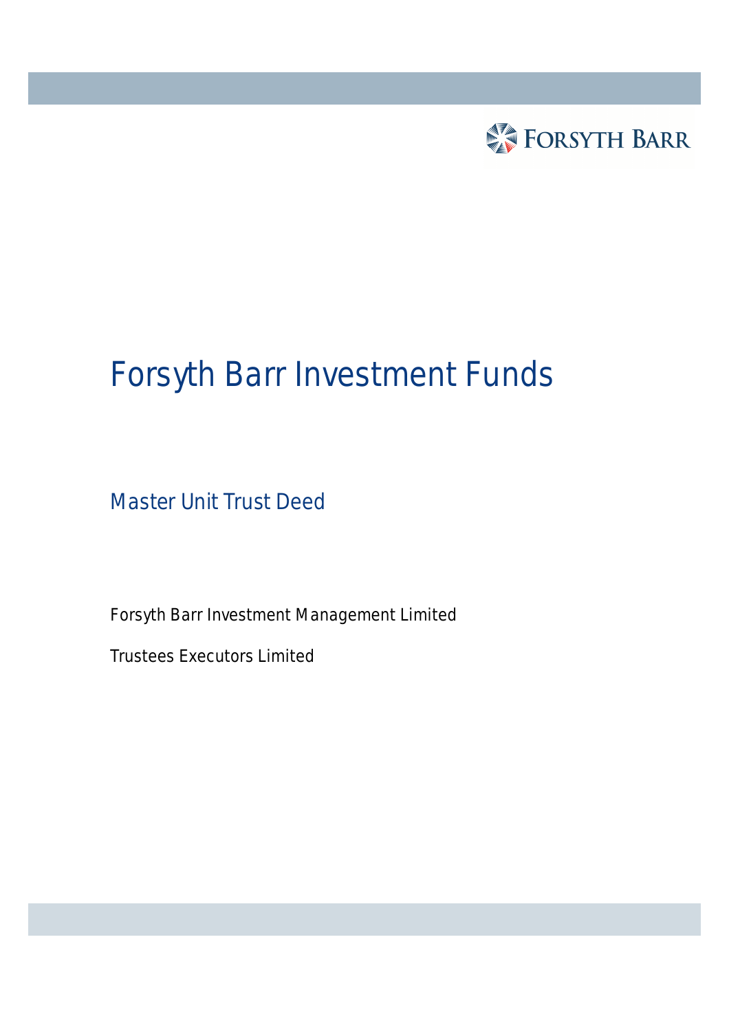FORSYTH BARR

# Forsyth Barr Investment Funds

## Master Unit Trust Deed

Forsyth Barr Investment Management Limited

Trustees Executors Limited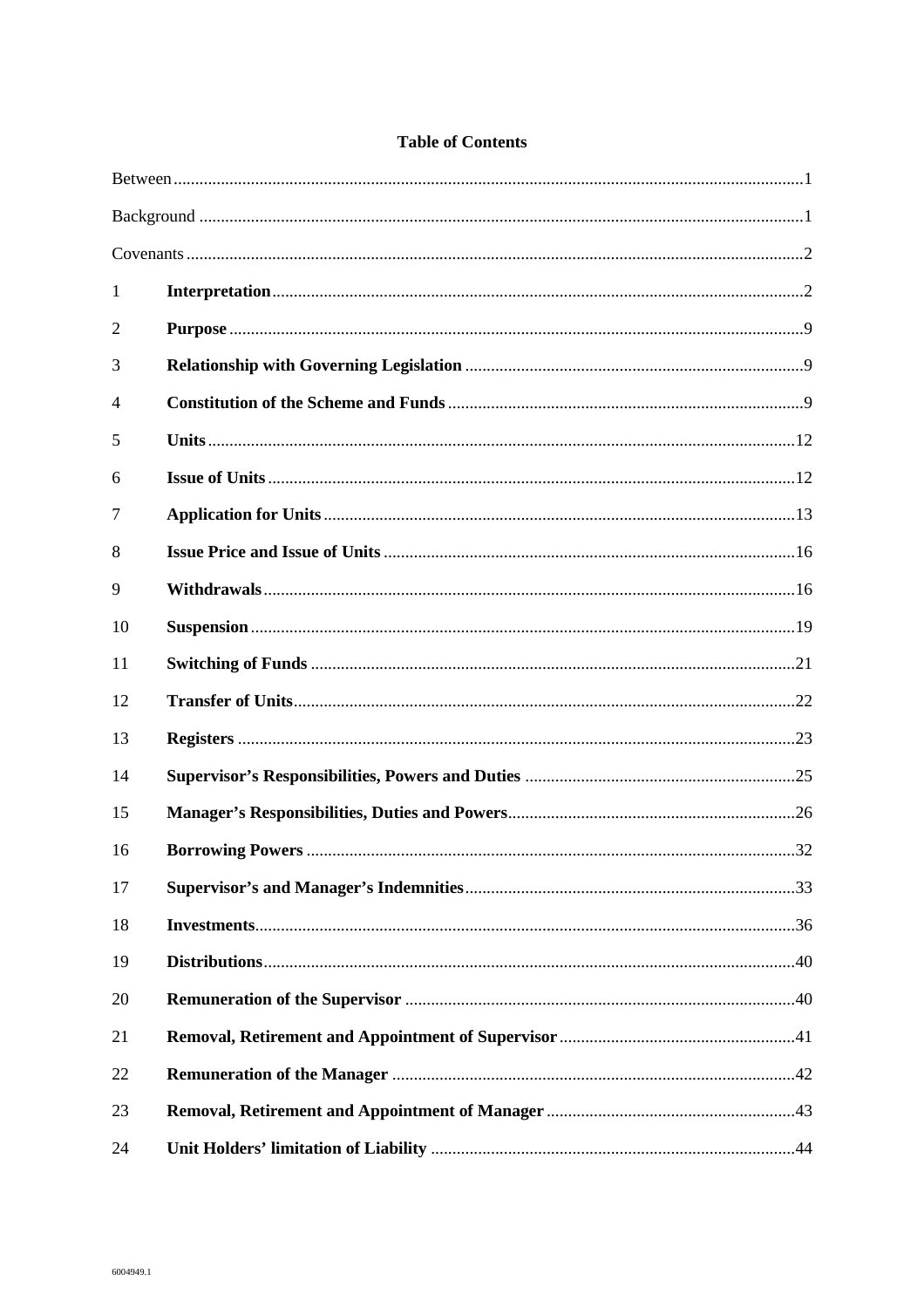# Table of Contents

| | | |
|---|---|---|
| Between | | 1 |
| Background | | 1 |
| Covenants | | 2 |
| 1 | **Interpretation** | 2 |
| 2 | **Purpose** | 9 |
| 3 | **Relationship with Governing Legislation** | 9 |
| 4 | **Constitution of the Scheme and Funds** | 9 |
| 5 | **Units** | 12 |
| 6 | **Issue of Units** | 12 |
| 7 | **Application for Units** | 13 |
| 8 | **Issue Price and Issue of Units** | 16 |
| 9 | **Withdrawals** | 16 |
| 10 | **Suspension** | 19 |
| 11 | **Switching of Funds** | 21 |
| 12 | **Transfer of Units** | 22 |
| 13 | **Registers** | 23 |
| 14 | **Supervisor's Responsibilities, Powers and Duties** | 25 |
| 15 | **Manager's Responsibilities, Duties and Powers** | 26 |
| 16 | **Borrowing Powers** | 32 |
| 17 | **Supervisor's and Manager's Indemnities** | 33 |
| 18 | **Investments** | 36 |
| 19 | **Distributions** | 40 |
| 20 | **Remuneration of the Supervisor** | 40 |
| 21 | **Removal, Retirement and Appointment of Supervisor** | 41 |
| 22 | **Remuneration of the Manager** | 42 |
| 23 | **Removal, Retirement and Appointment of Manager** | 43 |
| 24 | **Unit Holders' limitation of Liability** | 44 |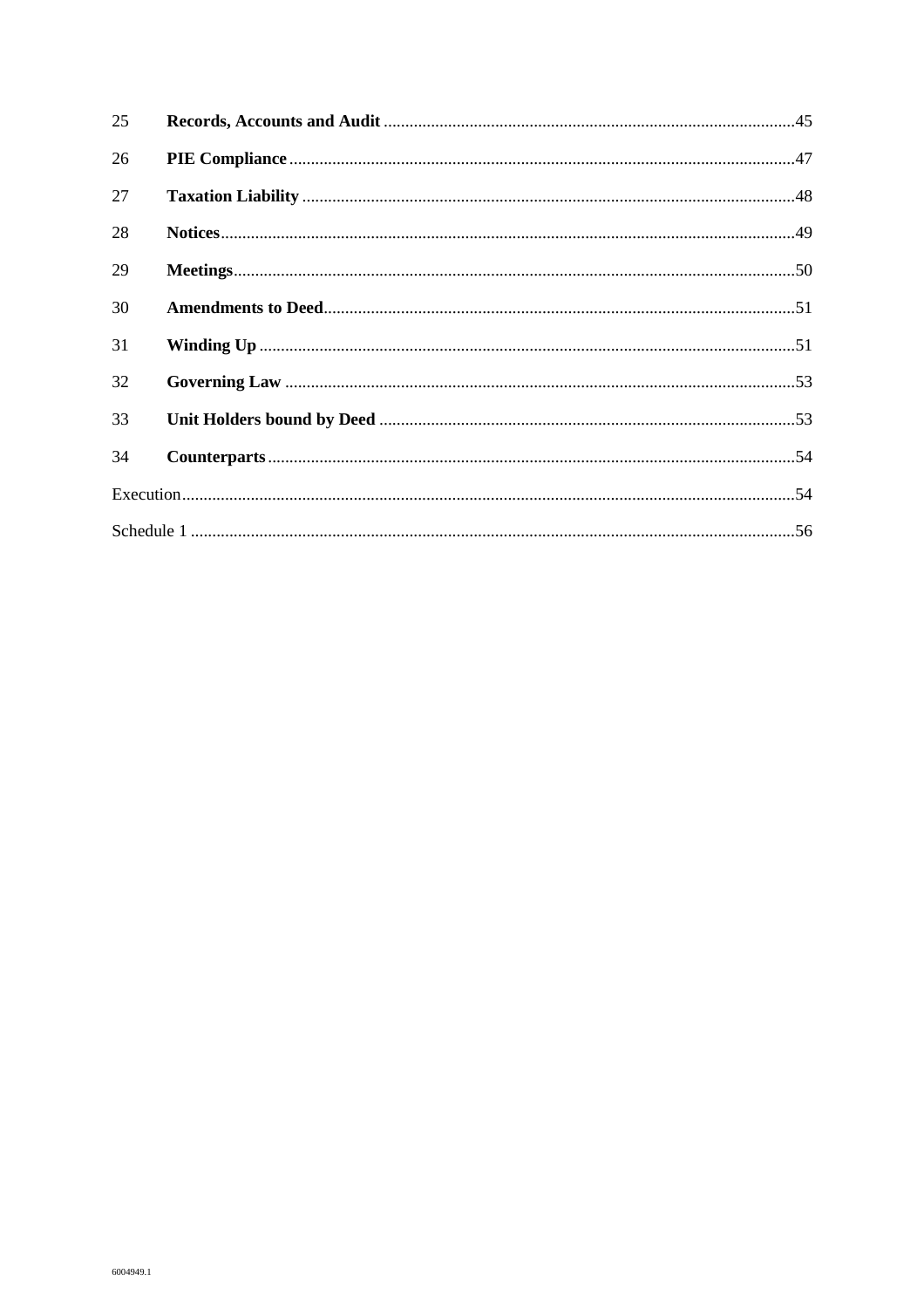| | | |
|---|---|---|
| 25 | **Records, Accounts and Audit** | 45 |
| 26 | **PIE Compliance** | 47 |
| 27 | **Taxation Liability** | 48 |
| 28 | **Notices** | 49 |
| 29 | **Meetings** | 50 |
| 30 | **Amendments to Deed** | 51 |
| 31 | **Winding Up** | 51 |
| 32 | **Governing Law** | 53 |
| 33 | **Unit Holders bound by Deed** | 53 |
| 34 | **Counterparts** | 54 |
| Execution | | 54 |
| Schedule 1 | | 56 |

6004949.1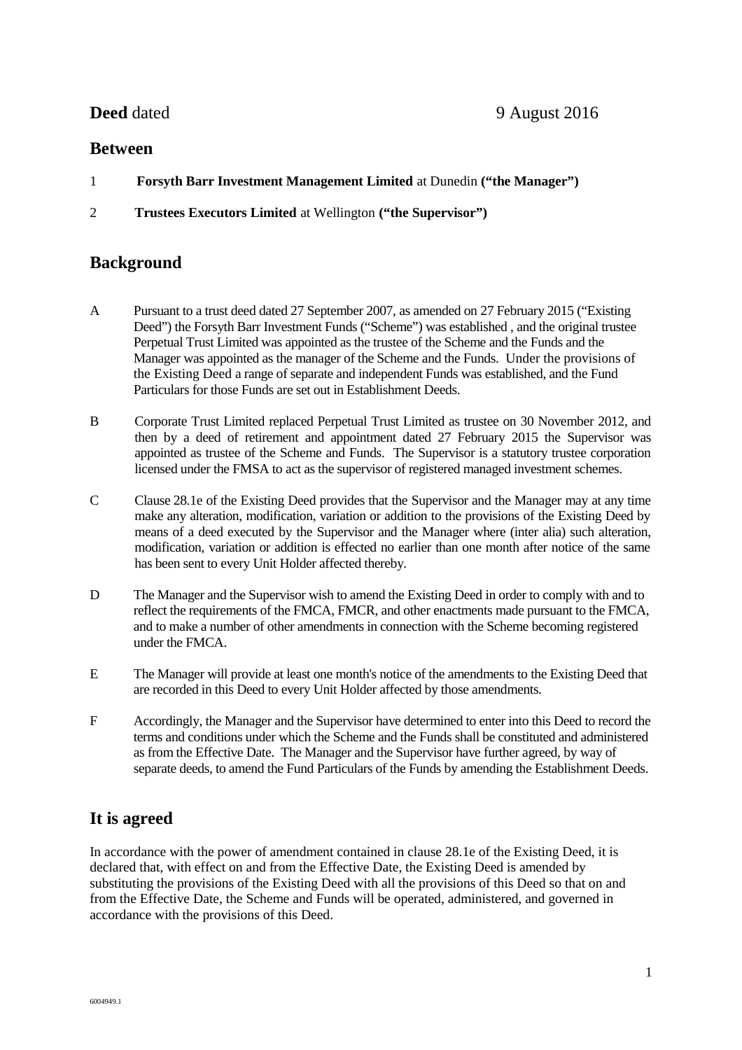**Deed** dated 9 August 2016

## Between

1 **Forsyth Barr Investment Management Limited** at Dunedin **("the Manager")**

2 **Trustees Executors Limited** at Wellington **("the Supervisor")**

## Background

A Pursuant to a trust deed dated 27 September 2007, as amended on 27 February 2015 ("Existing Deed") the Forsyth Barr Investment Funds ("Scheme") was established , and the original trustee Perpetual Trust Limited was appointed as the trustee of the Scheme and the Funds and the Manager was appointed as the manager of the Scheme and the Funds. Under the provisions of the Existing Deed a range of separate and independent Funds was established, and the Fund Particulars for those Funds are set out in Establishment Deeds.

B Corporate Trust Limited replaced Perpetual Trust Limited as trustee on 30 November 2012, and then by a deed of retirement and appointment dated 27 February 2015 the Supervisor was appointed as trustee of the Scheme and Funds. The Supervisor is a statutory trustee corporation licensed under the FMSA to act as the supervisor of registered managed investment schemes.

C Clause 28.1e of the Existing Deed provides that the Supervisor and the Manager may at any time make any alteration, modification, variation or addition to the provisions of the Existing Deed by means of a deed executed by the Supervisor and the Manager where (inter alia) such alteration, modification, variation or addition is effected no earlier than one month after notice of the same has been sent to every Unit Holder affected thereby.

D The Manager and the Supervisor wish to amend the Existing Deed in order to comply with and to reflect the requirements of the FMCA, FMCR, and other enactments made pursuant to the FMCA, and to make a number of other amendments in connection with the Scheme becoming registered under the FMCA.

E The Manager will provide at least one month's notice of the amendments to the Existing Deed that are recorded in this Deed to every Unit Holder affected by those amendments.

F Accordingly, the Manager and the Supervisor have determined to enter into this Deed to record the terms and conditions under which the Scheme and the Funds shall be constituted and administered as from the Effective Date. The Manager and the Supervisor have further agreed, by way of separate deeds, to amend the Fund Particulars of the Funds by amending the Establishment Deeds.

## It is agreed

In accordance with the power of amendment contained in clause 28.1e of the Existing Deed, it is declared that, with effect on and from the Effective Date, the Existing Deed is amended by substituting the provisions of the Existing Deed with all the provisions of this Deed so that on and from the Effective Date, the Scheme and Funds will be operated, administered, and governed in accordance with the provisions of this Deed.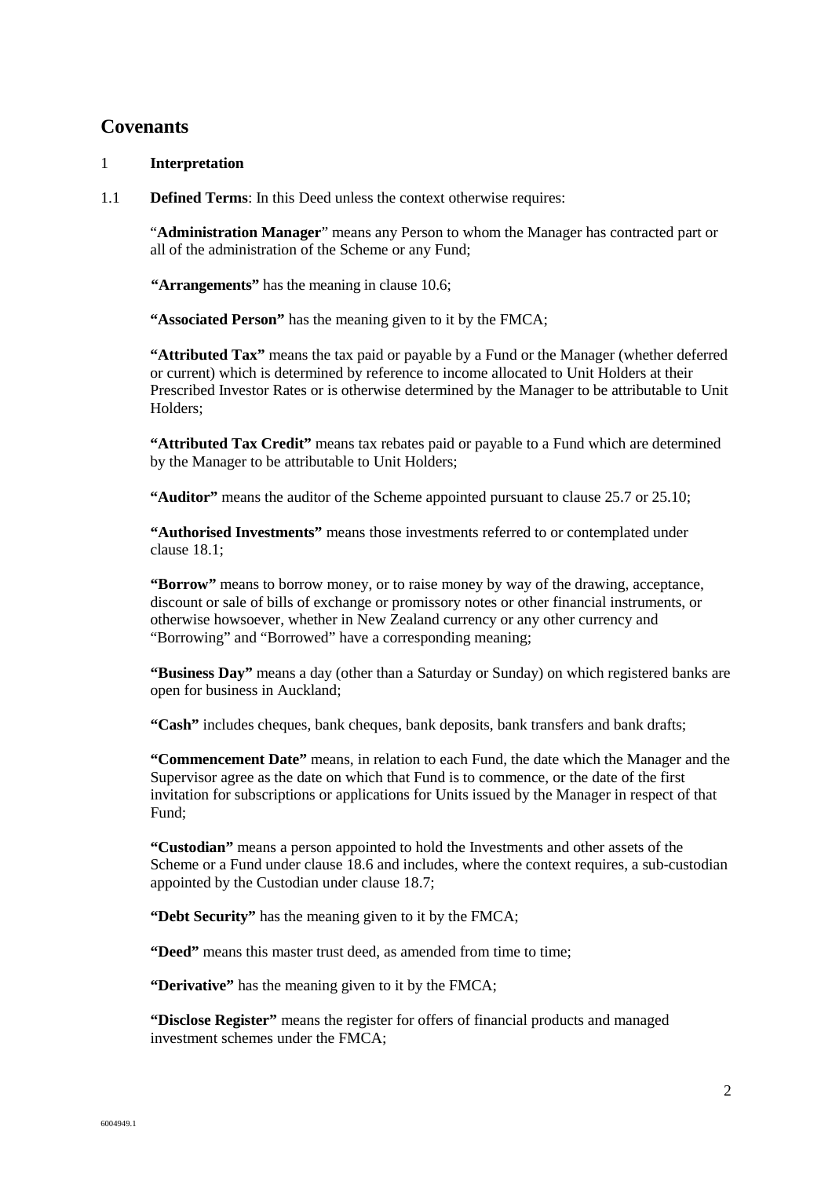## Covenants

1 **Interpretation**

1.1 **Defined Terms**: In this Deed unless the context otherwise requires:

"**Administration Manager**" means any Person to whom the Manager has contracted part or all of the administration of the Scheme or any Fund;

**"Arrangements"** has the meaning in clause 10.6;

**"Associated Person"** has the meaning given to it by the FMCA;

**"Attributed Tax"** means the tax paid or payable by a Fund or the Manager (whether deferred or current) which is determined by reference to income allocated to Unit Holders at their Prescribed Investor Rates or is otherwise determined by the Manager to be attributable to Unit Holders;

**"Attributed Tax Credit"** means tax rebates paid or payable to a Fund which are determined by the Manager to be attributable to Unit Holders;

**"Auditor"** means the auditor of the Scheme appointed pursuant to clause 25.7 or 25.10;

**"Authorised Investments"** means those investments referred to or contemplated under clause 18.1;

**"Borrow"** means to borrow money, or to raise money by way of the drawing, acceptance, discount or sale of bills of exchange or promissory notes or other financial instruments, or otherwise howsoever, whether in New Zealand currency or any other currency and "Borrowing" and "Borrowed" have a corresponding meaning;

**"Business Day"** means a day (other than a Saturday or Sunday) on which registered banks are open for business in Auckland;

**"Cash"** includes cheques, bank cheques, bank deposits, bank transfers and bank drafts;

**"Commencement Date"** means, in relation to each Fund, the date which the Manager and the Supervisor agree as the date on which that Fund is to commence, or the date of the first invitation for subscriptions or applications for Units issued by the Manager in respect of that Fund;

**"Custodian"** means a person appointed to hold the Investments and other assets of the Scheme or a Fund under clause 18.6 and includes, where the context requires, a sub-custodian appointed by the Custodian under clause 18.7;

**"Debt Security"** has the meaning given to it by the FMCA;

**"Deed"** means this master trust deed, as amended from time to time;

**"Derivative"** has the meaning given to it by the FMCA;

**"Disclose Register"** means the register for offers of financial products and managed investment schemes under the FMCA;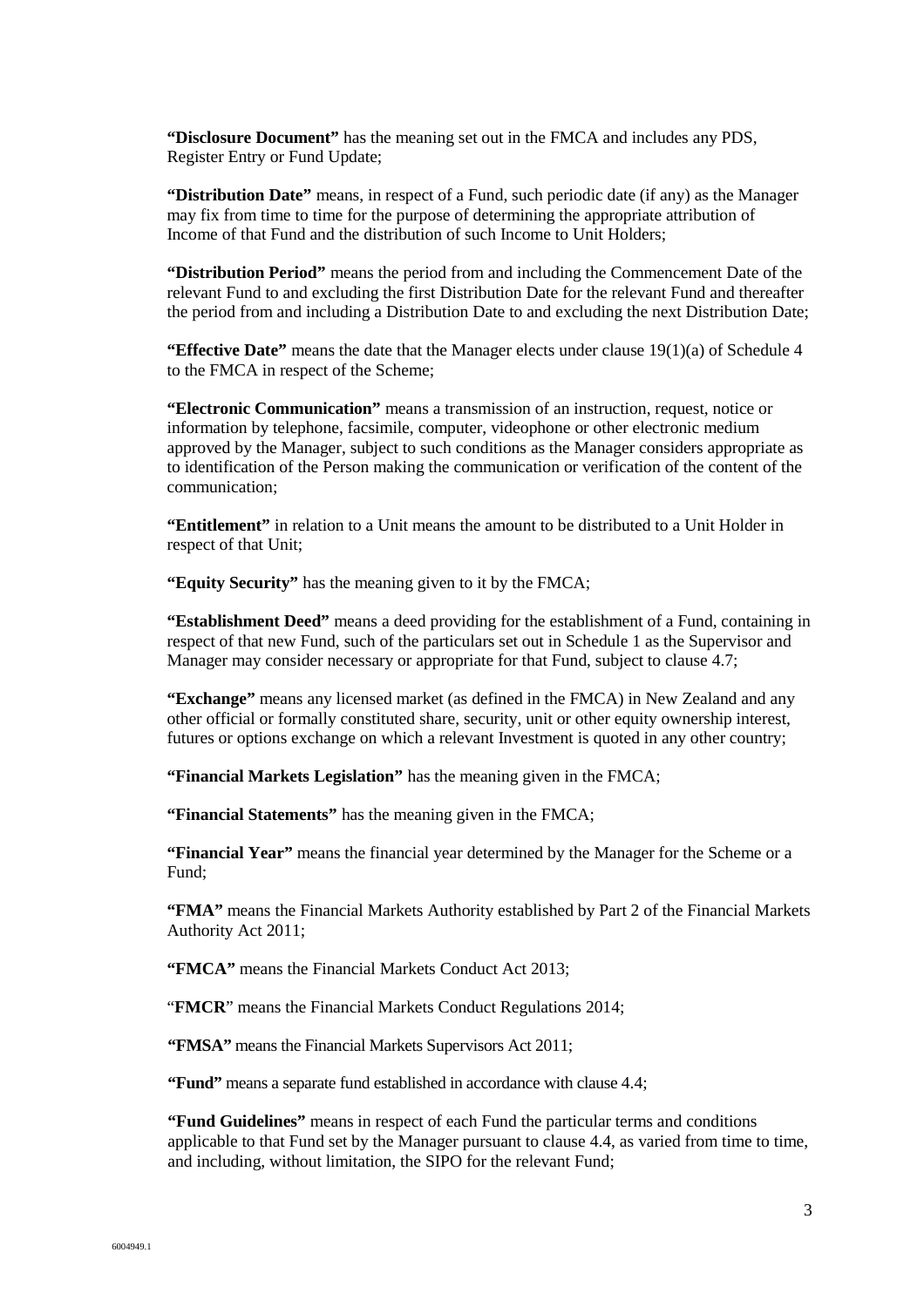**"Disclosure Document"** has the meaning set out in the FMCA and includes any PDS, Register Entry or Fund Update;

**"Distribution Date"** means, in respect of a Fund, such periodic date (if any) as the Manager may fix from time to time for the purpose of determining the appropriate attribution of Income of that Fund and the distribution of such Income to Unit Holders;

**"Distribution Period"** means the period from and including the Commencement Date of the relevant Fund to and excluding the first Distribution Date for the relevant Fund and thereafter the period from and including a Distribution Date to and excluding the next Distribution Date;

**"Effective Date"** means the date that the Manager elects under clause 19(1)(a) of Schedule 4 to the FMCA in respect of the Scheme;

**"Electronic Communication"** means a transmission of an instruction, request, notice or information by telephone, facsimile, computer, videophone or other electronic medium approved by the Manager, subject to such conditions as the Manager considers appropriate as to identification of the Person making the communication or verification of the content of the communication;

**"Entitlement"** in relation to a Unit means the amount to be distributed to a Unit Holder in respect of that Unit;

**"Equity Security"** has the meaning given to it by the FMCA;

**"Establishment Deed"** means a deed providing for the establishment of a Fund, containing in respect of that new Fund, such of the particulars set out in Schedule 1 as the Supervisor and Manager may consider necessary or appropriate for that Fund, subject to clause 4.7;

**"Exchange"** means any licensed market (as defined in the FMCA) in New Zealand and any other official or formally constituted share, security, unit or other equity ownership interest, futures or options exchange on which a relevant Investment is quoted in any other country;

**"Financial Markets Legislation"** has the meaning given in the FMCA;

**"Financial Statements"** has the meaning given in the FMCA;

**"Financial Year"** means the financial year determined by the Manager for the Scheme or a Fund;

**"FMA"** means the Financial Markets Authority established by Part 2 of the Financial Markets Authority Act 2011;

**"FMCA"** means the Financial Markets Conduct Act 2013;

"**FMCR**" means the Financial Markets Conduct Regulations 2014;

**"FMSA"** means the Financial Markets Supervisors Act 2011;

**"Fund"** means a separate fund established in accordance with clause 4.4;

**"Fund Guidelines"** means in respect of each Fund the particular terms and conditions applicable to that Fund set by the Manager pursuant to clause 4.4, as varied from time to time, and including, without limitation, the SIPO for the relevant Fund;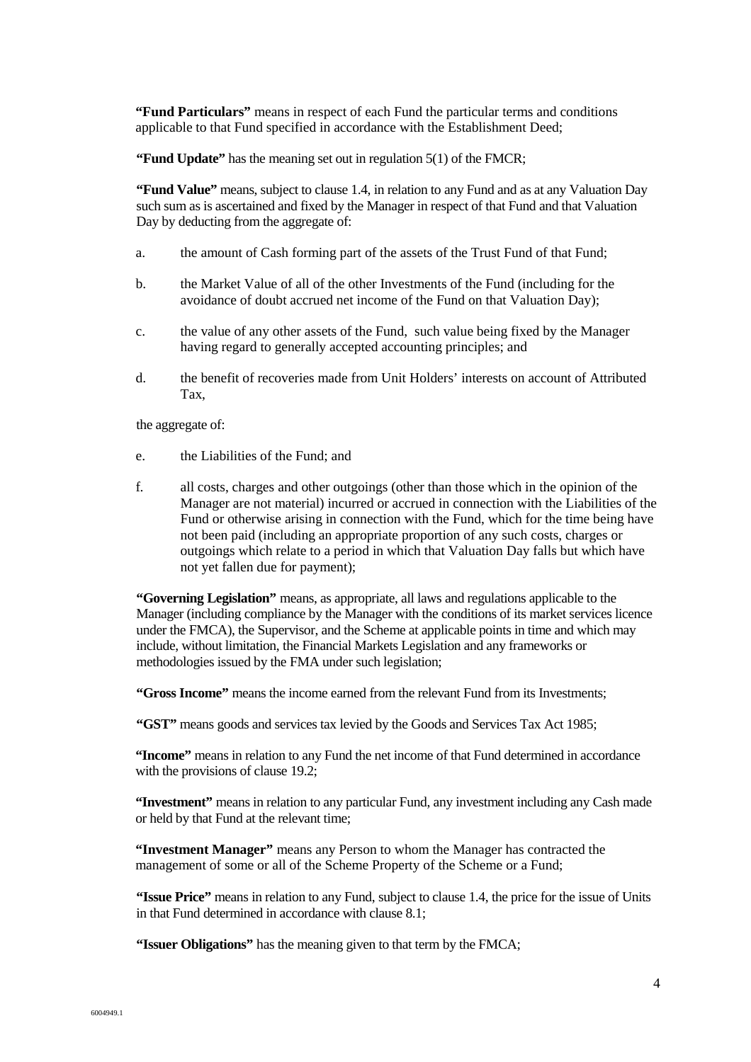**"Fund Particulars"** means in respect of each Fund the particular terms and conditions applicable to that Fund specified in accordance with the Establishment Deed;

**"Fund Update"** has the meaning set out in regulation 5(1) of the FMCR;

**"Fund Value"** means, subject to clause 1.4, in relation to any Fund and as at any Valuation Day such sum as is ascertained and fixed by the Manager in respect of that Fund and that Valuation Day by deducting from the aggregate of:

a. the amount of Cash forming part of the assets of the Trust Fund of that Fund;

b. the Market Value of all of the other Investments of the Fund (including for the avoidance of doubt accrued net income of the Fund on that Valuation Day);

c. the value of any other assets of the Fund, such value being fixed by the Manager having regard to generally accepted accounting principles; and

d. the benefit of recoveries made from Unit Holders' interests on account of Attributed Tax,

the aggregate of:

e. the Liabilities of the Fund; and

f. all costs, charges and other outgoings (other than those which in the opinion of the Manager are not material) incurred or accrued in connection with the Liabilities of the Fund or otherwise arising in connection with the Fund, which for the time being have not been paid (including an appropriate proportion of any such costs, charges or outgoings which relate to a period in which that Valuation Day falls but which have not yet fallen due for payment);

**"Governing Legislation"** means, as appropriate, all laws and regulations applicable to the Manager (including compliance by the Manager with the conditions of its market services licence under the FMCA), the Supervisor, and the Scheme at applicable points in time and which may include, without limitation, the Financial Markets Legislation and any frameworks or methodologies issued by the FMA under such legislation;

**"Gross Income"** means the income earned from the relevant Fund from its Investments;

**"GST"** means goods and services tax levied by the Goods and Services Tax Act 1985;

**"Income"** means in relation to any Fund the net income of that Fund determined in accordance with the provisions of clause 19.2;

**"Investment"** means in relation to any particular Fund, any investment including any Cash made or held by that Fund at the relevant time;

**"Investment Manager"** means any Person to whom the Manager has contracted the management of some or all of the Scheme Property of the Scheme or a Fund;

**"Issue Price"** means in relation to any Fund, subject to clause 1.4, the price for the issue of Units in that Fund determined in accordance with clause 8.1;

**"Issuer Obligations"** has the meaning given to that term by the FMCA;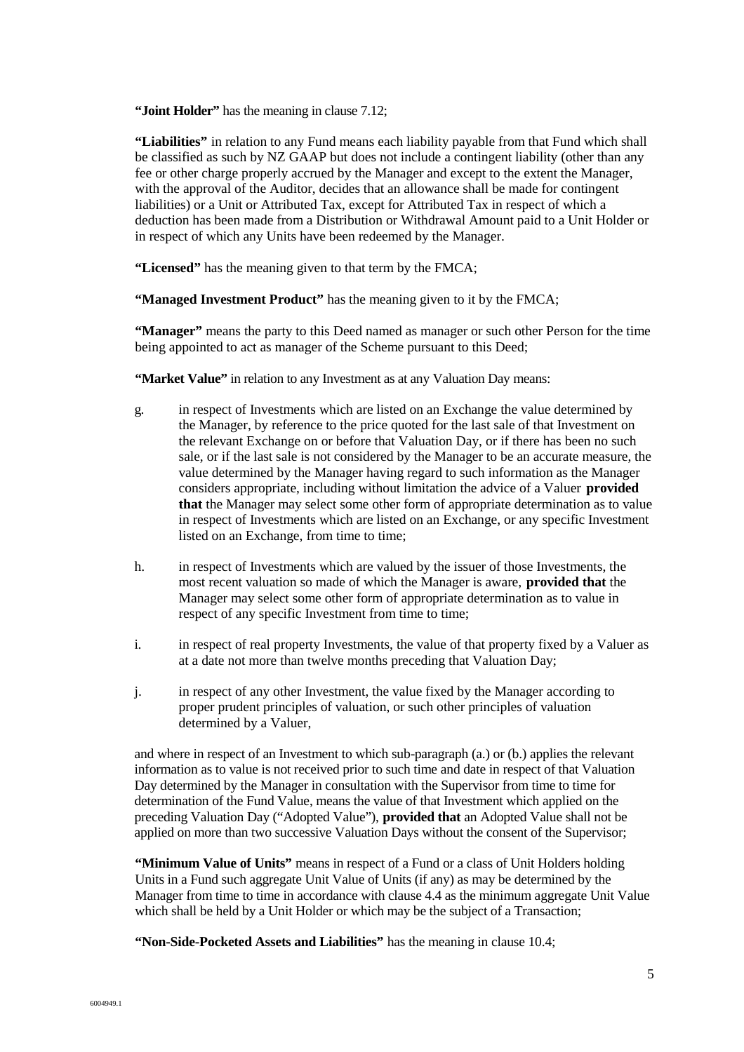**"Joint Holder"** has the meaning in clause 7.12;

**"Liabilities"** in relation to any Fund means each liability payable from that Fund which shall be classified as such by NZ GAAP but does not include a contingent liability (other than any fee or other charge properly accrued by the Manager and except to the extent the Manager, with the approval of the Auditor, decides that an allowance shall be made for contingent liabilities) or a Unit or Attributed Tax, except for Attributed Tax in respect of which a deduction has been made from a Distribution or Withdrawal Amount paid to a Unit Holder or in respect of which any Units have been redeemed by the Manager.

**"Licensed"** has the meaning given to that term by the FMCA;

**"Managed Investment Product"** has the meaning given to it by the FMCA;

**"Manager"** means the party to this Deed named as manager or such other Person for the time being appointed to act as manager of the Scheme pursuant to this Deed;

**"Market Value"** in relation to any Investment as at any Valuation Day means:

g. in respect of Investments which are listed on an Exchange the value determined by the Manager, by reference to the price quoted for the last sale of that Investment on the relevant Exchange on or before that Valuation Day, or if there has been no such sale, or if the last sale is not considered by the Manager to be an accurate measure, the value determined by the Manager having regard to such information as the Manager considers appropriate, including without limitation the advice of a Valuer **provided that** the Manager may select some other form of appropriate determination as to value in respect of Investments which are listed on an Exchange, or any specific Investment listed on an Exchange, from time to time;

h. in respect of Investments which are valued by the issuer of those Investments, the most recent valuation so made of which the Manager is aware, **provided that** the Manager may select some other form of appropriate determination as to value in respect of any specific Investment from time to time;

i. in respect of real property Investments, the value of that property fixed by a Valuer as at a date not more than twelve months preceding that Valuation Day;

j. in respect of any other Investment, the value fixed by the Manager according to proper prudent principles of valuation, or such other principles of valuation determined by a Valuer,

and where in respect of an Investment to which sub-paragraph (a.) or (b.) applies the relevant information as to value is not received prior to such time and date in respect of that Valuation Day determined by the Manager in consultation with the Supervisor from time to time for determination of the Fund Value, means the value of that Investment which applied on the preceding Valuation Day ("Adopted Value"), **provided that** an Adopted Value shall not be applied on more than two successive Valuation Days without the consent of the Supervisor;

**"Minimum Value of Units"** means in respect of a Fund or a class of Unit Holders holding Units in a Fund such aggregate Unit Value of Units (if any) as may be determined by the Manager from time to time in accordance with clause 4.4 as the minimum aggregate Unit Value which shall be held by a Unit Holder or which may be the subject of a Transaction;

**"Non-Side-Pocketed Assets and Liabilities"** has the meaning in clause 10.4;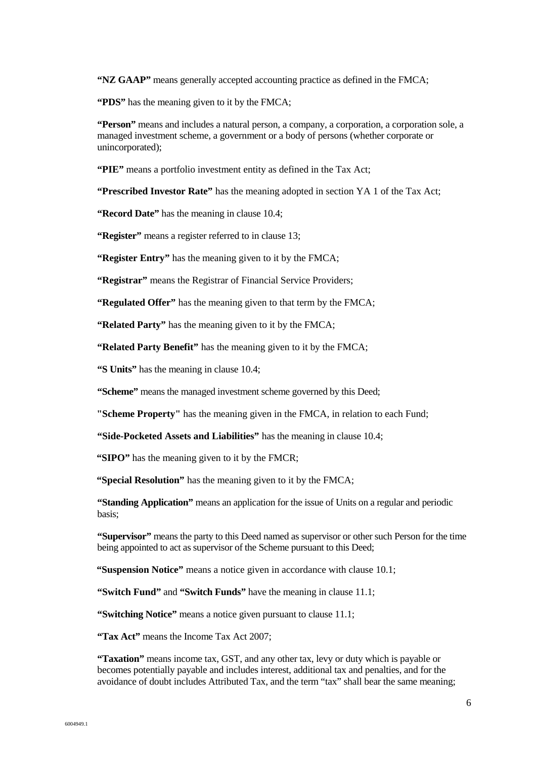**"NZ GAAP"** means generally accepted accounting practice as defined in the FMCA;

**"PDS"** has the meaning given to it by the FMCA;

**"Person"** means and includes a natural person, a company, a corporation, a corporation sole, a managed investment scheme, a government or a body of persons (whether corporate or unincorporated);

**"PIE"** means a portfolio investment entity as defined in the Tax Act;

**"Prescribed Investor Rate"** has the meaning adopted in section YA 1 of the Tax Act;

**"Record Date"** has the meaning in clause 10.4;

**"Register"** means a register referred to in clause 13;

**"Register Entry"** has the meaning given to it by the FMCA;

**"Registrar"** means the Registrar of Financial Service Providers;

**"Regulated Offer"** has the meaning given to that term by the FMCA;

**"Related Party"** has the meaning given to it by the FMCA;

**"Related Party Benefit"** has the meaning given to it by the FMCA;

**"S Units"** has the meaning in clause 10.4;

**"Scheme"** means the managed investment scheme governed by this Deed;

**"Scheme Property"** has the meaning given in the FMCA, in relation to each Fund;

**"Side-Pocketed Assets and Liabilities"** has the meaning in clause 10.4;

**"SIPO"** has the meaning given to it by the FMCR;

**"Special Resolution"** has the meaning given to it by the FMCA;

**"Standing Application"** means an application for the issue of Units on a regular and periodic basis;

**"Supervisor"** means the party to this Deed named as supervisor or other such Person for the time being appointed to act as supervisor of the Scheme pursuant to this Deed;

**"Suspension Notice"** means a notice given in accordance with clause 10.1;

**"Switch Fund"** and **"Switch Funds"** have the meaning in clause 11.1;

**"Switching Notice"** means a notice given pursuant to clause 11.1;

**"Tax Act"** means the Income Tax Act 2007;

**"Taxation"** means income tax, GST, and any other tax, levy or duty which is payable or becomes potentially payable and includes interest, additional tax and penalties, and for the avoidance of doubt includes Attributed Tax, and the term "tax" shall bear the same meaning;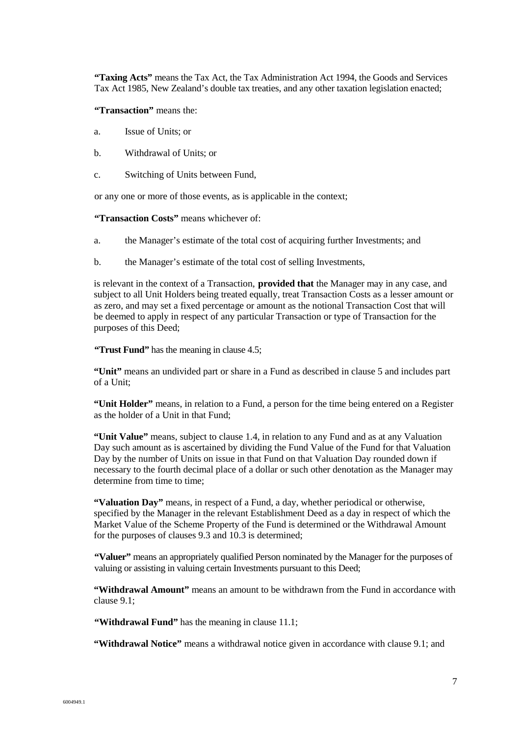**"Taxing Acts"** means the Tax Act, the Tax Administration Act 1994, the Goods and Services Tax Act 1985, New Zealand's double tax treaties, and any other taxation legislation enacted;

**"Transaction"** means the:

a. Issue of Units; or

b. Withdrawal of Units; or

c. Switching of Units between Fund,

or any one or more of those events, as is applicable in the context;

**"Transaction Costs"** means whichever of:

a. the Manager's estimate of the total cost of acquiring further Investments; and

b. the Manager's estimate of the total cost of selling Investments,

is relevant in the context of a Transaction, **provided that** the Manager may in any case, and subject to all Unit Holders being treated equally, treat Transaction Costs as a lesser amount or as zero, and may set a fixed percentage or amount as the notional Transaction Cost that will be deemed to apply in respect of any particular Transaction or type of Transaction for the purposes of this Deed;

**"Trust Fund"** has the meaning in clause 4.5;

**"Unit"** means an undivided part or share in a Fund as described in clause 5 and includes part of a Unit;

**"Unit Holder"** means, in relation to a Fund, a person for the time being entered on a Register as the holder of a Unit in that Fund;

**"Unit Value"** means, subject to clause 1.4, in relation to any Fund and as at any Valuation Day such amount as is ascertained by dividing the Fund Value of the Fund for that Valuation Day by the number of Units on issue in that Fund on that Valuation Day rounded down if necessary to the fourth decimal place of a dollar or such other denotation as the Manager may determine from time to time;

**"Valuation Day"** means, in respect of a Fund, a day, whether periodical or otherwise, specified by the Manager in the relevant Establishment Deed as a day in respect of which the Market Value of the Scheme Property of the Fund is determined or the Withdrawal Amount for the purposes of clauses 9.3 and 10.3 is determined;

**"Valuer"** means an appropriately qualified Person nominated by the Manager for the purposes of valuing or assisting in valuing certain Investments pursuant to this Deed;

**"Withdrawal Amount"** means an amount to be withdrawn from the Fund in accordance with clause 9.1;

**"Withdrawal Fund"** has the meaning in clause 11.1;

**"Withdrawal Notice"** means a withdrawal notice given in accordance with clause 9.1; and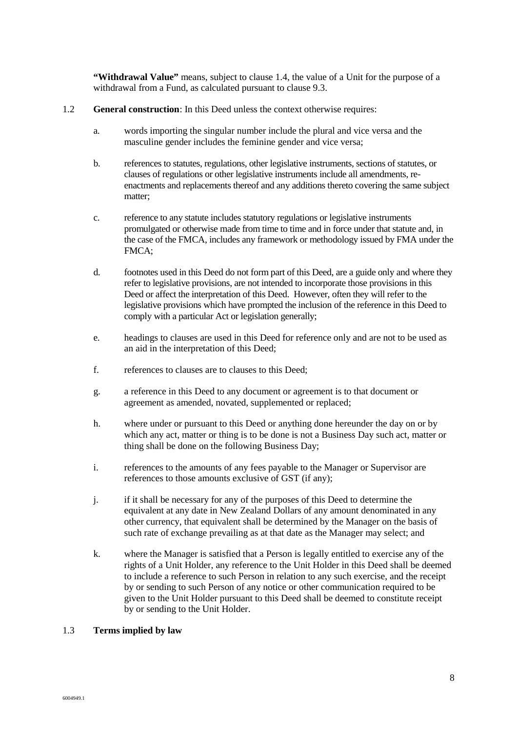**"Withdrawal Value"** means, subject to clause 1.4, the value of a Unit for the purpose of a withdrawal from a Fund, as calculated pursuant to clause 9.3.

1.2 **General construction**: In this Deed unless the context otherwise requires:

a. words importing the singular number include the plural and vice versa and the masculine gender includes the feminine gender and vice versa;

b. references to statutes, regulations, other legislative instruments, sections of statutes, or clauses of regulations or other legislative instruments include all amendments, re-enactments and replacements thereof and any additions thereto covering the same subject matter;

c. reference to any statute includes statutory regulations or legislative instruments promulgated or otherwise made from time to time and in force under that statute and, in the case of the FMCA, includes any framework or methodology issued by FMA under the FMCA;

d. footnotes used in this Deed do not form part of this Deed, are a guide only and where they refer to legislative provisions, are not intended to incorporate those provisions in this Deed or affect the interpretation of this Deed. However, often they will refer to the legislative provisions which have prompted the inclusion of the reference in this Deed to comply with a particular Act or legislation generally;

e. headings to clauses are used in this Deed for reference only and are not to be used as an aid in the interpretation of this Deed;

f. references to clauses are to clauses to this Deed;

g. a reference in this Deed to any document or agreement is to that document or agreement as amended, novated, supplemented or replaced;

h. where under or pursuant to this Deed or anything done hereunder the day on or by which any act, matter or thing is to be done is not a Business Day such act, matter or thing shall be done on the following Business Day;

i. references to the amounts of any fees payable to the Manager or Supervisor are references to those amounts exclusive of GST (if any);

j. if it shall be necessary for any of the purposes of this Deed to determine the equivalent at any date in New Zealand Dollars of any amount denominated in any other currency, that equivalent shall be determined by the Manager on the basis of such rate of exchange prevailing as at that date as the Manager may select; and

k. where the Manager is satisfied that a Person is legally entitled to exercise any of the rights of a Unit Holder, any reference to the Unit Holder in this Deed shall be deemed to include a reference to such Person in relation to any such exercise, and the receipt by or sending to such Person of any notice or other communication required to be given to the Unit Holder pursuant to this Deed shall be deemed to constitute receipt by or sending to the Unit Holder.

1.3 **Terms implied by law**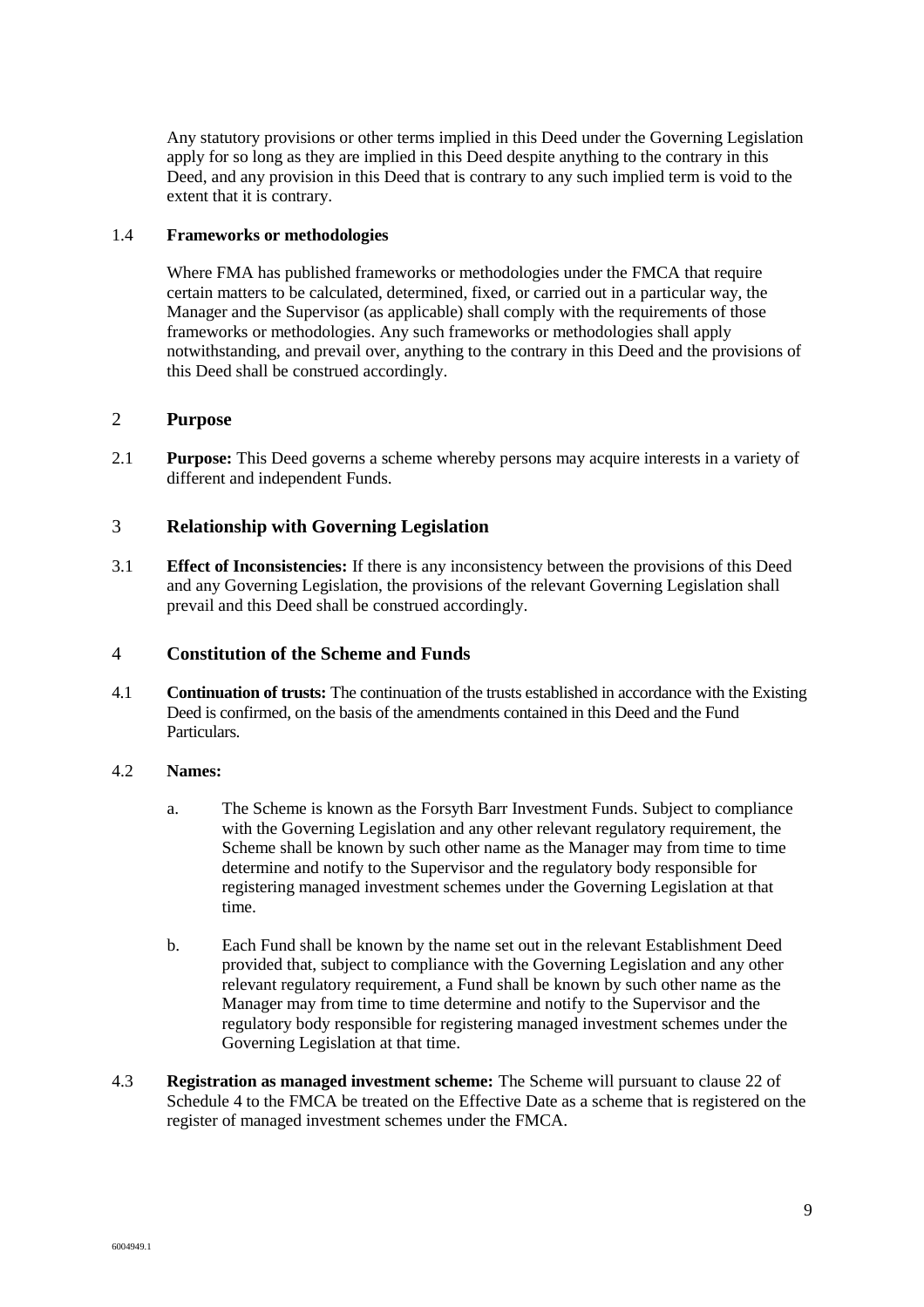Any statutory provisions or other terms implied in this Deed under the Governing Legislation apply for so long as they are implied in this Deed despite anything to the contrary in this Deed, and any provision in this Deed that is contrary to any such implied term is void to the extent that it is contrary.

### 1.4 Frameworks or methodologies

Where FMA has published frameworks or methodologies under the FMCA that require certain matters to be calculated, determined, fixed, or carried out in a particular way, the Manager and the Supervisor (as applicable) shall comply with the requirements of those frameworks or methodologies. Any such frameworks or methodologies shall apply notwithstanding, and prevail over, anything to the contrary in this Deed and the provisions of this Deed shall be construed accordingly.

## 2 Purpose

2.1 **Purpose:** This Deed governs a scheme whereby persons may acquire interests in a variety of different and independent Funds.

## 3 Relationship with Governing Legislation

3.1 **Effect of Inconsistencies:** If there is any inconsistency between the provisions of this Deed and any Governing Legislation, the provisions of the relevant Governing Legislation shall prevail and this Deed shall be construed accordingly.

## 4 Constitution of the Scheme and Funds

4.1 **Continuation of trusts:** The continuation of the trusts established in accordance with the Existing Deed is confirmed, on the basis of the amendments contained in this Deed and the Fund Particulars.

4.2 **Names:**

a. The Scheme is known as the Forsyth Barr Investment Funds. Subject to compliance with the Governing Legislation and any other relevant regulatory requirement, the Scheme shall be known by such other name as the Manager may from time to time determine and notify to the Supervisor and the regulatory body responsible for registering managed investment schemes under the Governing Legislation at that time.

b. Each Fund shall be known by the name set out in the relevant Establishment Deed provided that, subject to compliance with the Governing Legislation and any other relevant regulatory requirement, a Fund shall be known by such other name as the Manager may from time to time determine and notify to the Supervisor and the regulatory body responsible for registering managed investment schemes under the Governing Legislation at that time.

4.3 **Registration as managed investment scheme:** The Scheme will pursuant to clause 22 of Schedule 4 to the FMCA be treated on the Effective Date as a scheme that is registered on the register of managed investment schemes under the FMCA.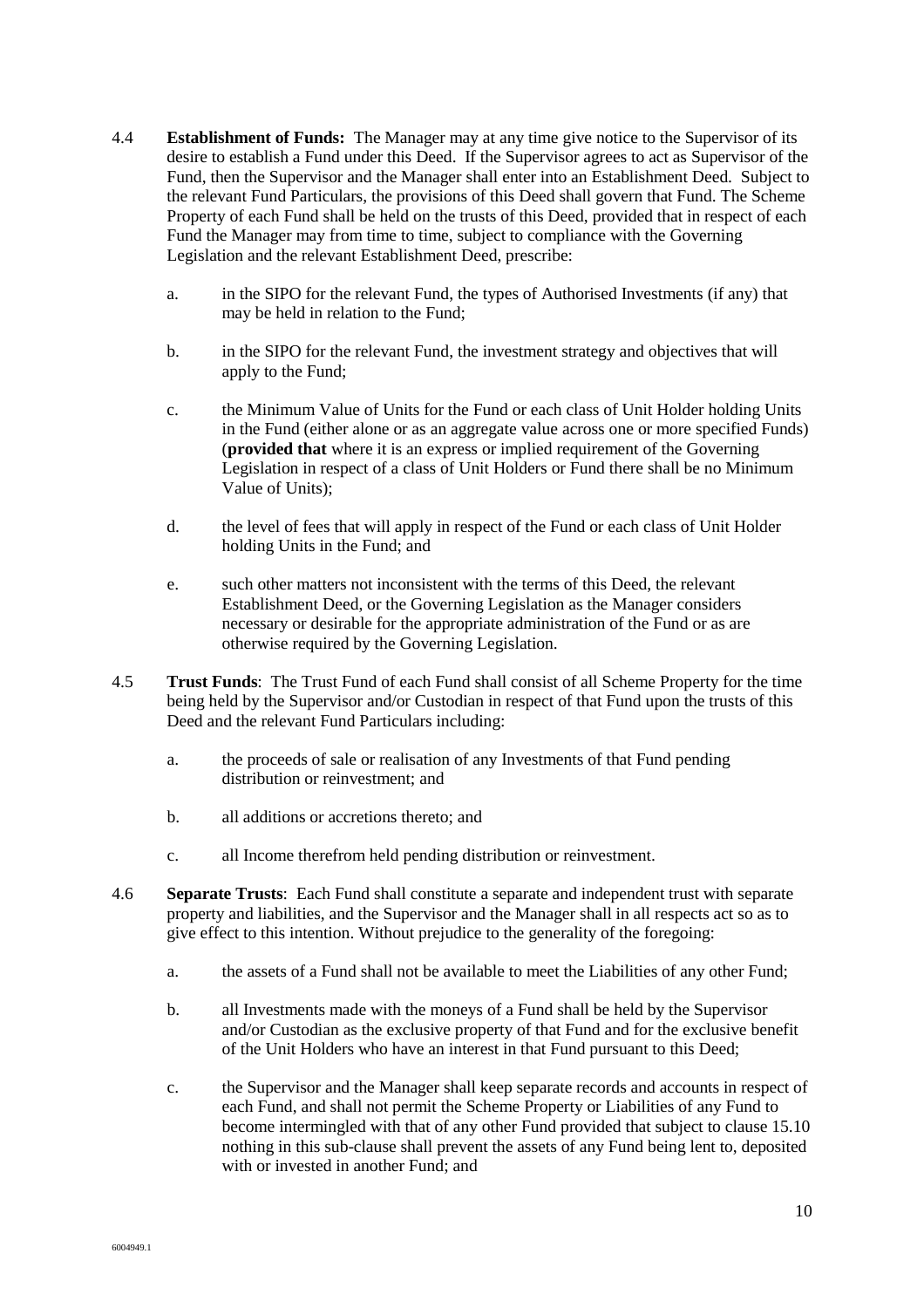4.4 **Establishment of Funds:** The Manager may at any time give notice to the Supervisor of its desire to establish a Fund under this Deed. If the Supervisor agrees to act as Supervisor of the Fund, then the Supervisor and the Manager shall enter into an Establishment Deed. Subject to the relevant Fund Particulars, the provisions of this Deed shall govern that Fund. The Scheme Property of each Fund shall be held on the trusts of this Deed, provided that in respect of each Fund the Manager may from time to time, subject to compliance with the Governing Legislation and the relevant Establishment Deed, prescribe:

   a. in the SIPO for the relevant Fund, the types of Authorised Investments (if any) that may be held in relation to the Fund;

   b. in the SIPO for the relevant Fund, the investment strategy and objectives that will apply to the Fund;

   c. the Minimum Value of Units for the Fund or each class of Unit Holder holding Units in the Fund (either alone or as an aggregate value across one or more specified Funds) (**provided that** where it is an express or implied requirement of the Governing Legislation in respect of a class of Unit Holders or Fund there shall be no Minimum Value of Units);

   d. the level of fees that will apply in respect of the Fund or each class of Unit Holder holding Units in the Fund; and

   e. such other matters not inconsistent with the terms of this Deed, the relevant Establishment Deed, or the Governing Legislation as the Manager considers necessary or desirable for the appropriate administration of the Fund or as are otherwise required by the Governing Legislation.

4.5 **Trust Funds**: The Trust Fund of each Fund shall consist of all Scheme Property for the time being held by the Supervisor and/or Custodian in respect of that Fund upon the trusts of this Deed and the relevant Fund Particulars including:

   a. the proceeds of sale or realisation of any Investments of that Fund pending distribution or reinvestment; and

   b. all additions or accretions thereto; and

   c. all Income therefrom held pending distribution or reinvestment.

4.6 **Separate Trusts**: Each Fund shall constitute a separate and independent trust with separate property and liabilities, and the Supervisor and the Manager shall in all respects act so as to give effect to this intention. Without prejudice to the generality of the foregoing:

   a. the assets of a Fund shall not be available to meet the Liabilities of any other Fund;

   b. all Investments made with the moneys of a Fund shall be held by the Supervisor and/or Custodian as the exclusive property of that Fund and for the exclusive benefit of the Unit Holders who have an interest in that Fund pursuant to this Deed;

   c. the Supervisor and the Manager shall keep separate records and accounts in respect of each Fund, and shall not permit the Scheme Property or Liabilities of any Fund to become intermingled with that of any other Fund provided that subject to clause 15.10 nothing in this sub-clause shall prevent the assets of any Fund being lent to, deposited with or invested in another Fund; and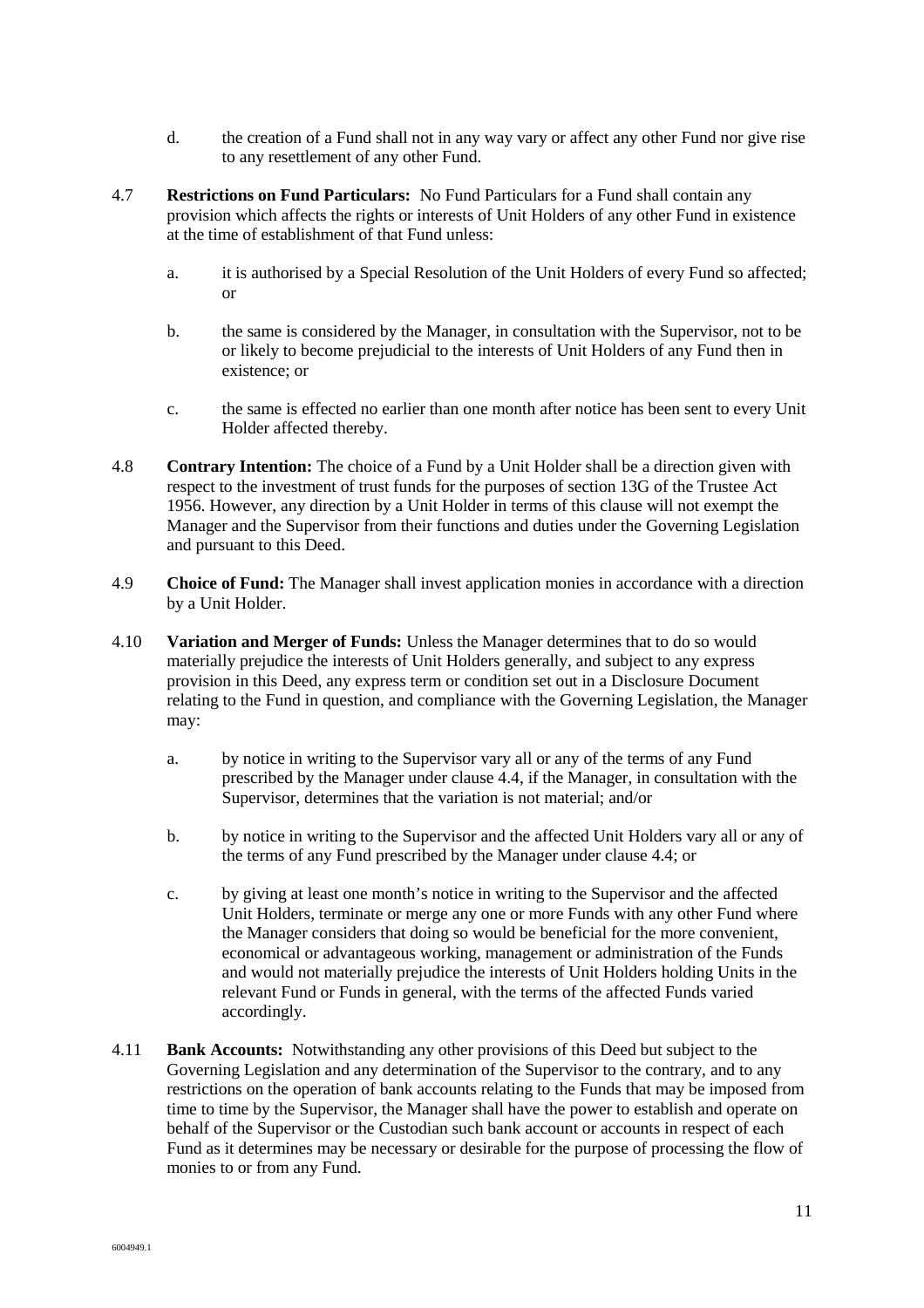d. the creation of a Fund shall not in any way vary or affect any other Fund nor give rise to any resettlement of any other Fund.

4.7 **Restrictions on Fund Particulars:** No Fund Particulars for a Fund shall contain any provision which affects the rights or interests of Unit Holders of any other Fund in existence at the time of establishment of that Fund unless:

a. it is authorised by a Special Resolution of the Unit Holders of every Fund so affected; or

b. the same is considered by the Manager, in consultation with the Supervisor, not to be or likely to become prejudicial to the interests of Unit Holders of any Fund then in existence; or

c. the same is effected no earlier than one month after notice has been sent to every Unit Holder affected thereby.

4.8 **Contrary Intention:** The choice of a Fund by a Unit Holder shall be a direction given with respect to the investment of trust funds for the purposes of section 13G of the Trustee Act 1956. However, any direction by a Unit Holder in terms of this clause will not exempt the Manager and the Supervisor from their functions and duties under the Governing Legislation and pursuant to this Deed.

4.9 **Choice of Fund:** The Manager shall invest application monies in accordance with a direction by a Unit Holder.

4.10 **Variation and Merger of Funds:** Unless the Manager determines that to do so would materially prejudice the interests of Unit Holders generally, and subject to any express provision in this Deed, any express term or condition set out in a Disclosure Document relating to the Fund in question, and compliance with the Governing Legislation, the Manager may:

a. by notice in writing to the Supervisor vary all or any of the terms of any Fund prescribed by the Manager under clause 4.4, if the Manager, in consultation with the Supervisor, determines that the variation is not material; and/or

b. by notice in writing to the Supervisor and the affected Unit Holders vary all or any of the terms of any Fund prescribed by the Manager under clause 4.4; or

c. by giving at least one month's notice in writing to the Supervisor and the affected Unit Holders, terminate or merge any one or more Funds with any other Fund where the Manager considers that doing so would be beneficial for the more convenient, economical or advantageous working, management or administration of the Funds and would not materially prejudice the interests of Unit Holders holding Units in the relevant Fund or Funds in general, with the terms of the affected Funds varied accordingly.

4.11 **Bank Accounts:** Notwithstanding any other provisions of this Deed but subject to the Governing Legislation and any determination of the Supervisor to the contrary, and to any restrictions on the operation of bank accounts relating to the Funds that may be imposed from time to time by the Supervisor, the Manager shall have the power to establish and operate on behalf of the Supervisor or the Custodian such bank account or accounts in respect of each Fund as it determines may be necessary or desirable for the purpose of processing the flow of monies to or from any Fund.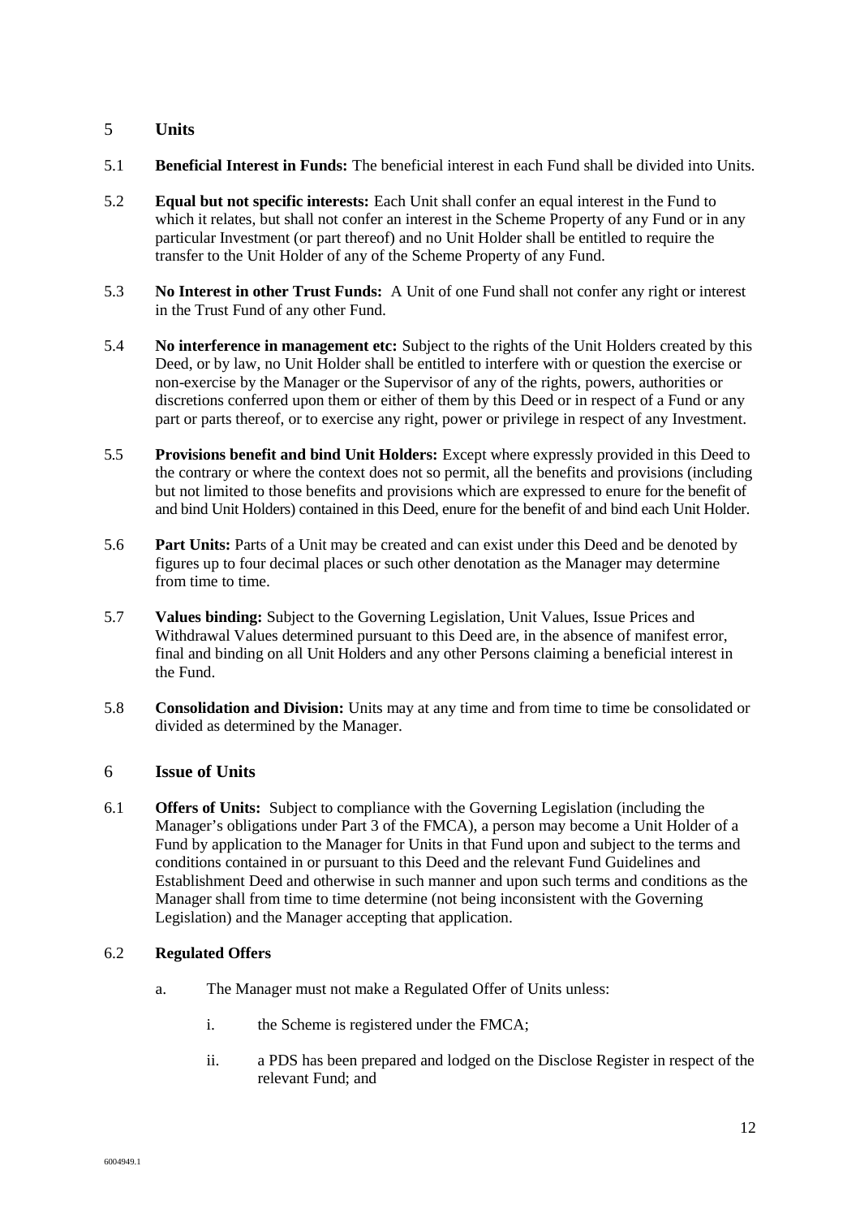## 5 Units

5.1 **Beneficial Interest in Funds:** The beneficial interest in each Fund shall be divided into Units.

5.2 **Equal but not specific interests:** Each Unit shall confer an equal interest in the Fund to which it relates, but shall not confer an interest in the Scheme Property of any Fund or in any particular Investment (or part thereof) and no Unit Holder shall be entitled to require the transfer to the Unit Holder of any of the Scheme Property of any Fund.

5.3 **No Interest in other Trust Funds:** A Unit of one Fund shall not confer any right or interest in the Trust Fund of any other Fund.

5.4 **No interference in management etc:** Subject to the rights of the Unit Holders created by this Deed, or by law, no Unit Holder shall be entitled to interfere with or question the exercise or non-exercise by the Manager or the Supervisor of any of the rights, powers, authorities or discretions conferred upon them or either of them by this Deed or in respect of a Fund or any part or parts thereof, or to exercise any right, power or privilege in respect of any Investment.

5.5 **Provisions benefit and bind Unit Holders:** Except where expressly provided in this Deed to the contrary or where the context does not so permit, all the benefits and provisions (including but not limited to those benefits and provisions which are expressed to enure for the benefit of and bind Unit Holders) contained in this Deed, enure for the benefit of and bind each Unit Holder.

5.6 **Part Units:** Parts of a Unit may be created and can exist under this Deed and be denoted by figures up to four decimal places or such other denotation as the Manager may determine from time to time.

5.7 **Values binding:** Subject to the Governing Legislation, Unit Values, Issue Prices and Withdrawal Values determined pursuant to this Deed are, in the absence of manifest error, final and binding on all Unit Holders and any other Persons claiming a beneficial interest in the Fund.

5.8 **Consolidation and Division:** Units may at any time and from time to time be consolidated or divided as determined by the Manager.

## 6 Issue of Units

6.1 **Offers of Units:** Subject to compliance with the Governing Legislation (including the Manager's obligations under Part 3 of the FMCA), a person may become a Unit Holder of a Fund by application to the Manager for Units in that Fund upon and subject to the terms and conditions contained in or pursuant to this Deed and the relevant Fund Guidelines and Establishment Deed and otherwise in such manner and upon such terms and conditions as the Manager shall from time to time determine (not being inconsistent with the Governing Legislation) and the Manager accepting that application.

6.2 **Regulated Offers**

a. The Manager must not make a Regulated Offer of Units unless:

i. the Scheme is registered under the FMCA;

ii. a PDS has been prepared and lodged on the Disclose Register in respect of the relevant Fund; and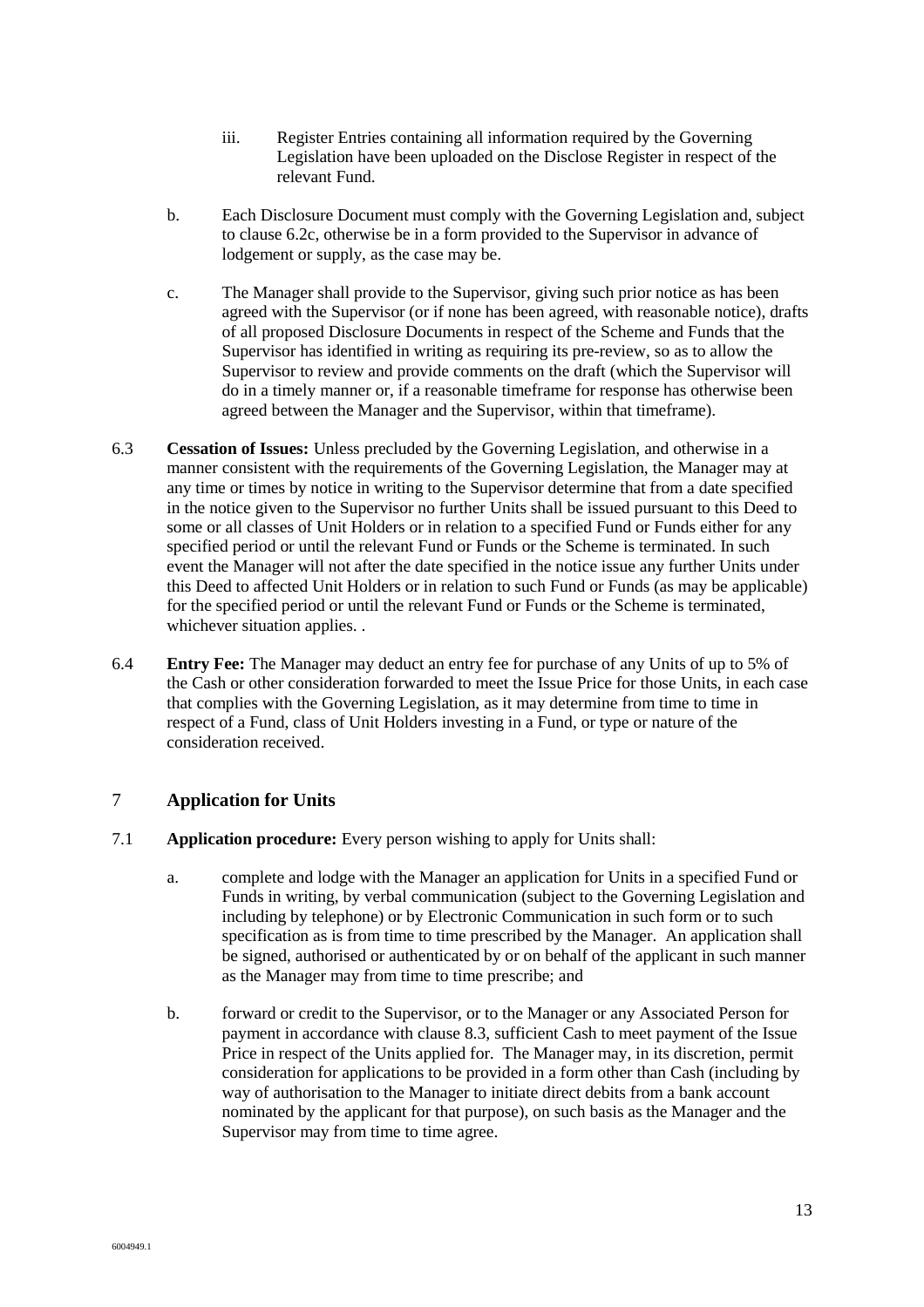iii. Register Entries containing all information required by the Governing Legislation have been uploaded on the Disclose Register in respect of the relevant Fund.

b. Each Disclosure Document must comply with the Governing Legislation and, subject to clause 6.2c, otherwise be in a form provided to the Supervisor in advance of lodgement or supply, as the case may be.

c. The Manager shall provide to the Supervisor, giving such prior notice as has been agreed with the Supervisor (or if none has been agreed, with reasonable notice), drafts of all proposed Disclosure Documents in respect of the Scheme and Funds that the Supervisor has identified in writing as requiring its pre-review, so as to allow the Supervisor to review and provide comments on the draft (which the Supervisor will do in a timely manner or, if a reasonable timeframe for response has otherwise been agreed between the Manager and the Supervisor, within that timeframe).

6.3 **Cessation of Issues:** Unless precluded by the Governing Legislation, and otherwise in a manner consistent with the requirements of the Governing Legislation, the Manager may at any time or times by notice in writing to the Supervisor determine that from a date specified in the notice given to the Supervisor no further Units shall be issued pursuant to this Deed to some or all classes of Unit Holders or in relation to a specified Fund or Funds either for any specified period or until the relevant Fund or Funds or the Scheme is terminated. In such event the Manager will not after the date specified in the notice issue any further Units under this Deed to affected Unit Holders or in relation to such Fund or Funds (as may be applicable) for the specified period or until the relevant Fund or Funds or the Scheme is terminated, whichever situation applies. .

6.4 **Entry Fee:** The Manager may deduct an entry fee for purchase of any Units of up to 5% of the Cash or other consideration forwarded to meet the Issue Price for those Units, in each case that complies with the Governing Legislation, as it may determine from time to time in respect of a Fund, class of Unit Holders investing in a Fund, or type or nature of the consideration received.

## 7 Application for Units

7.1 **Application procedure:** Every person wishing to apply for Units shall:

a. complete and lodge with the Manager an application for Units in a specified Fund or Funds in writing, by verbal communication (subject to the Governing Legislation and including by telephone) or by Electronic Communication in such form or to such specification as is from time to time prescribed by the Manager. An application shall be signed, authorised or authenticated by or on behalf of the applicant in such manner as the Manager may from time to time prescribe; and

b. forward or credit to the Supervisor, or to the Manager or any Associated Person for payment in accordance with clause 8.3, sufficient Cash to meet payment of the Issue Price in respect of the Units applied for. The Manager may, in its discretion, permit consideration for applications to be provided in a form other than Cash (including by way of authorisation to the Manager to initiate direct debits from a bank account nominated by the applicant for that purpose), on such basis as the Manager and the Supervisor may from time to time agree.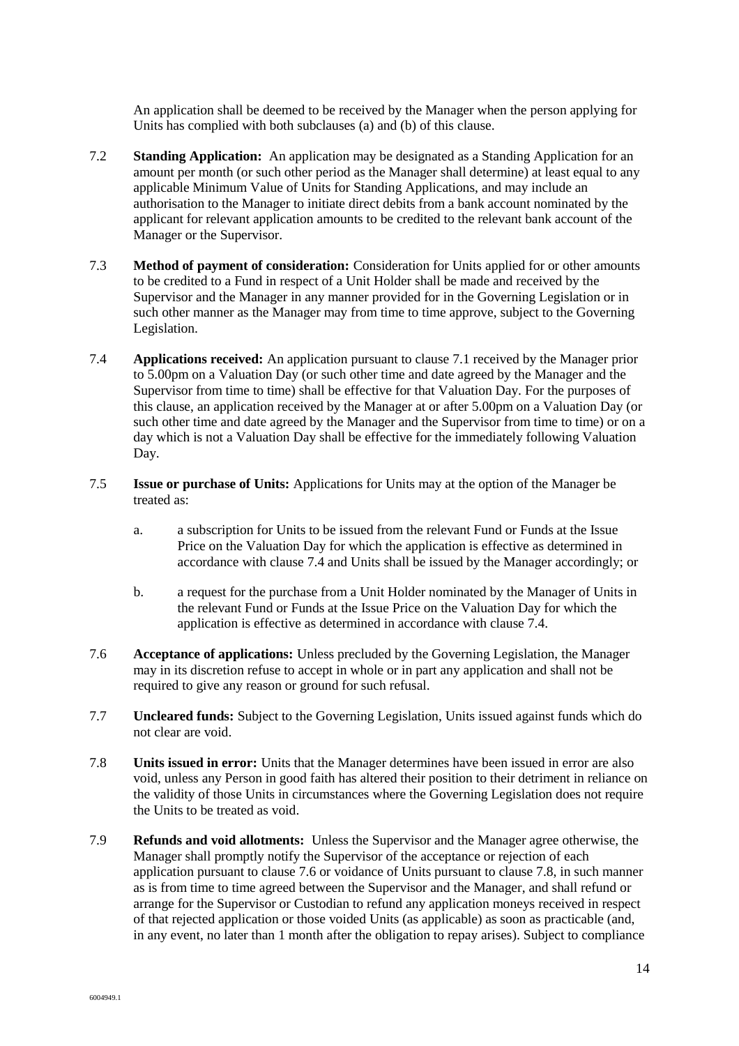An application shall be deemed to be received by the Manager when the person applying for Units has complied with both subclauses (a) and (b) of this clause.

7.2 **Standing Application:** An application may be designated as a Standing Application for an amount per month (or such other period as the Manager shall determine) at least equal to any applicable Minimum Value of Units for Standing Applications, and may include an authorisation to the Manager to initiate direct debits from a bank account nominated by the applicant for relevant application amounts to be credited to the relevant bank account of the Manager or the Supervisor.

7.3 **Method of payment of consideration:** Consideration for Units applied for or other amounts to be credited to a Fund in respect of a Unit Holder shall be made and received by the Supervisor and the Manager in any manner provided for in the Governing Legislation or in such other manner as the Manager may from time to time approve, subject to the Governing Legislation.

7.4 **Applications received:** An application pursuant to clause 7.1 received by the Manager prior to 5.00pm on a Valuation Day (or such other time and date agreed by the Manager and the Supervisor from time to time) shall be effective for that Valuation Day. For the purposes of this clause, an application received by the Manager at or after 5.00pm on a Valuation Day (or such other time and date agreed by the Manager and the Supervisor from time to time) or on a day which is not a Valuation Day shall be effective for the immediately following Valuation Day.

7.5 **Issue or purchase of Units:** Applications for Units may at the option of the Manager be treated as:

a. a subscription for Units to be issued from the relevant Fund or Funds at the Issue Price on the Valuation Day for which the application is effective as determined in accordance with clause 7.4 and Units shall be issued by the Manager accordingly; or

b. a request for the purchase from a Unit Holder nominated by the Manager of Units in the relevant Fund or Funds at the Issue Price on the Valuation Day for which the application is effective as determined in accordance with clause 7.4.

7.6 **Acceptance of applications:** Unless precluded by the Governing Legislation, the Manager may in its discretion refuse to accept in whole or in part any application and shall not be required to give any reason or ground for such refusal.

7.7 **Uncleared funds:** Subject to the Governing Legislation, Units issued against funds which do not clear are void.

7.8 **Units issued in error:** Units that the Manager determines have been issued in error are also void, unless any Person in good faith has altered their position to their detriment in reliance on the validity of those Units in circumstances where the Governing Legislation does not require the Units to be treated as void.

7.9 **Refunds and void allotments:** Unless the Supervisor and the Manager agree otherwise, the Manager shall promptly notify the Supervisor of the acceptance or rejection of each application pursuant to clause 7.6 or voidance of Units pursuant to clause 7.8, in such manner as is from time to time agreed between the Supervisor and the Manager, and shall refund or arrange for the Supervisor or Custodian to refund any application moneys received in respect of that rejected application or those voided Units (as applicable) as soon as practicable (and, in any event, no later than 1 month after the obligation to repay arises). Subject to compliance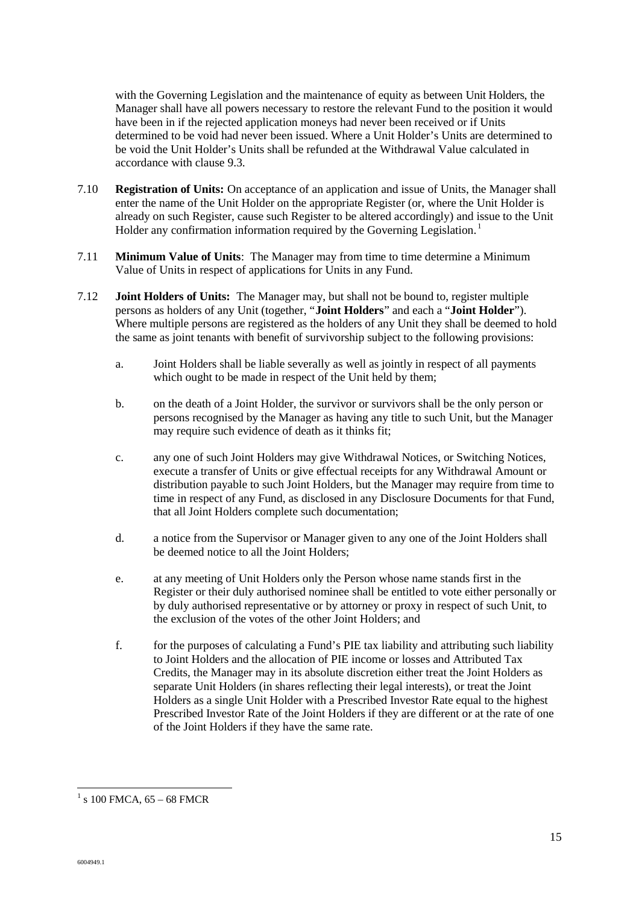with the Governing Legislation and the maintenance of equity as between Unit Holders, the Manager shall have all powers necessary to restore the relevant Fund to the position it would have been in if the rejected application moneys had never been received or if Units determined to be void had never been issued. Where a Unit Holder's Units are determined to be void the Unit Holder's Units shall be refunded at the Withdrawal Value calculated in accordance with clause 9.3.

7.10 **Registration of Units:** On acceptance of an application and issue of Units, the Manager shall enter the name of the Unit Holder on the appropriate Register (or, where the Unit Holder is already on such Register, cause such Register to be altered accordingly) and issue to the Unit Holder any confirmation information required by the Governing Legislation.[1]

7.11 **Minimum Value of Units**: The Manager may from time to time determine a Minimum Value of Units in respect of applications for Units in any Fund.

7.12 **Joint Holders of Units:** The Manager may, but shall not be bound to, register multiple persons as holders of any Unit (together, "**Joint Holders**" and each a "**Joint Holder**"). Where multiple persons are registered as the holders of any Unit they shall be deemed to hold the same as joint tenants with benefit of survivorship subject to the following provisions:

a. Joint Holders shall be liable severally as well as jointly in respect of all payments which ought to be made in respect of the Unit held by them;

b. on the death of a Joint Holder, the survivor or survivors shall be the only person or persons recognised by the Manager as having any title to such Unit, but the Manager may require such evidence of death as it thinks fit;

c. any one of such Joint Holders may give Withdrawal Notices, or Switching Notices, execute a transfer of Units or give effectual receipts for any Withdrawal Amount or distribution payable to such Joint Holders, but the Manager may require from time to time in respect of any Fund, as disclosed in any Disclosure Documents for that Fund, that all Joint Holders complete such documentation;

d. a notice from the Supervisor or Manager given to any one of the Joint Holders shall be deemed notice to all the Joint Holders;

e. at any meeting of Unit Holders only the Person whose name stands first in the Register or their duly authorised nominee shall be entitled to vote either personally or by duly authorised representative or by attorney or proxy in respect of such Unit, to the exclusion of the votes of the other Joint Holders; and

f. for the purposes of calculating a Fund's PIE tax liability and attributing such liability to Joint Holders and the allocation of PIE income or losses and Attributed Tax Credits, the Manager may in its absolute discretion either treat the Joint Holders as separate Unit Holders (in shares reflecting their legal interests), or treat the Joint Holders as a single Unit Holder with a Prescribed Investor Rate equal to the highest Prescribed Investor Rate of the Joint Holders if they are different or at the rate of one of the Joint Holders if they have the same rate.

---

[1] s 100 FMCA, 65 – 68 FMCR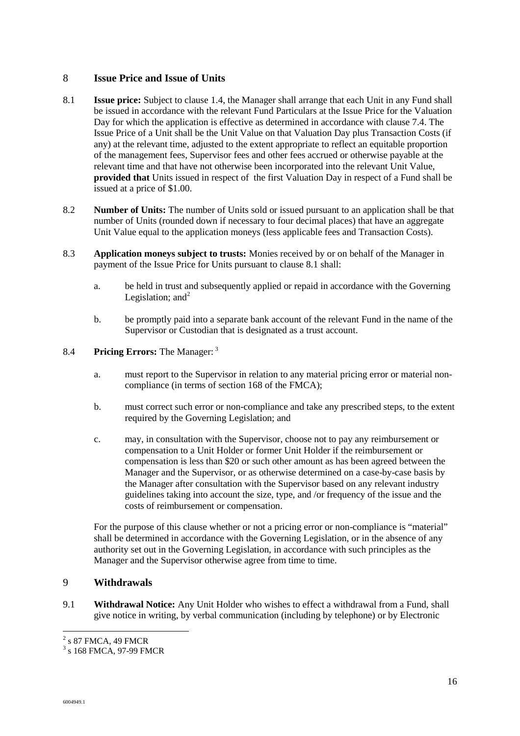## 8 Issue Price and Issue of Units

8.1 **Issue price:** Subject to clause 1.4, the Manager shall arrange that each Unit in any Fund shall be issued in accordance with the relevant Fund Particulars at the Issue Price for the Valuation Day for which the application is effective as determined in accordance with clause 7.4. The Issue Price of a Unit shall be the Unit Value on that Valuation Day plus Transaction Costs (if any) at the relevant time, adjusted to the extent appropriate to reflect an equitable proportion of the management fees, Supervisor fees and other fees accrued or otherwise payable at the relevant time and that have not otherwise been incorporated into the relevant Unit Value, **provided that** Units issued in respect of the first Valuation Day in respect of a Fund shall be issued at a price of $1.00.

8.2 **Number of Units:** The number of Units sold or issued pursuant to an application shall be that number of Units (rounded down if necessary to four decimal places) that have an aggregate Unit Value equal to the application moneys (less applicable fees and Transaction Costs).

8.3 **Application moneys subject to trusts:** Monies received by or on behalf of the Manager in payment of the Issue Price for Units pursuant to clause 8.1 shall:

a. be held in trust and subsequently applied or repaid in accordance with the Governing Legislation; and[2]

b. be promptly paid into a separate bank account of the relevant Fund in the name of the Supervisor or Custodian that is designated as a trust account.

8.4 **Pricing Errors:** The Manager: [3]

a. must report to the Supervisor in relation to any material pricing error or material non-compliance (in terms of section 168 of the FMCA);

b. must correct such error or non-compliance and take any prescribed steps, to the extent required by the Governing Legislation; and

c. may, in consultation with the Supervisor, choose not to pay any reimbursement or compensation to a Unit Holder or former Unit Holder if the reimbursement or compensation is less than $20 or such other amount as has been agreed between the Manager and the Supervisor, or as otherwise determined on a case-by-case basis by the Manager after consultation with the Supervisor based on any relevant industry guidelines taking into account the size, type, and /or frequency of the issue and the costs of reimbursement or compensation.

For the purpose of this clause whether or not a pricing error or non-compliance is "material" shall be determined in accordance with the Governing Legislation, or in the absence of any authority set out in the Governing Legislation, in accordance with such principles as the Manager and the Supervisor otherwise agree from time to time.

## 9 Withdrawals

9.1 **Withdrawal Notice:** Any Unit Holder who wishes to effect a withdrawal from a Fund, shall give notice in writing, by verbal communication (including by telephone) or by Electronic

[2] s 87 FMCA, 49 FMCR

[3] s 168 FMCA, 97-99 FMCR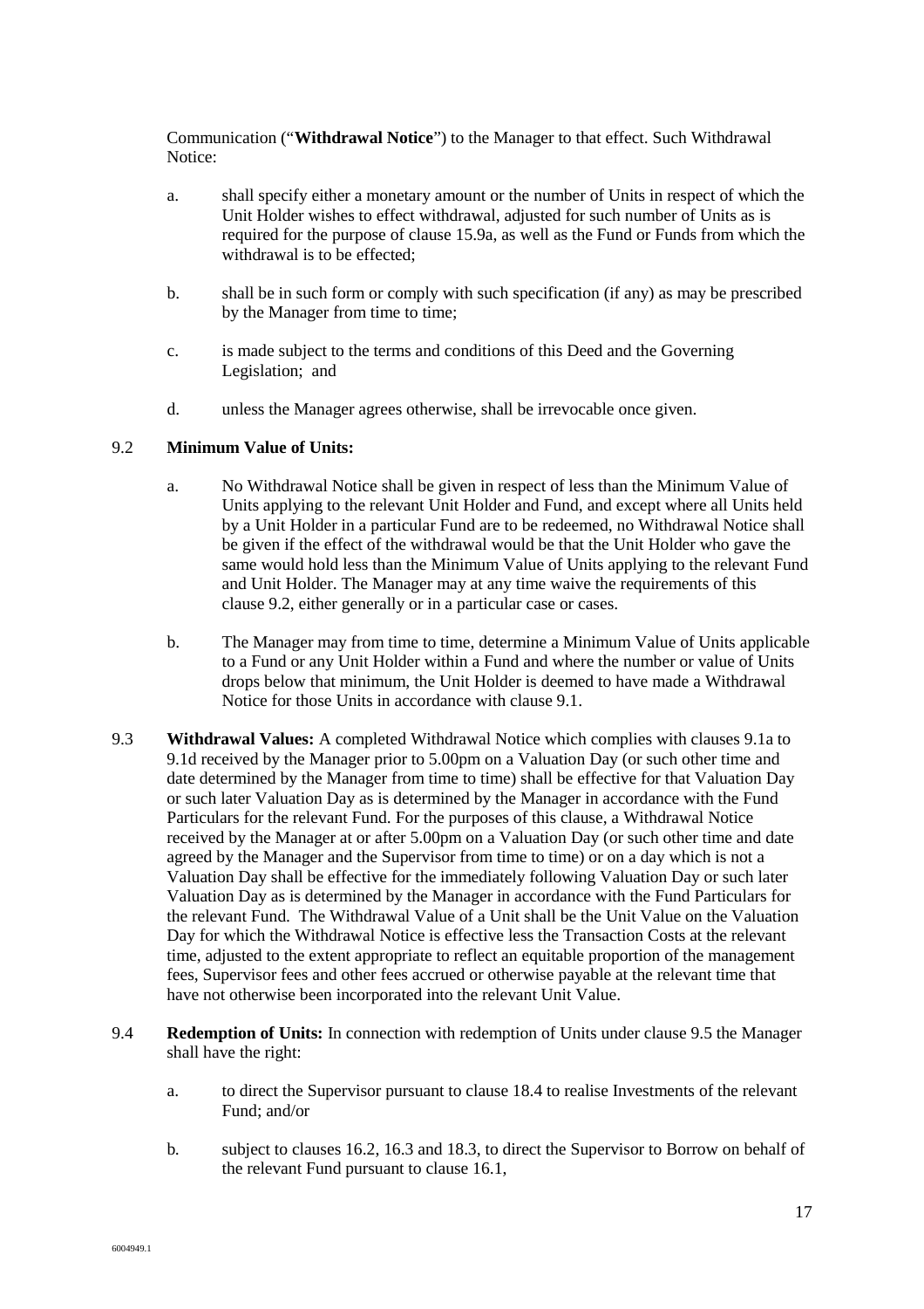Communication ("**Withdrawal Notice**") to the Manager to that effect. Such Withdrawal Notice:

a. shall specify either a monetary amount or the number of Units in respect of which the Unit Holder wishes to effect withdrawal, adjusted for such number of Units as is required for the purpose of clause 15.9a, as well as the Fund or Funds from which the withdrawal is to be effected;

b. shall be in such form or comply with such specification (if any) as may be prescribed by the Manager from time to time;

c. is made subject to the terms and conditions of this Deed and the Governing Legislation; and

d. unless the Manager agrees otherwise, shall be irrevocable once given.

9.2 **Minimum Value of Units:**

a. No Withdrawal Notice shall be given in respect of less than the Minimum Value of Units applying to the relevant Unit Holder and Fund, and except where all Units held by a Unit Holder in a particular Fund are to be redeemed, no Withdrawal Notice shall be given if the effect of the withdrawal would be that the Unit Holder who gave the same would hold less than the Minimum Value of Units applying to the relevant Fund and Unit Holder. The Manager may at any time waive the requirements of this clause 9.2, either generally or in a particular case or cases.

b. The Manager may from time to time, determine a Minimum Value of Units applicable to a Fund or any Unit Holder within a Fund and where the number or value of Units drops below that minimum, the Unit Holder is deemed to have made a Withdrawal Notice for those Units in accordance with clause 9.1.

9.3 **Withdrawal Values:** A completed Withdrawal Notice which complies with clauses 9.1a to 9.1d received by the Manager prior to 5.00pm on a Valuation Day (or such other time and date determined by the Manager from time to time) shall be effective for that Valuation Day or such later Valuation Day as is determined by the Manager in accordance with the Fund Particulars for the relevant Fund. For the purposes of this clause, a Withdrawal Notice received by the Manager at or after 5.00pm on a Valuation Day (or such other time and date agreed by the Manager and the Supervisor from time to time) or on a day which is not a Valuation Day shall be effective for the immediately following Valuation Day or such later Valuation Day as is determined by the Manager in accordance with the Fund Particulars for the relevant Fund. The Withdrawal Value of a Unit shall be the Unit Value on the Valuation Day for which the Withdrawal Notice is effective less the Transaction Costs at the relevant time, adjusted to the extent appropriate to reflect an equitable proportion of the management fees, Supervisor fees and other fees accrued or otherwise payable at the relevant time that have not otherwise been incorporated into the relevant Unit Value.

9.4 **Redemption of Units:** In connection with redemption of Units under clause 9.5 the Manager shall have the right:

a. to direct the Supervisor pursuant to clause 18.4 to realise Investments of the relevant Fund; and/or

b. subject to clauses 16.2, 16.3 and 18.3, to direct the Supervisor to Borrow on behalf of the relevant Fund pursuant to clause 16.1,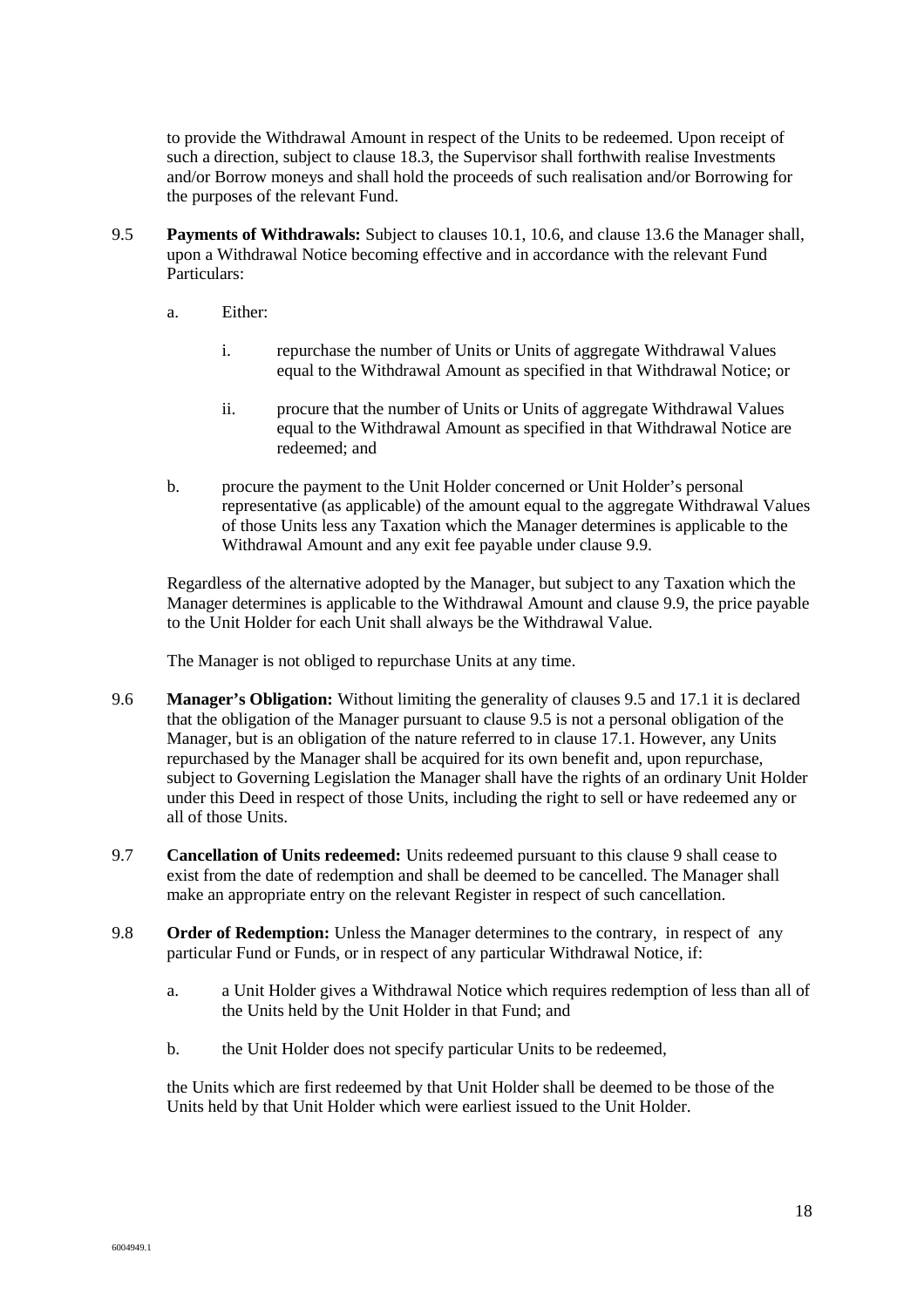to provide the Withdrawal Amount in respect of the Units to be redeemed. Upon receipt of such a direction, subject to clause 18.3, the Supervisor shall forthwith realise Investments and/or Borrow moneys and shall hold the proceeds of such realisation and/or Borrowing for the purposes of the relevant Fund.

9.5 **Payments of Withdrawals:** Subject to clauses 10.1, 10.6, and clause 13.6 the Manager shall, upon a Withdrawal Notice becoming effective and in accordance with the relevant Fund Particulars:

a. Either:

i. repurchase the number of Units or Units of aggregate Withdrawal Values equal to the Withdrawal Amount as specified in that Withdrawal Notice; or

ii. procure that the number of Units or Units of aggregate Withdrawal Values equal to the Withdrawal Amount as specified in that Withdrawal Notice are redeemed; and

b. procure the payment to the Unit Holder concerned or Unit Holder's personal representative (as applicable) of the amount equal to the aggregate Withdrawal Values of those Units less any Taxation which the Manager determines is applicable to the Withdrawal Amount and any exit fee payable under clause 9.9.

Regardless of the alternative adopted by the Manager, but subject to any Taxation which the Manager determines is applicable to the Withdrawal Amount and clause 9.9, the price payable to the Unit Holder for each Unit shall always be the Withdrawal Value.

The Manager is not obliged to repurchase Units at any time.

9.6 **Manager's Obligation:** Without limiting the generality of clauses 9.5 and 17.1 it is declared that the obligation of the Manager pursuant to clause 9.5 is not a personal obligation of the Manager, but is an obligation of the nature referred to in clause 17.1. However, any Units repurchased by the Manager shall be acquired for its own benefit and, upon repurchase, subject to Governing Legislation the Manager shall have the rights of an ordinary Unit Holder under this Deed in respect of those Units, including the right to sell or have redeemed any or all of those Units.

9.7 **Cancellation of Units redeemed:** Units redeemed pursuant to this clause 9 shall cease to exist from the date of redemption and shall be deemed to be cancelled. The Manager shall make an appropriate entry on the relevant Register in respect of such cancellation.

9.8 **Order of Redemption:** Unless the Manager determines to the contrary, in respect of any particular Fund or Funds, or in respect of any particular Withdrawal Notice, if:

a. a Unit Holder gives a Withdrawal Notice which requires redemption of less than all of the Units held by the Unit Holder in that Fund; and

b. the Unit Holder does not specify particular Units to be redeemed,

the Units which are first redeemed by that Unit Holder shall be deemed to be those of the Units held by that Unit Holder which were earliest issued to the Unit Holder.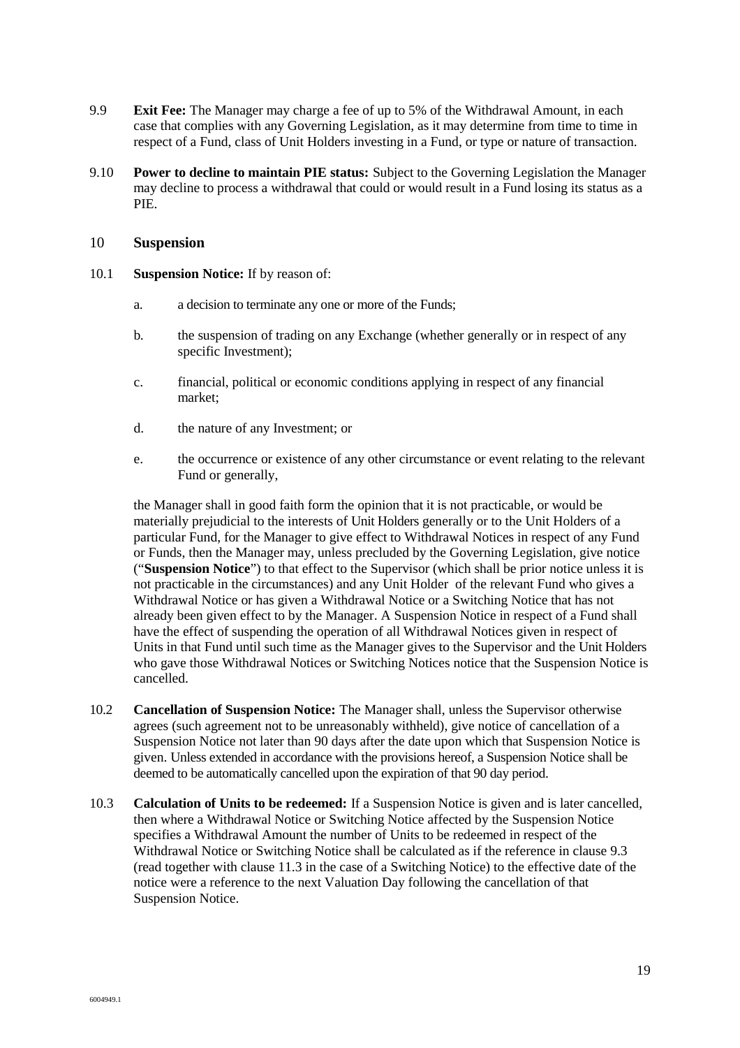9.9 **Exit Fee:** The Manager may charge a fee of up to 5% of the Withdrawal Amount, in each case that complies with any Governing Legislation, as it may determine from time to time in respect of a Fund, class of Unit Holders investing in a Fund, or type or nature of transaction.

9.10 **Power to decline to maintain PIE status:** Subject to the Governing Legislation the Manager may decline to process a withdrawal that could or would result in a Fund losing its status as a PIE.

## 10 Suspension

10.1 **Suspension Notice:** If by reason of:

a. a decision to terminate any one or more of the Funds;

b. the suspension of trading on any Exchange (whether generally or in respect of any specific Investment);

c. financial, political or economic conditions applying in respect of any financial market;

d. the nature of any Investment; or

e. the occurrence or existence of any other circumstance or event relating to the relevant Fund or generally,

the Manager shall in good faith form the opinion that it is not practicable, or would be materially prejudicial to the interests of Unit Holders generally or to the Unit Holders of a particular Fund, for the Manager to give effect to Withdrawal Notices in respect of any Fund or Funds, then the Manager may, unless precluded by the Governing Legislation, give notice ("**Suspension Notice**") to that effect to the Supervisor (which shall be prior notice unless it is not practicable in the circumstances) and any Unit Holder of the relevant Fund who gives a Withdrawal Notice or has given a Withdrawal Notice or a Switching Notice that has not already been given effect to by the Manager. A Suspension Notice in respect of a Fund shall have the effect of suspending the operation of all Withdrawal Notices given in respect of Units in that Fund until such time as the Manager gives to the Supervisor and the Unit Holders who gave those Withdrawal Notices or Switching Notices notice that the Suspension Notice is cancelled.

10.2 **Cancellation of Suspension Notice:** The Manager shall, unless the Supervisor otherwise agrees (such agreement not to be unreasonably withheld), give notice of cancellation of a Suspension Notice not later than 90 days after the date upon which that Suspension Notice is given. Unless extended in accordance with the provisions hereof, a Suspension Notice shall be deemed to be automatically cancelled upon the expiration of that 90 day period.

10.3 **Calculation of Units to be redeemed:** If a Suspension Notice is given and is later cancelled, then where a Withdrawal Notice or Switching Notice affected by the Suspension Notice specifies a Withdrawal Amount the number of Units to be redeemed in respect of the Withdrawal Notice or Switching Notice shall be calculated as if the reference in clause 9.3 (read together with clause 11.3 in the case of a Switching Notice) to the effective date of the notice were a reference to the next Valuation Day following the cancellation of that Suspension Notice.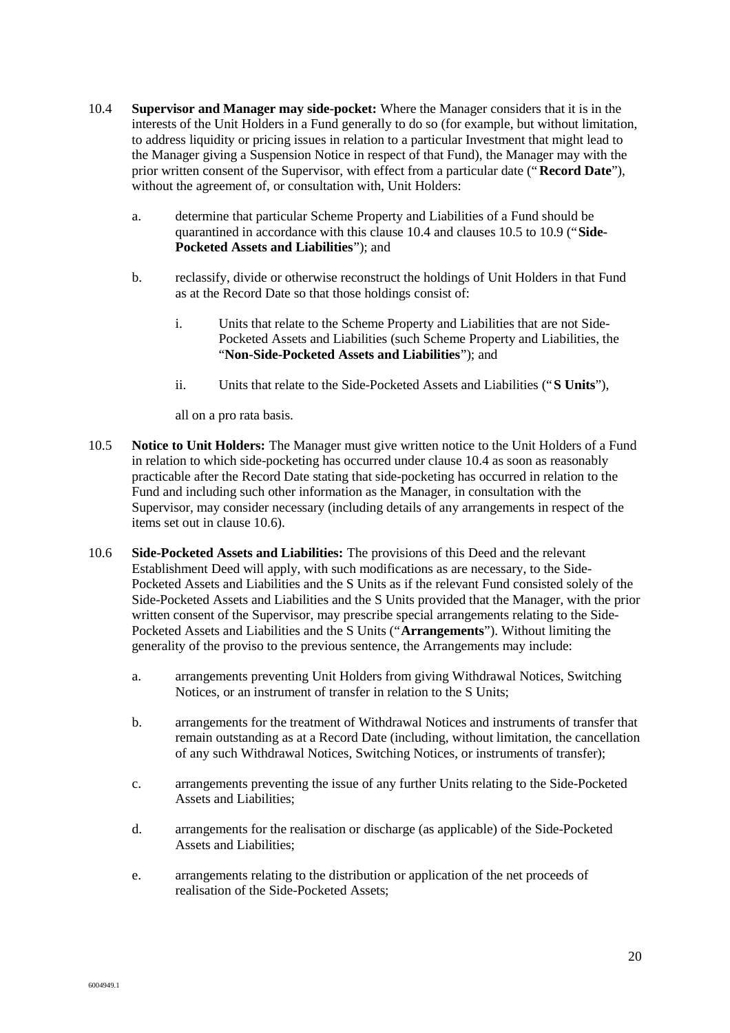10.4 **Supervisor and Manager may side-pocket:** Where the Manager considers that it is in the interests of the Unit Holders in a Fund generally to do so (for example, but without limitation, to address liquidity or pricing issues in relation to a particular Investment that might lead to the Manager giving a Suspension Notice in respect of that Fund), the Manager may with the prior written consent of the Supervisor, with effect from a particular date ("**Record Date**"), without the agreement of, or consultation with, Unit Holders:

   a. determine that particular Scheme Property and Liabilities of a Fund should be quarantined in accordance with this clause 10.4 and clauses 10.5 to 10.9 ("**Side-Pocketed Assets and Liabilities**"); and

   b. reclassify, divide or otherwise reconstruct the holdings of Unit Holders in that Fund as at the Record Date so that those holdings consist of:

      i. Units that relate to the Scheme Property and Liabilities that are not Side-Pocketed Assets and Liabilities (such Scheme Property and Liabilities, the "**Non-Side-Pocketed Assets and Liabilities**"); and

      ii. Units that relate to the Side-Pocketed Assets and Liabilities ("**S Units**"),

   all on a pro rata basis.

10.5 **Notice to Unit Holders:** The Manager must give written notice to the Unit Holders of a Fund in relation to which side-pocketing has occurred under clause 10.4 as soon as reasonably practicable after the Record Date stating that side-pocketing has occurred in relation to the Fund and including such other information as the Manager, in consultation with the Supervisor, may consider necessary (including details of any arrangements in respect of the items set out in clause 10.6).

10.6 **Side-Pocketed Assets and Liabilities:** The provisions of this Deed and the relevant Establishment Deed will apply, with such modifications as are necessary, to the Side-Pocketed Assets and Liabilities and the S Units as if the relevant Fund consisted solely of the Side-Pocketed Assets and Liabilities and the S Units provided that the Manager, with the prior written consent of the Supervisor, may prescribe special arrangements relating to the Side-Pocketed Assets and Liabilities and the S Units ("**Arrangements**"). Without limiting the generality of the proviso to the previous sentence, the Arrangements may include:

   a. arrangements preventing Unit Holders from giving Withdrawal Notices, Switching Notices, or an instrument of transfer in relation to the S Units;

   b. arrangements for the treatment of Withdrawal Notices and instruments of transfer that remain outstanding as at a Record Date (including, without limitation, the cancellation of any such Withdrawal Notices, Switching Notices, or instruments of transfer);

   c. arrangements preventing the issue of any further Units relating to the Side-Pocketed Assets and Liabilities;

   d. arrangements for the realisation or discharge (as applicable) of the Side-Pocketed Assets and Liabilities;

   e. arrangements relating to the distribution or application of the net proceeds of realisation of the Side-Pocketed Assets;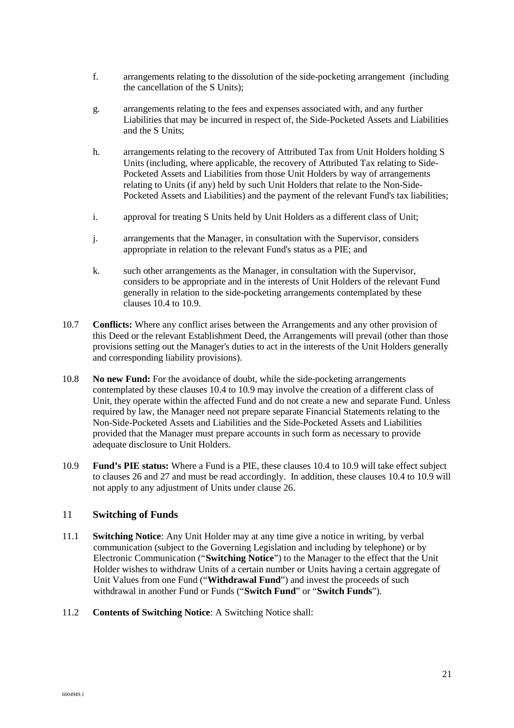f. arrangements relating to the dissolution of the side-pocketing arrangement (including the cancellation of the S Units);

g. arrangements relating to the fees and expenses associated with, and any further Liabilities that may be incurred in respect of, the Side-Pocketed Assets and Liabilities and the S Units;

h. arrangements relating to the recovery of Attributed Tax from Unit Holders holding S Units (including, where applicable, the recovery of Attributed Tax relating to Side-Pocketed Assets and Liabilities from those Unit Holders by way of arrangements relating to Units (if any) held by such Unit Holders that relate to the Non-Side-Pocketed Assets and Liabilities) and the payment of the relevant Fund's tax liabilities;

i. approval for treating S Units held by Unit Holders as a different class of Unit;

j. arrangements that the Manager, in consultation with the Supervisor, considers appropriate in relation to the relevant Fund's status as a PIE; and

k. such other arrangements as the Manager, in consultation with the Supervisor, considers to be appropriate and in the interests of Unit Holders of the relevant Fund generally in relation to the side-pocketing arrangements contemplated by these clauses 10.4 to 10.9.

10.7 **Conflicts:** Where any conflict arises between the Arrangements and any other provision of this Deed or the relevant Establishment Deed, the Arrangements will prevail (other than those provisions setting out the Manager's duties to act in the interests of the Unit Holders generally and corresponding liability provisions).

10.8 **No new Fund:** For the avoidance of doubt, while the side-pocketing arrangements contemplated by these clauses 10.4 to 10.9 may involve the creation of a different class of Unit, they operate within the affected Fund and do not create a new and separate Fund. Unless required by law, the Manager need not prepare separate Financial Statements relating to the Non-Side-Pocketed Assets and Liabilities and the Side-Pocketed Assets and Liabilities provided that the Manager must prepare accounts in such form as necessary to provide adequate disclosure to Unit Holders.

10.9 **Fund's PIE status:** Where a Fund is a PIE, these clauses 10.4 to 10.9 will take effect subject to clauses 26 and 27 and must be read accordingly. In addition, these clauses 10.4 to 10.9 will not apply to any adjustment of Units under clause 26.

## 11 Switching of Funds

11.1 **Switching Notice**: Any Unit Holder may at any time give a notice in writing, by verbal communication (subject to the Governing Legislation and including by telephone) or by Electronic Communication ("**Switching Notice**") to the Manager to the effect that the Unit Holder wishes to withdraw Units of a certain number or Units having a certain aggregate of Unit Values from one Fund ("**Withdrawal Fund**") and invest the proceeds of such withdrawal in another Fund or Funds ("**Switch Fund**" or "**Switch Funds**").

11.2 **Contents of Switching Notice**: A Switching Notice shall: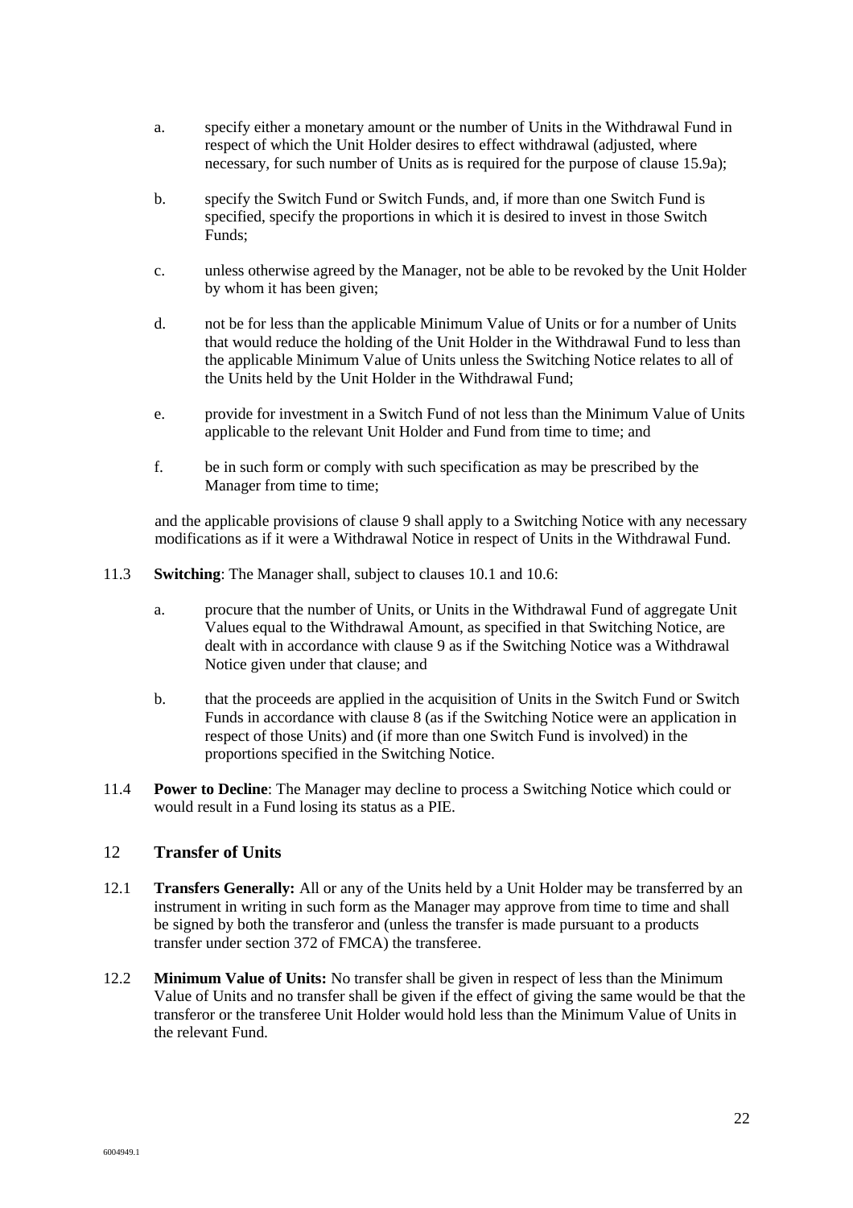a. specify either a monetary amount or the number of Units in the Withdrawal Fund in respect of which the Unit Holder desires to effect withdrawal (adjusted, where necessary, for such number of Units as is required for the purpose of clause 15.9a);

b. specify the Switch Fund or Switch Funds, and, if more than one Switch Fund is specified, specify the proportions in which it is desired to invest in those Switch Funds;

c. unless otherwise agreed by the Manager, not be able to be revoked by the Unit Holder by whom it has been given;

d. not be for less than the applicable Minimum Value of Units or for a number of Units that would reduce the holding of the Unit Holder in the Withdrawal Fund to less than the applicable Minimum Value of Units unless the Switching Notice relates to all of the Units held by the Unit Holder in the Withdrawal Fund;

e. provide for investment in a Switch Fund of not less than the Minimum Value of Units applicable to the relevant Unit Holder and Fund from time to time; and

f. be in such form or comply with such specification as may be prescribed by the Manager from time to time;

and the applicable provisions of clause 9 shall apply to a Switching Notice with any necessary modifications as if it were a Withdrawal Notice in respect of Units in the Withdrawal Fund.

11.3 **Switching**: The Manager shall, subject to clauses 10.1 and 10.6:

a. procure that the number of Units, or Units in the Withdrawal Fund of aggregate Unit Values equal to the Withdrawal Amount, as specified in that Switching Notice, are dealt with in accordance with clause 9 as if the Switching Notice was a Withdrawal Notice given under that clause; and

b. that the proceeds are applied in the acquisition of Units in the Switch Fund or Switch Funds in accordance with clause 8 (as if the Switching Notice were an application in respect of those Units) and (if more than one Switch Fund is involved) in the proportions specified in the Switching Notice.

11.4 **Power to Decline**: The Manager may decline to process a Switching Notice which could or would result in a Fund losing its status as a PIE.

## 12 Transfer of Units

12.1 **Transfers Generally:** All or any of the Units held by a Unit Holder may be transferred by an instrument in writing in such form as the Manager may approve from time to time and shall be signed by both the transferor and (unless the transfer is made pursuant to a products transfer under section 372 of FMCA) the transferee.

12.2 **Minimum Value of Units:** No transfer shall be given in respect of less than the Minimum Value of Units and no transfer shall be given if the effect of giving the same would be that the transferor or the transferee Unit Holder would hold less than the Minimum Value of Units in the relevant Fund.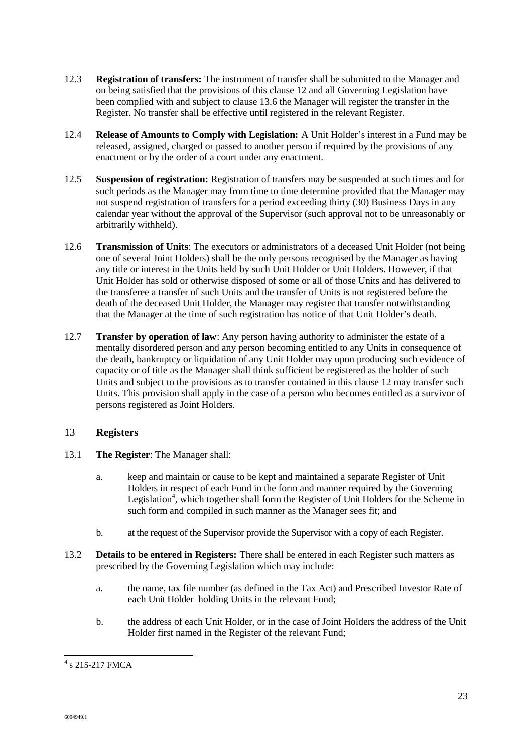12.3 **Registration of transfers:** The instrument of transfer shall be submitted to the Manager and on being satisfied that the provisions of this clause 12 and all Governing Legislation have been complied with and subject to clause 13.6 the Manager will register the transfer in the Register. No transfer shall be effective until registered in the relevant Register.

12.4 **Release of Amounts to Comply with Legislation:** A Unit Holder's interest in a Fund may be released, assigned, charged or passed to another person if required by the provisions of any enactment or by the order of a court under any enactment.

12.5 **Suspension of registration:** Registration of transfers may be suspended at such times and for such periods as the Manager may from time to time determine provided that the Manager may not suspend registration of transfers for a period exceeding thirty (30) Business Days in any calendar year without the approval of the Supervisor (such approval not to be unreasonably or arbitrarily withheld).

12.6 **Transmission of Units**: The executors or administrators of a deceased Unit Holder (not being one of several Joint Holders) shall be the only persons recognised by the Manager as having any title or interest in the Units held by such Unit Holder or Unit Holders. However, if that Unit Holder has sold or otherwise disposed of some or all of those Units and has delivered to the transferee a transfer of such Units and the transfer of Units is not registered before the death of the deceased Unit Holder, the Manager may register that transfer notwithstanding that the Manager at the time of such registration has notice of that Unit Holder's death.

12.7 **Transfer by operation of law**: Any person having authority to administer the estate of a mentally disordered person and any person becoming entitled to any Units in consequence of the death, bankruptcy or liquidation of any Unit Holder may upon producing such evidence of capacity or of title as the Manager shall think sufficient be registered as the holder of such Units and subject to the provisions as to transfer contained in this clause 12 may transfer such Units. This provision shall apply in the case of a person who becomes entitled as a survivor of persons registered as Joint Holders.

## 13 Registers

13.1 **The Register**: The Manager shall:

a. keep and maintain or cause to be kept and maintained a separate Register of Unit Holders in respect of each Fund in the form and manner required by the Governing Legislation[4], which together shall form the Register of Unit Holders for the Scheme in such form and compiled in such manner as the Manager sees fit; and

b. at the request of the Supervisor provide the Supervisor with a copy of each Register.

13.2 **Details to be entered in Registers:** There shall be entered in each Register such matters as prescribed by the Governing Legislation which may include:

a. the name, tax file number (as defined in the Tax Act) and Prescribed Investor Rate of each Unit Holder holding Units in the relevant Fund;

b. the address of each Unit Holder, or in the case of Joint Holders the address of the Unit Holder first named in the Register of the relevant Fund;

[4] s 215-217 FMCA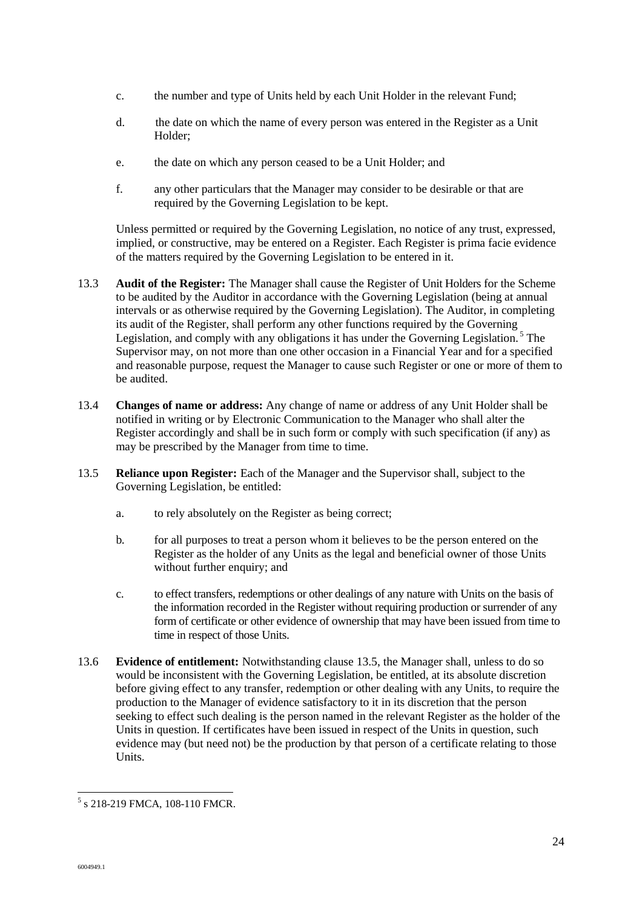c. the number and type of Units held by each Unit Holder in the relevant Fund;

d. the date on which the name of every person was entered in the Register as a Unit Holder;

e. the date on which any person ceased to be a Unit Holder; and

f. any other particulars that the Manager may consider to be desirable or that are required by the Governing Legislation to be kept.

Unless permitted or required by the Governing Legislation, no notice of any trust, expressed, implied, or constructive, may be entered on a Register. Each Register is prima facie evidence of the matters required by the Governing Legislation to be entered in it.

13.3 **Audit of the Register:** The Manager shall cause the Register of Unit Holders for the Scheme to be audited by the Auditor in accordance with the Governing Legislation (being at annual intervals or as otherwise required by the Governing Legislation). The Auditor, in completing its audit of the Register, shall perform any other functions required by the Governing Legislation, and comply with any obligations it has under the Governing Legislation.[5] The Supervisor may, on not more than one other occasion in a Financial Year and for a specified and reasonable purpose, request the Manager to cause such Register or one or more of them to be audited.

13.4 **Changes of name or address:** Any change of name or address of any Unit Holder shall be notified in writing or by Electronic Communication to the Manager who shall alter the Register accordingly and shall be in such form or comply with such specification (if any) as may be prescribed by the Manager from time to time.

13.5 **Reliance upon Register:** Each of the Manager and the Supervisor shall, subject to the Governing Legislation, be entitled:

a. to rely absolutely on the Register as being correct;

b. for all purposes to treat a person whom it believes to be the person entered on the Register as the holder of any Units as the legal and beneficial owner of those Units without further enquiry; and

c. to effect transfers, redemptions or other dealings of any nature with Units on the basis of the information recorded in the Register without requiring production or surrender of any form of certificate or other evidence of ownership that may have been issued from time to time in respect of those Units.

13.6 **Evidence of entitlement:** Notwithstanding clause 13.5, the Manager shall, unless to do so would be inconsistent with the Governing Legislation, be entitled, at its absolute discretion before giving effect to any transfer, redemption or other dealing with any Units, to require the production to the Manager of evidence satisfactory to it in its discretion that the person seeking to effect such dealing is the person named in the relevant Register as the holder of the Units in question. If certificates have been issued in respect of the Units in question, such evidence may (but need not) be the production by that person of a certificate relating to those Units.

---

[5] s 218-219 FMCA, 108-110 FMCR.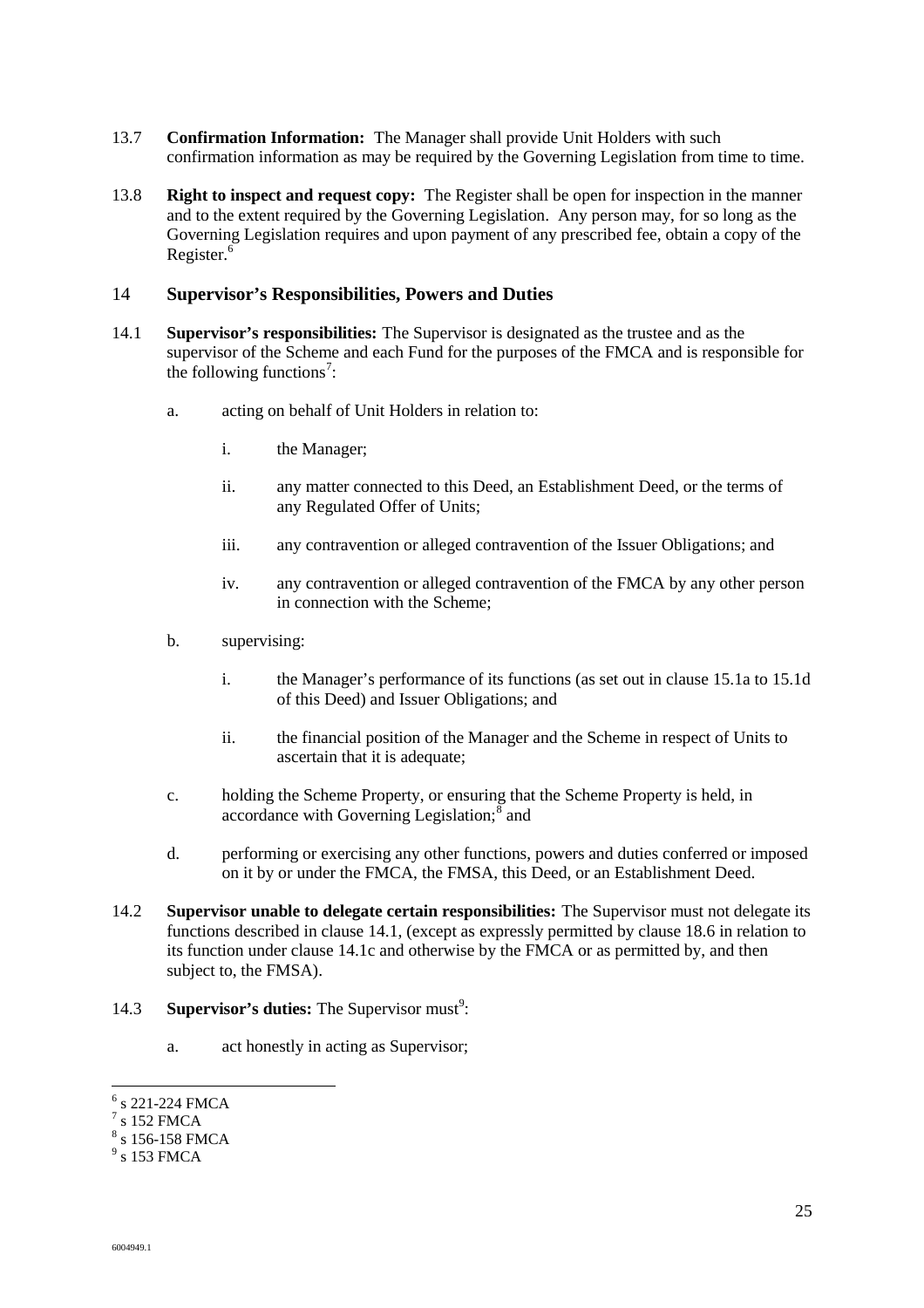13.7 **Confirmation Information:** The Manager shall provide Unit Holders with such confirmation information as may be required by the Governing Legislation from time to time.

13.8 **Right to inspect and request copy:** The Register shall be open for inspection in the manner and to the extent required by the Governing Legislation. Any person may, for so long as the Governing Legislation requires and upon payment of any prescribed fee, obtain a copy of the Register.[6]

## 14 Supervisor's Responsibilities, Powers and Duties

14.1 **Supervisor's responsibilities:** The Supervisor is designated as the trustee and as the supervisor of the Scheme and each Fund for the purposes of the FMCA and is responsible for the following functions[7]:

- a. acting on behalf of Unit Holders in relation to:
  - i. the Manager;
  - ii. any matter connected to this Deed, an Establishment Deed, or the terms of any Regulated Offer of Units;
  - iii. any contravention or alleged contravention of the Issuer Obligations; and
  - iv. any contravention or alleged contravention of the FMCA by any other person in connection with the Scheme;
- b. supervising:
  - i. the Manager's performance of its functions (as set out in clause 15.1a to 15.1d of this Deed) and Issuer Obligations; and
  - ii. the financial position of the Manager and the Scheme in respect of Units to ascertain that it is adequate;
- c. holding the Scheme Property, or ensuring that the Scheme Property is held, in accordance with Governing Legislation;[8] and
- d. performing or exercising any other functions, powers and duties conferred or imposed on it by or under the FMCA, the FMSA, this Deed, or an Establishment Deed.

14.2 **Supervisor unable to delegate certain responsibilities:** The Supervisor must not delegate its functions described in clause 14.1, (except as expressly permitted by clause 18.6 in relation to its function under clause 14.1c and otherwise by the FMCA or as permitted by, and then subject to, the FMSA).

14.3 **Supervisor's duties:** The Supervisor must[9]:

- a. act honestly in acting as Supervisor;

---

[6] s 221-224 FMCA
[7] s 152 FMCA
[8] s 156-158 FMCA
[9] s 153 FMCA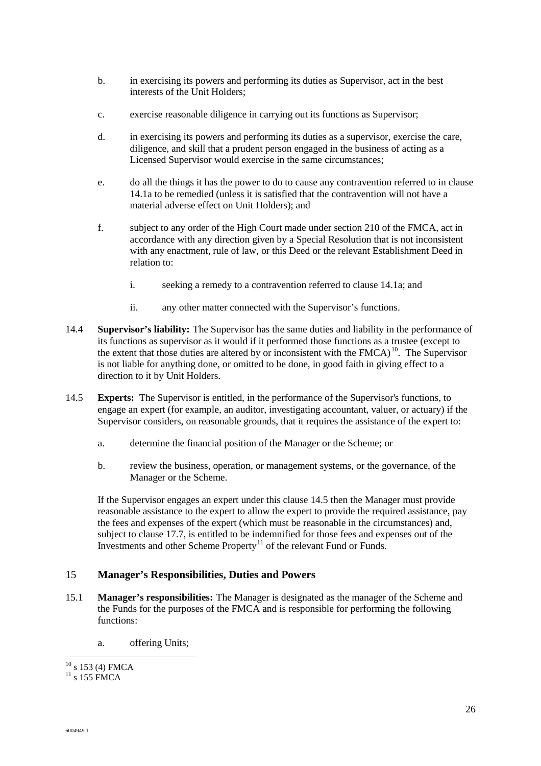b. in exercising its powers and performing its duties as Supervisor, act in the best interests of the Unit Holders;

c. exercise reasonable diligence in carrying out its functions as Supervisor;

d. in exercising its powers and performing its duties as a supervisor, exercise the care, diligence, and skill that a prudent person engaged in the business of acting as a Licensed Supervisor would exercise in the same circumstances;

e. do all the things it has the power to do to cause any contravention referred to in clause 14.1a to be remedied (unless it is satisfied that the contravention will not have a material adverse effect on Unit Holders); and

f. subject to any order of the High Court made under section 210 of the FMCA, act in accordance with any direction given by a Special Resolution that is not inconsistent with any enactment, rule of law, or this Deed or the relevant Establishment Deed in relation to:

   i. seeking a remedy to a contravention referred clause 14.1a; and

   ii. any other matter connected with the Supervisor's functions.

14.4 **Supervisor's liability:** The Supervisor has the same duties and liability in the performance of its functions as supervisor as it would if it performed those functions as a trustee (except to the extent that those duties are altered by or inconsistent with the FMCA)[10]. The Supervisor is not liable for anything done, or omitted to be done, in good faith in giving effect to a direction to it by Unit Holders.

14.5 **Experts:** The Supervisor is entitled, in the performance of the Supervisor's functions, to engage an expert (for example, an auditor, investigating accountant, valuer, or actuary) if the Supervisor considers, on reasonable grounds, that it requires the assistance of the expert to:

a. determine the financial position of the Manager or the Scheme; or

b. review the business, operation, or management systems, or the governance, of the Manager or the Scheme.

If the Supervisor engages an expert under this clause 14.5 then the Manager must provide reasonable assistance to the expert to allow the expert to provide the required assistance, pay the fees and expenses of the expert (which must be reasonable in the circumstances) and, subject to clause 17.7, is entitled to be indemnified for those fees and expenses out of the Investments and other Scheme Property[11] of the relevant Fund or Funds.

## 15 Manager's Responsibilities, Duties and Powers

15.1 **Manager's responsibilities:** The Manager is designated as the manager of the Scheme and the Funds for the purposes of the FMCA and is responsible for performing the following functions:

a. offering Units;

[10] s 153 (4) FMCA
[11] s 155 FMCA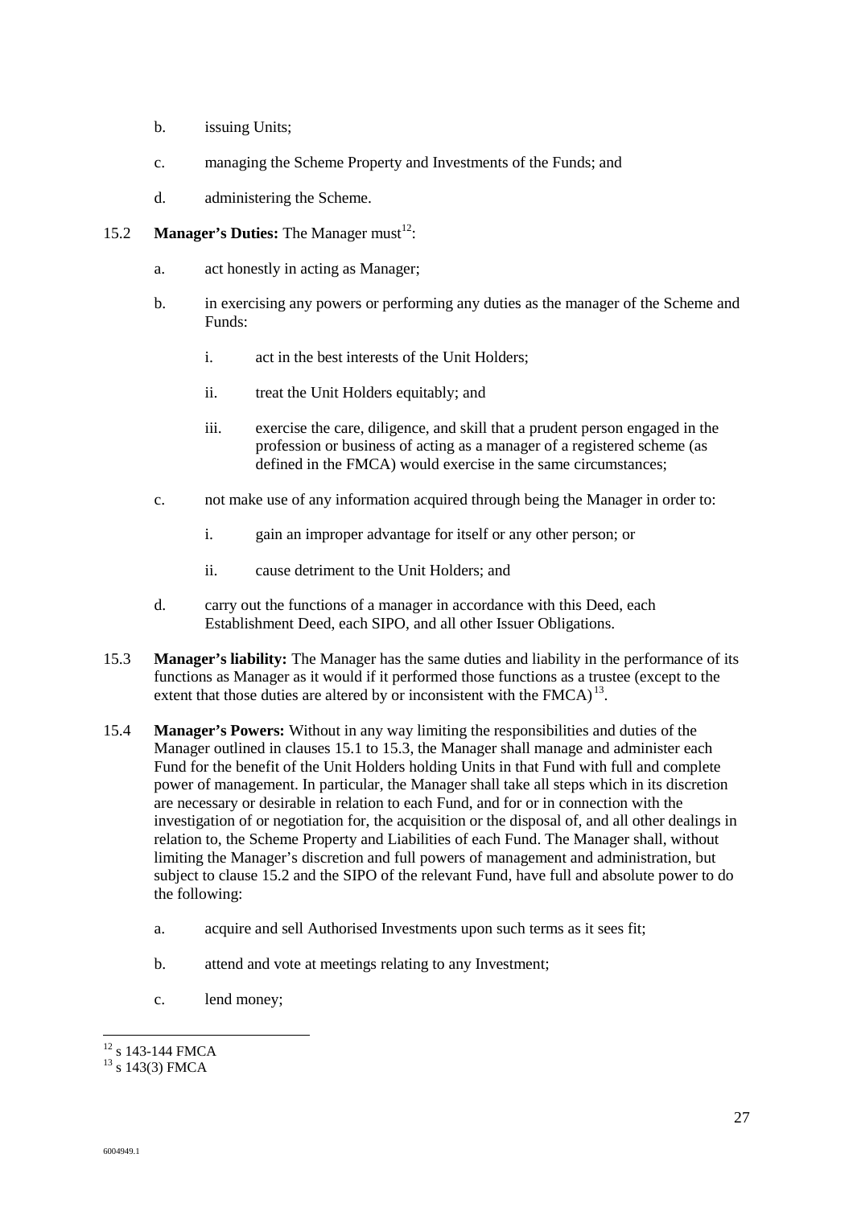b. issuing Units;

c. managing the Scheme Property and Investments of the Funds; and

d. administering the Scheme.

15.2 **Manager's Duties:** The Manager must[12]:

a. act honestly in acting as Manager;

b. in exercising any powers or performing any duties as the manager of the Scheme and Funds:

i. act in the best interests of the Unit Holders;

ii. treat the Unit Holders equitably; and

iii. exercise the care, diligence, and skill that a prudent person engaged in the profession or business of acting as a manager of a registered scheme (as defined in the FMCA) would exercise in the same circumstances;

c. not make use of any information acquired through being the Manager in order to:

i. gain an improper advantage for itself or any other person; or

ii. cause detriment to the Unit Holders; and

d. carry out the functions of a manager in accordance with this Deed, each Establishment Deed, each SIPO, and all other Issuer Obligations.

15.3 **Manager's liability:** The Manager has the same duties and liability in the performance of its functions as Manager as it would if it performed those functions as a trustee (except to the extent that those duties are altered by or inconsistent with the FMCA)[13].

15.4 **Manager's Powers:** Without in any way limiting the responsibilities and duties of the Manager outlined in clauses 15.1 to 15.3, the Manager shall manage and administer each Fund for the benefit of the Unit Holders holding Units in that Fund with full and complete power of management. In particular, the Manager shall take all steps which in its discretion are necessary or desirable in relation to each Fund, and for or in connection with the investigation of or negotiation for, the acquisition or the disposal of, and all other dealings in relation to, the Scheme Property and Liabilities of each Fund. The Manager shall, without limiting the Manager's discretion and full powers of management and administration, but subject to clause 15.2 and the SIPO of the relevant Fund, have full and absolute power to do the following:

a. acquire and sell Authorised Investments upon such terms as it sees fit;

b. attend and vote at meetings relating to any Investment;

c. lend money;

---

[12] s 143-144 FMCA

[13] s 143(3) FMCA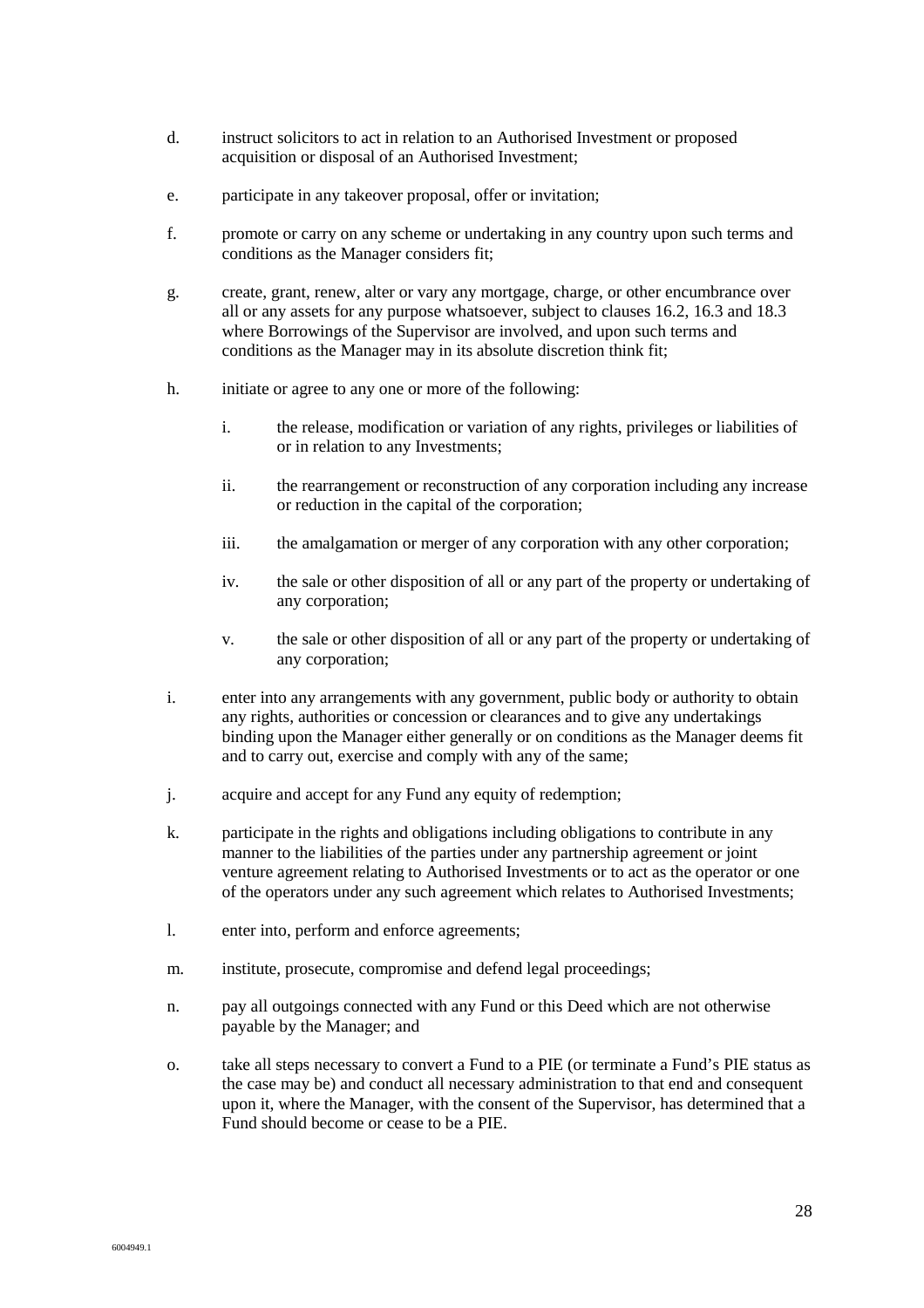d. instruct solicitors to act in relation to an Authorised Investment or proposed acquisition or disposal of an Authorised Investment;

e. participate in any takeover proposal, offer or invitation;

f. promote or carry on any scheme or undertaking in any country upon such terms and conditions as the Manager considers fit;

g. create, grant, renew, alter or vary any mortgage, charge, or other encumbrance over all or any assets for any purpose whatsoever, subject to clauses 16.2, 16.3 and 18.3 where Borrowings of the Supervisor are involved, and upon such terms and conditions as the Manager may in its absolute discretion think fit;

h. initiate or agree to any one or more of the following:

   i. the release, modification or variation of any rights, privileges or liabilities of or in relation to any Investments;

   ii. the rearrangement or reconstruction of any corporation including any increase or reduction in the capital of the corporation;

   iii. the amalgamation or merger of any corporation with any other corporation;

   iv. the sale or other disposition of all or any part of the property or undertaking of any corporation;

   v. the sale or other disposition of all or any part of the property or undertaking of any corporation;

i. enter into any arrangements with any government, public body or authority to obtain any rights, authorities or concession or clearances and to give any undertakings binding upon the Manager either generally or on conditions as the Manager deems fit and to carry out, exercise and comply with any of the same;

j. acquire and accept for any Fund any equity of redemption;

k. participate in the rights and obligations including obligations to contribute in any manner to the liabilities of the parties under any partnership agreement or joint venture agreement relating to Authorised Investments or to act as the operator or one of the operators under any such agreement which relates to Authorised Investments;

l. enter into, perform and enforce agreements;

m. institute, prosecute, compromise and defend legal proceedings;

n. pay all outgoings connected with any Fund or this Deed which are not otherwise payable by the Manager; and

o. take all steps necessary to convert a Fund to a PIE (or terminate a Fund's PIE status as the case may be) and conduct all necessary administration to that end and consequent upon it, where the Manager, with the consent of the Supervisor, has determined that a Fund should become or cease to be a PIE.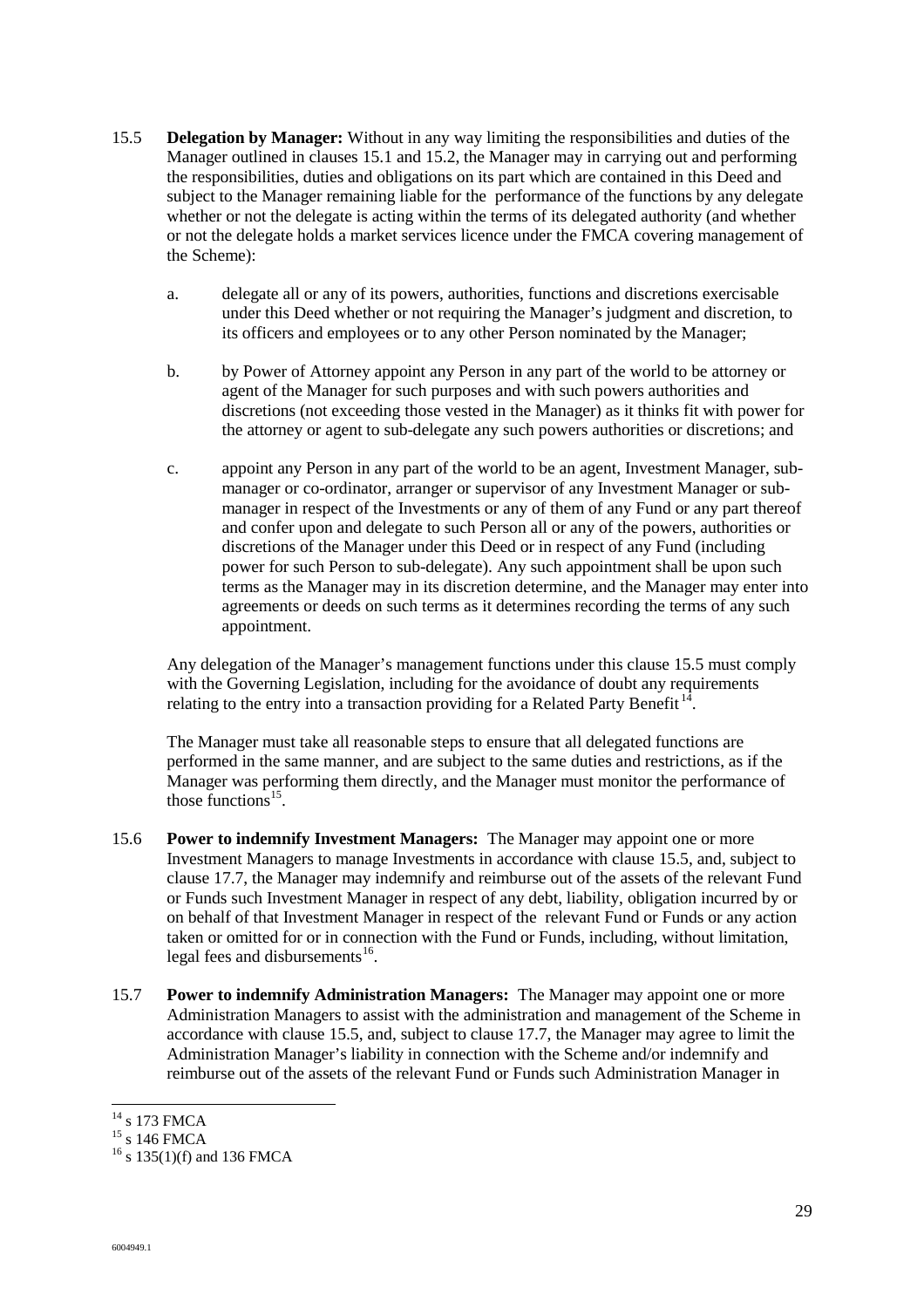15.5 **Delegation by Manager:** Without in any way limiting the responsibilities and duties of the Manager outlined in clauses 15.1 and 15.2, the Manager may in carrying out and performing the responsibilities, duties and obligations on its part which are contained in this Deed and subject to the Manager remaining liable for the performance of the functions by any delegate whether or not the delegate is acting within the terms of its delegated authority (and whether or not the delegate holds a market services licence under the FMCA covering management of the Scheme):

   a. delegate all or any of its powers, authorities, functions and discretions exercisable under this Deed whether or not requiring the Manager's judgment and discretion, to its officers and employees or to any other Person nominated by the Manager;

   b. by Power of Attorney appoint any Person in any part of the world to be attorney or agent of the Manager for such purposes and with such powers authorities and discretions (not exceeding those vested in the Manager) as it thinks fit with power for the attorney or agent to sub-delegate any such powers authorities or discretions; and

   c. appoint any Person in any part of the world to be an agent, Investment Manager, sub-manager or co-ordinator, arranger or supervisor of any Investment Manager or sub-manager in respect of the Investments or any of them of any Fund or any part thereof and confer upon and delegate to such Person all or any of the powers, authorities or discretions of the Manager under this Deed or in respect of any Fund (including power for such Person to sub-delegate). Any such appointment shall be upon such terms as the Manager may in its discretion determine, and the Manager may enter into agreements or deeds on such terms as it determines recording the terms of any such appointment.

   Any delegation of the Manager's management functions under this clause 15.5 must comply with the Governing Legislation, including for the avoidance of doubt any requirements relating to the entry into a transaction providing for a Related Party Benefit [14].

   The Manager must take all reasonable steps to ensure that all delegated functions are performed in the same manner, and are subject to the same duties and restrictions, as if the Manager was performing them directly, and the Manager must monitor the performance of those functions[15].

15.6 **Power to indemnify Investment Managers:** The Manager may appoint one or more Investment Managers to manage Investments in accordance with clause 15.5, and, subject to clause 17.7, the Manager may indemnify and reimburse out of the assets of the relevant Fund or Funds such Investment Manager in respect of any debt, liability, obligation incurred by or on behalf of that Investment Manager in respect of the relevant Fund or Funds or any action taken or omitted for or in connection with the Fund or Funds, including, without limitation, legal fees and disbursements[16].

15.7 **Power to indemnify Administration Managers:** The Manager may appoint one or more Administration Managers to assist with the administration and management of the Scheme in accordance with clause 15.5, and, subject to clause 17.7, the Manager may agree to limit the Administration Manager's liability in connection with the Scheme and/or indemnify and reimburse out of the assets of the relevant Fund or Funds such Administration Manager in

---

[14] s 173 FMCA
[15] s 146 FMCA
[16] s 135(1)(f) and 136 FMCA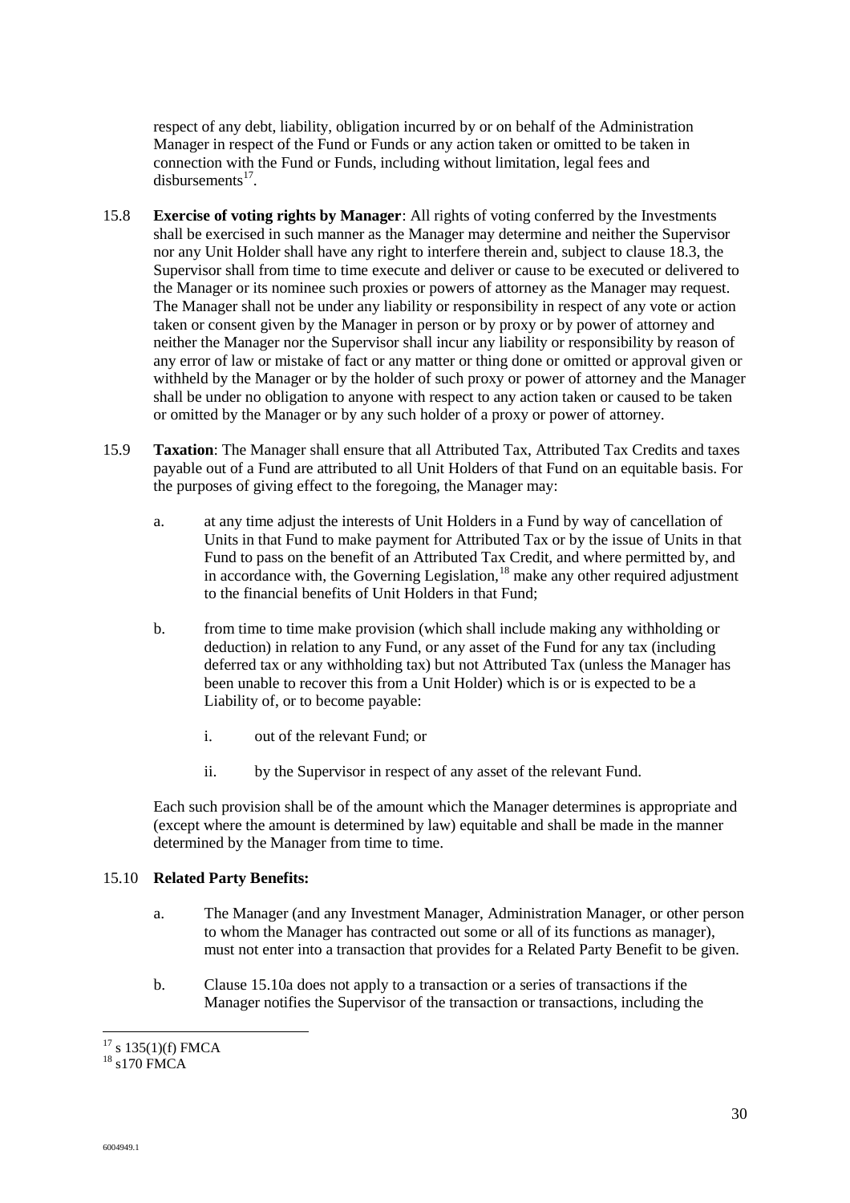respect of any debt, liability, obligation incurred by or on behalf of the Administration Manager in respect of the Fund or Funds or any action taken or omitted to be taken in connection with the Fund or Funds, including without limitation, legal fees and disbursements[17].

15.8 **Exercise of voting rights by Manager**: All rights of voting conferred by the Investments shall be exercised in such manner as the Manager may determine and neither the Supervisor nor any Unit Holder shall have any right to interfere therein and, subject to clause 18.3, the Supervisor shall from time to time execute and deliver or cause to be executed or delivered to the Manager or its nominee such proxies or powers of attorney as the Manager may request. The Manager shall not be under any liability or responsibility in respect of any vote or action taken or consent given by the Manager in person or by proxy or by power of attorney and neither the Manager nor the Supervisor shall incur any liability or responsibility by reason of any error of law or mistake of fact or any matter or thing done or omitted or approval given or withheld by the Manager or by the holder of such proxy or power of attorney and the Manager shall be under no obligation to anyone with respect to any action taken or caused to be taken or omitted by the Manager or by any such holder of a proxy or power of attorney.

15.9 **Taxation**: The Manager shall ensure that all Attributed Tax, Attributed Tax Credits and taxes payable out of a Fund are attributed to all Unit Holders of that Fund on an equitable basis. For the purposes of giving effect to the foregoing, the Manager may:

   a. at any time adjust the interests of Unit Holders in a Fund by way of cancellation of Units in that Fund to make payment for Attributed Tax or by the issue of Units in that Fund to pass on the benefit of an Attributed Tax Credit, and where permitted by, and in accordance with, the Governing Legislation,[18] make any other required adjustment to the financial benefits of Unit Holders in that Fund;

   b. from time to time make provision (which shall include making any withholding or deduction) in relation to any Fund, or any asset of the Fund for any tax (including deferred tax or any withholding tax) but not Attributed Tax (unless the Manager has been unable to recover this from a Unit Holder) which is or is expected to be a Liability of, or to become payable:

      i. out of the relevant Fund; or

      ii. by the Supervisor in respect of any asset of the relevant Fund.

   Each such provision shall be of the amount which the Manager determines is appropriate and (except where the amount is determined by law) equitable and shall be made in the manner determined by the Manager from time to time.

15.10 **Related Party Benefits:**

   a. The Manager (and any Investment Manager, Administration Manager, or other person to whom the Manager has contracted out some or all of its functions as manager), must not enter into a transaction that provides for a Related Party Benefit to be given.

   b. Clause 15.10a does not apply to a transaction or a series of transactions if the Manager notifies the Supervisor of the transaction or transactions, including the

---

[17] s 135(1)(f) FMCA

[18] s170 FMCA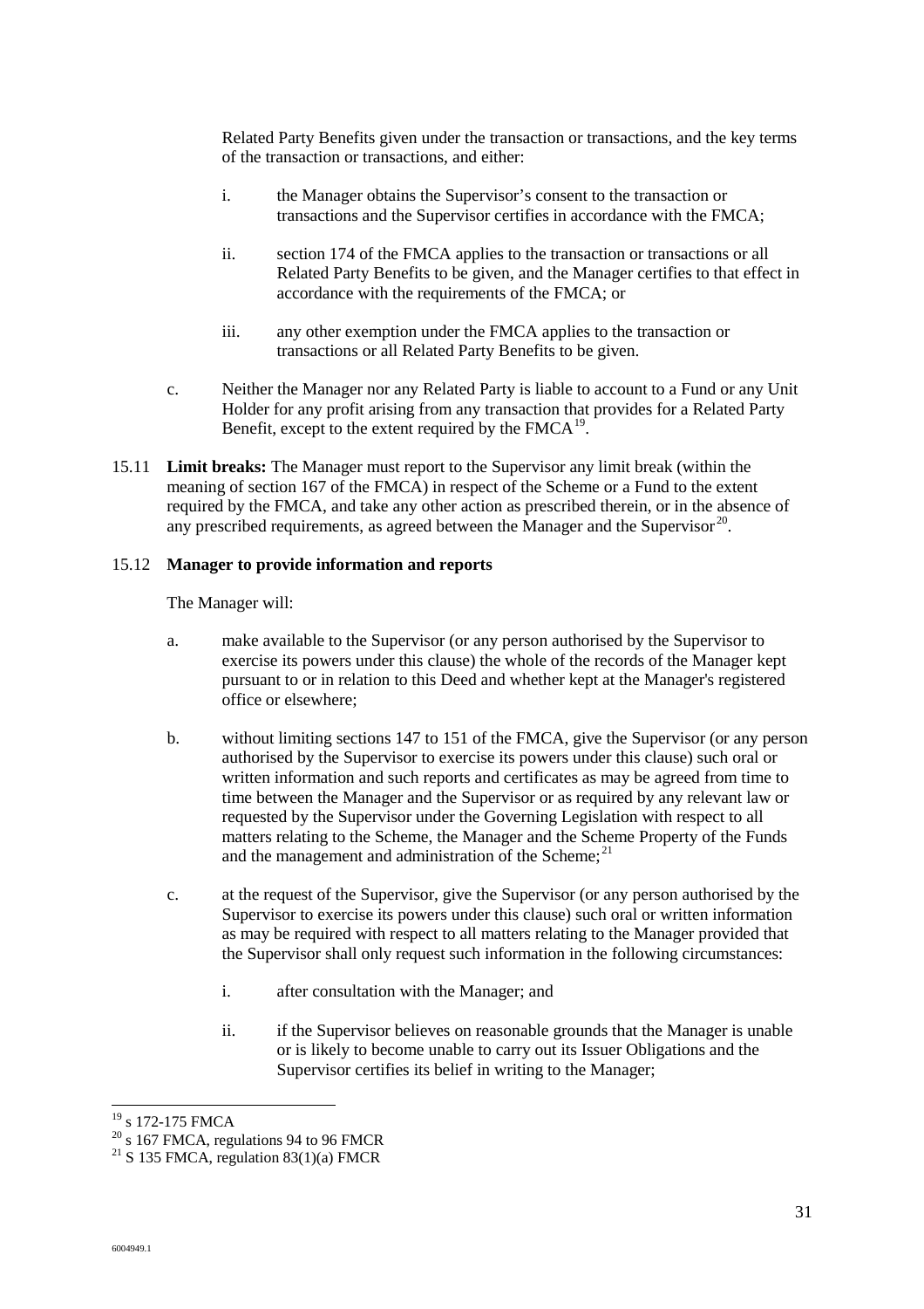Related Party Benefits given under the transaction or transactions, and the key terms of the transaction or transactions, and either:

i. the Manager obtains the Supervisor's consent to the transaction or transactions and the Supervisor certifies in accordance with the FMCA;

ii. section 174 of the FMCA applies to the transaction or transactions or all Related Party Benefits to be given, and the Manager certifies to that effect in accordance with the requirements of the FMCA; or

iii. any other exemption under the FMCA applies to the transaction or transactions or all Related Party Benefits to be given.

c. Neither the Manager nor any Related Party is liable to account to a Fund or any Unit Holder for any profit arising from any transaction that provides for a Related Party Benefit, except to the extent required by the FMCA[19].

15.11 **Limit breaks:** The Manager must report to the Supervisor any limit break (within the meaning of section 167 of the FMCA) in respect of the Scheme or a Fund to the extent required by the FMCA, and take any other action as prescribed therein, or in the absence of any prescribed requirements, as agreed between the Manager and the Supervisor[20].

15.12 **Manager to provide information and reports**

The Manager will:

a. make available to the Supervisor (or any person authorised by the Supervisor to exercise its powers under this clause) the whole of the records of the Manager kept pursuant to or in relation to this Deed and whether kept at the Manager's registered office or elsewhere;

b. without limiting sections 147 to 151 of the FMCA, give the Supervisor (or any person authorised by the Supervisor to exercise its powers under this clause) such oral or written information and such reports and certificates as may be agreed from time to time between the Manager and the Supervisor or as required by any relevant law or requested by the Supervisor under the Governing Legislation with respect to all matters relating to the Scheme, the Manager and the Scheme Property of the Funds and the management and administration of the Scheme;[21]

c. at the request of the Supervisor, give the Supervisor (or any person authorised by the Supervisor to exercise its powers under this clause) such oral or written information as may be required with respect to all matters relating to the Manager provided that the Supervisor shall only request such information in the following circumstances:

i. after consultation with the Manager; and

ii. if the Supervisor believes on reasonable grounds that the Manager is unable or is likely to become unable to carry out its Issuer Obligations and the Supervisor certifies its belief in writing to the Manager;

---

[19] s 172-175 FMCA

[20] s 167 FMCA, regulations 94 to 96 FMCR

[21] S 135 FMCA, regulation 83(1)(a) FMCR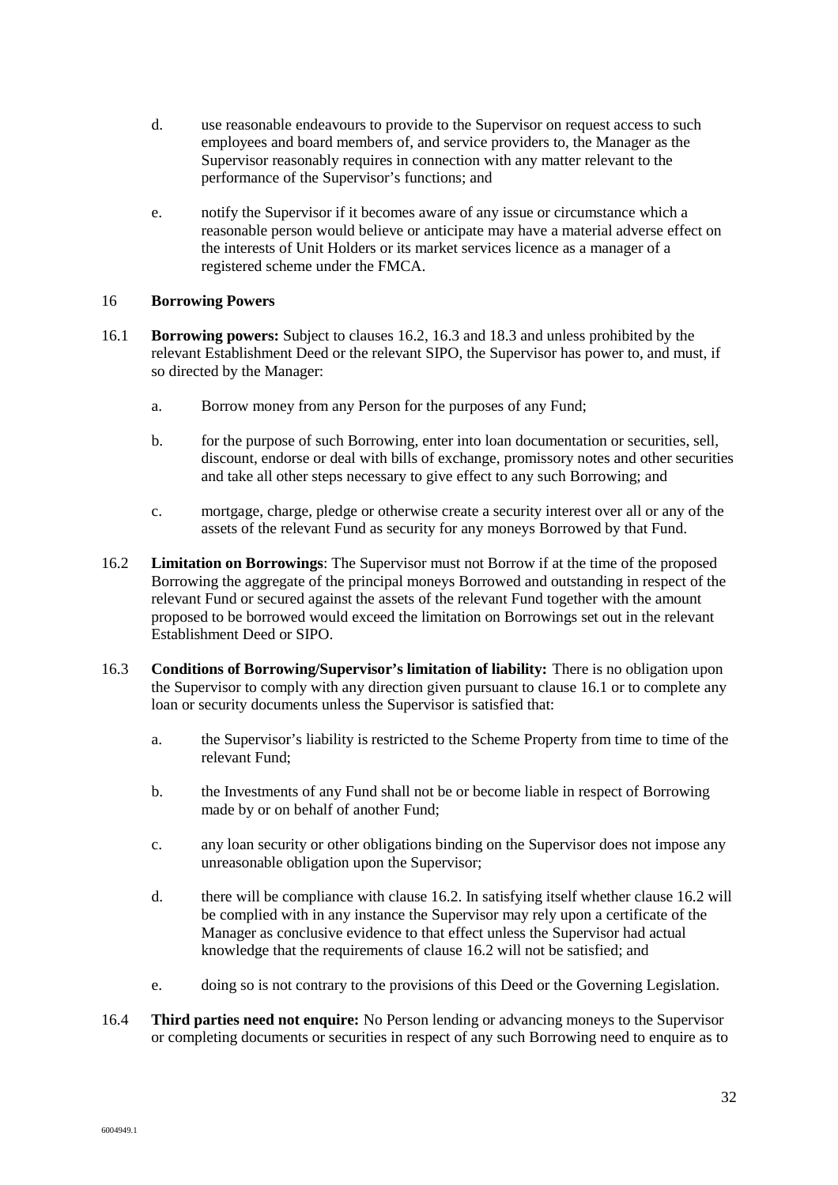d. use reasonable endeavours to provide to the Supervisor on request access to such employees and board members of, and service providers to, the Manager as the Supervisor reasonably requires in connection with any matter relevant to the performance of the Supervisor's functions; and

e. notify the Supervisor if it becomes aware of any issue or circumstance which a reasonable person would believe or anticipate may have a material adverse effect on the interests of Unit Holders or its market services licence as a manager of a registered scheme under the FMCA.

## 16 Borrowing Powers

16.1 **Borrowing powers:** Subject to clauses 16.2, 16.3 and 18.3 and unless prohibited by the relevant Establishment Deed or the relevant SIPO, the Supervisor has power to, and must, if so directed by the Manager:

a. Borrow money from any Person for the purposes of any Fund;

b. for the purpose of such Borrowing, enter into loan documentation or securities, sell, discount, endorse or deal with bills of exchange, promissory notes and other securities and take all other steps necessary to give effect to any such Borrowing; and

c. mortgage, charge, pledge or otherwise create a security interest over all or any of the assets of the relevant Fund as security for any moneys Borrowed by that Fund.

16.2 **Limitation on Borrowings**: The Supervisor must not Borrow if at the time of the proposed Borrowing the aggregate of the principal moneys Borrowed and outstanding in respect of the relevant Fund or secured against the assets of the relevant Fund together with the amount proposed to be borrowed would exceed the limitation on Borrowings set out in the relevant Establishment Deed or SIPO.

16.3 **Conditions of Borrowing/Supervisor's limitation of liability:** There is no obligation upon the Supervisor to comply with any direction given pursuant to clause 16.1 or to complete any loan or security documents unless the Supervisor is satisfied that:

a. the Supervisor's liability is restricted to the Scheme Property from time to time of the relevant Fund;

b. the Investments of any Fund shall not be or become liable in respect of Borrowing made by or on behalf of another Fund;

c. any loan security or other obligations binding on the Supervisor does not impose any unreasonable obligation upon the Supervisor;

d. there will be compliance with clause 16.2. In satisfying itself whether clause 16.2 will be complied with in any instance the Supervisor may rely upon a certificate of the Manager as conclusive evidence to that effect unless the Supervisor had actual knowledge that the requirements of clause 16.2 will not be satisfied; and

e. doing so is not contrary to the provisions of this Deed or the Governing Legislation.

16.4 **Third parties need not enquire:** No Person lending or advancing moneys to the Supervisor or completing documents or securities in respect of any such Borrowing need to enquire as to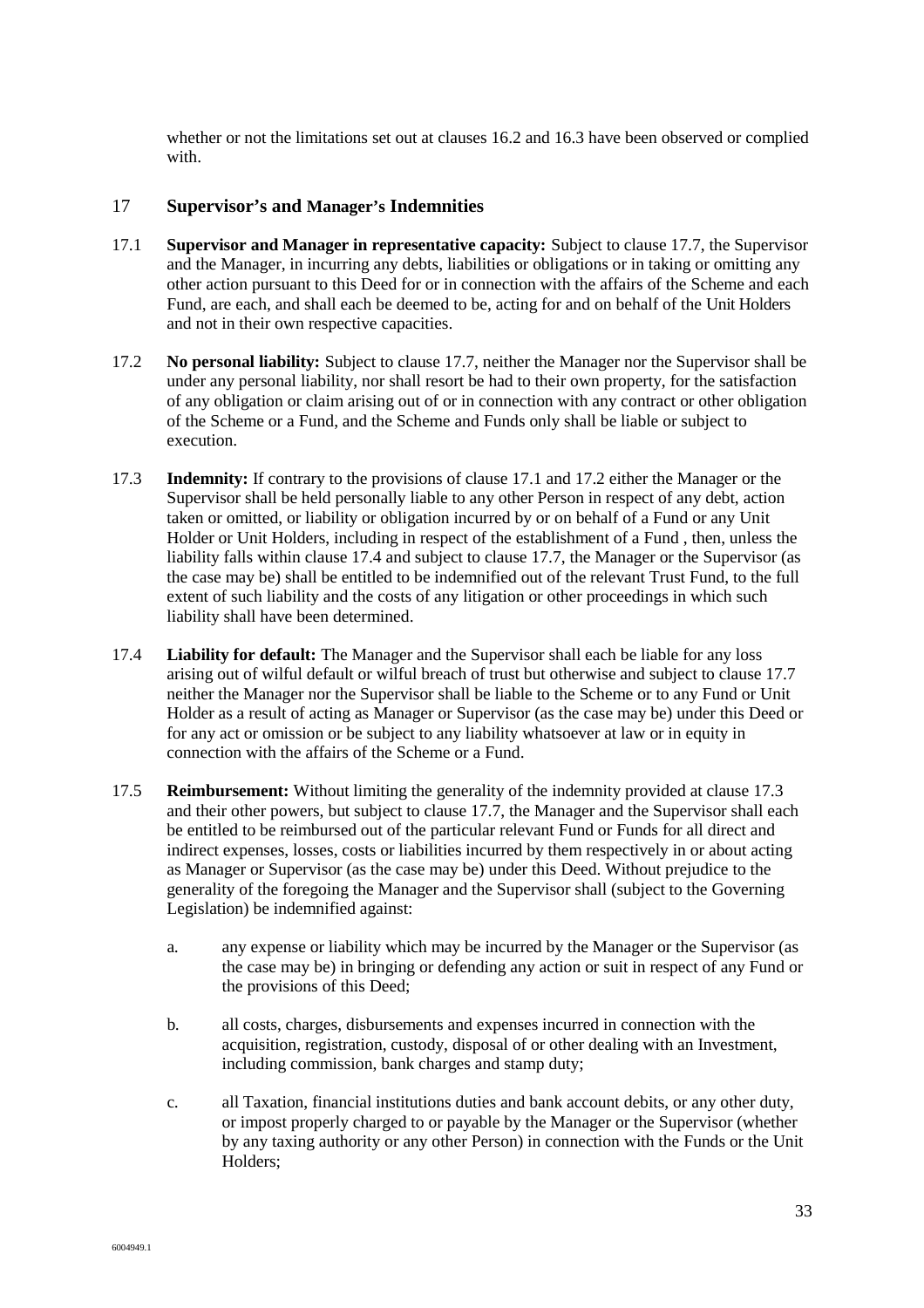whether or not the limitations set out at clauses 16.2 and 16.3 have been observed or complied with.

## 17 Supervisor's and Manager's Indemnities

17.1 **Supervisor and Manager in representative capacity:** Subject to clause 17.7, the Supervisor and the Manager, in incurring any debts, liabilities or obligations or in taking or omitting any other action pursuant to this Deed for or in connection with the affairs of the Scheme and each Fund, are each, and shall each be deemed to be, acting for and on behalf of the Unit Holders and not in their own respective capacities.

17.2 **No personal liability:** Subject to clause 17.7, neither the Manager nor the Supervisor shall be under any personal liability, nor shall resort be had to their own property, for the satisfaction of any obligation or claim arising out of or in connection with any contract or other obligation of the Scheme or a Fund, and the Scheme and Funds only shall be liable or subject to execution.

17.3 **Indemnity:** If contrary to the provisions of clause 17.1 and 17.2 either the Manager or the Supervisor shall be held personally liable to any other Person in respect of any debt, action taken or omitted, or liability or obligation incurred by or on behalf of a Fund or any Unit Holder or Unit Holders, including in respect of the establishment of a Fund , then, unless the liability falls within clause 17.4 and subject to clause 17.7, the Manager or the Supervisor (as the case may be) shall be entitled to be indemnified out of the relevant Trust Fund, to the full extent of such liability and the costs of any litigation or other proceedings in which such liability shall have been determined.

17.4 **Liability for default:** The Manager and the Supervisor shall each be liable for any loss arising out of wilful default or wilful breach of trust but otherwise and subject to clause 17.7 neither the Manager nor the Supervisor shall be liable to the Scheme or to any Fund or Unit Holder as a result of acting as Manager or Supervisor (as the case may be) under this Deed or for any act or omission or be subject to any liability whatsoever at law or in equity in connection with the affairs of the Scheme or a Fund.

17.5 **Reimbursement:** Without limiting the generality of the indemnity provided at clause 17.3 and their other powers, but subject to clause 17.7, the Manager and the Supervisor shall each be entitled to be reimbursed out of the particular relevant Fund or Funds for all direct and indirect expenses, losses, costs or liabilities incurred by them respectively in or about acting as Manager or Supervisor (as the case may be) under this Deed. Without prejudice to the generality of the foregoing the Manager and the Supervisor shall (subject to the Governing Legislation) be indemnified against:

a. any expense or liability which may be incurred by the Manager or the Supervisor (as the case may be) in bringing or defending any action or suit in respect of any Fund or the provisions of this Deed;

b. all costs, charges, disbursements and expenses incurred in connection with the acquisition, registration, custody, disposal of or other dealing with an Investment, including commission, bank charges and stamp duty;

c. all Taxation, financial institutions duties and bank account debits, or any other duty, or impost properly charged to or payable by the Manager or the Supervisor (whether by any taxing authority or any other Person) in connection with the Funds or the Unit Holders;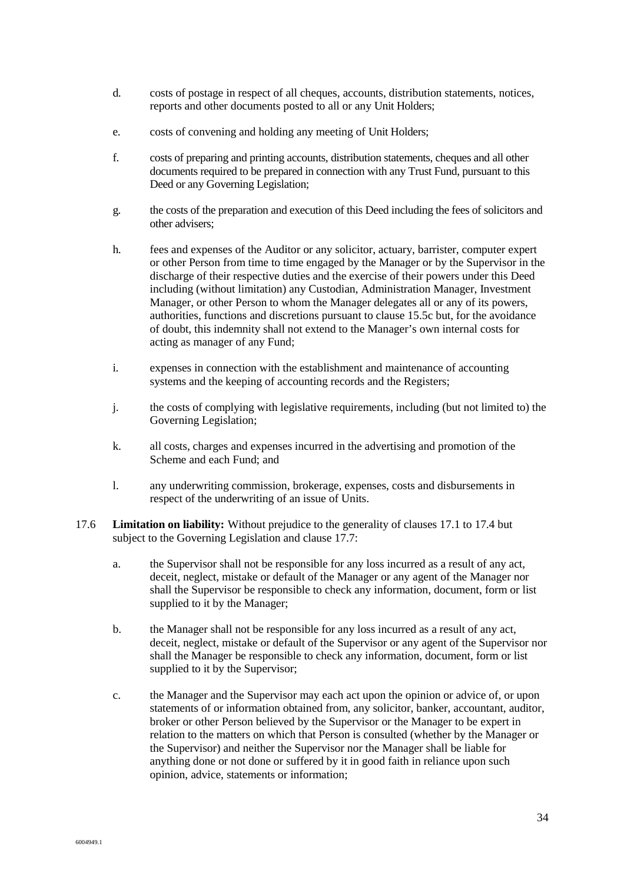d. costs of postage in respect of all cheques, accounts, distribution statements, notices, reports and other documents posted to all or any Unit Holders;

e. costs of convening and holding any meeting of Unit Holders;

f. costs of preparing and printing accounts, distribution statements, cheques and all other documents required to be prepared in connection with any Trust Fund, pursuant to this Deed or any Governing Legislation;

g. the costs of the preparation and execution of this Deed including the fees of solicitors and other advisers;

h. fees and expenses of the Auditor or any solicitor, actuary, barrister, computer expert or other Person from time to time engaged by the Manager or by the Supervisor in the discharge of their respective duties and the exercise of their powers under this Deed including (without limitation) any Custodian, Administration Manager, Investment Manager, or other Person to whom the Manager delegates all or any of its powers, authorities, functions and discretions pursuant to clause 15.5c but, for the avoidance of doubt, this indemnity shall not extend to the Manager's own internal costs for acting as manager of any Fund;

i. expenses in connection with the establishment and maintenance of accounting systems and the keeping of accounting records and the Registers;

j. the costs of complying with legislative requirements, including (but not limited to) the Governing Legislation;

k. all costs, charges and expenses incurred in the advertising and promotion of the Scheme and each Fund; and

l. any underwriting commission, brokerage, expenses, costs and disbursements in respect of the underwriting of an issue of Units.

17.6 **Limitation on liability:** Without prejudice to the generality of clauses 17.1 to 17.4 but subject to the Governing Legislation and clause 17.7:

a. the Supervisor shall not be responsible for any loss incurred as a result of any act, deceit, neglect, mistake or default of the Manager or any agent of the Manager nor shall the Supervisor be responsible to check any information, document, form or list supplied to it by the Manager;

b. the Manager shall not be responsible for any loss incurred as a result of any act, deceit, neglect, mistake or default of the Supervisor or any agent of the Supervisor nor shall the Manager be responsible to check any information, document, form or list supplied to it by the Supervisor;

c. the Manager and the Supervisor may each act upon the opinion or advice of, or upon statements of or information obtained from, any solicitor, banker, accountant, auditor, broker or other Person believed by the Supervisor or the Manager to be expert in relation to the matters on which that Person is consulted (whether by the Manager or the Supervisor) and neither the Supervisor nor the Manager shall be liable for anything done or not done or suffered by it in good faith in reliance upon such opinion, advice, statements or information;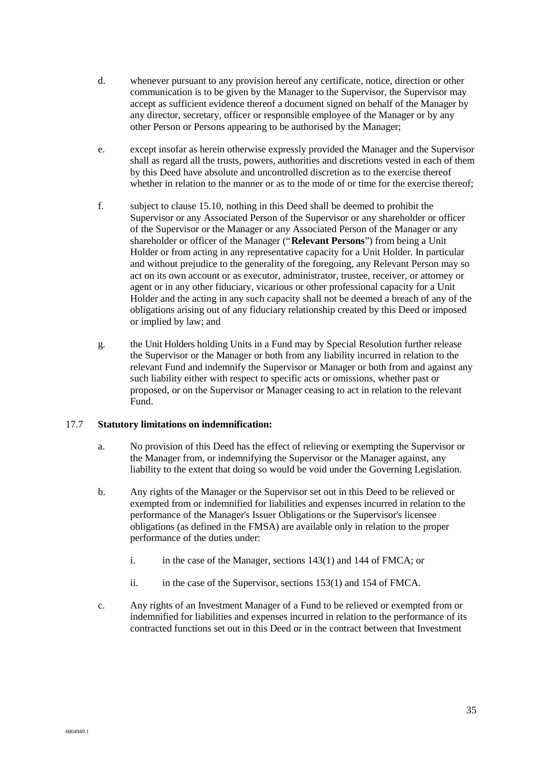d. whenever pursuant to any provision hereof any certificate, notice, direction or other communication is to be given by the Manager to the Supervisor, the Supervisor may accept as sufficient evidence thereof a document signed on behalf of the Manager by any director, secretary, officer or responsible employee of the Manager or by any other Person or Persons appearing to be authorised by the Manager;

e. except insofar as herein otherwise expressly provided the Manager and the Supervisor shall as regard all the trusts, powers, authorities and discretions vested in each of them by this Deed have absolute and uncontrolled discretion as to the exercise thereof whether in relation to the manner or as to the mode of or time for the exercise thereof;

f. subject to clause 15.10, nothing in this Deed shall be deemed to prohibit the Supervisor or any Associated Person of the Supervisor or any shareholder or officer of the Supervisor or the Manager or any Associated Person of the Manager or any shareholder or officer of the Manager ("**Relevant Persons**") from being a Unit Holder or from acting in any representative capacity for a Unit Holder. In particular and without prejudice to the generality of the foregoing, any Relevant Person may so act on its own account or as executor, administrator, trustee, receiver, or attorney or agent or in any other fiduciary, vicarious or other professional capacity for a Unit Holder and the acting in any such capacity shall not be deemed a breach of any of the obligations arising out of any fiduciary relationship created by this Deed or imposed or implied by law; and

g. the Unit Holders holding Units in a Fund may by Special Resolution further release the Supervisor or the Manager or both from any liability incurred in relation to the relevant Fund and indemnify the Supervisor or Manager or both from and against any such liability either with respect to specific acts or omissions, whether past or proposed, or on the Supervisor or Manager ceasing to act in relation to the relevant Fund.

17.7 **Statutory limitations on indemnification:**

a. No provision of this Deed has the effect of relieving or exempting the Supervisor or the Manager from, or indemnifying the Supervisor or the Manager against, any liability to the extent that doing so would be void under the Governing Legislation.

b. Any rights of the Manager or the Supervisor set out in this Deed to be relieved or exempted from or indemnified for liabilities and expenses incurred in relation to the performance of the Manager's Issuer Obligations or the Supervisor's licensee obligations (as defined in the FMSA) are available only in relation to the proper performance of the duties under:

   i. in the case of the Manager, sections 143(1) and 144 of FMCA; or

   ii. in the case of the Supervisor, sections 153(1) and 154 of FMCA.

c. Any rights of an Investment Manager of a Fund to be relieved or exempted from or indemnified for liabilities and expenses incurred in relation to the performance of its contracted functions set out in this Deed or in the contract between that Investment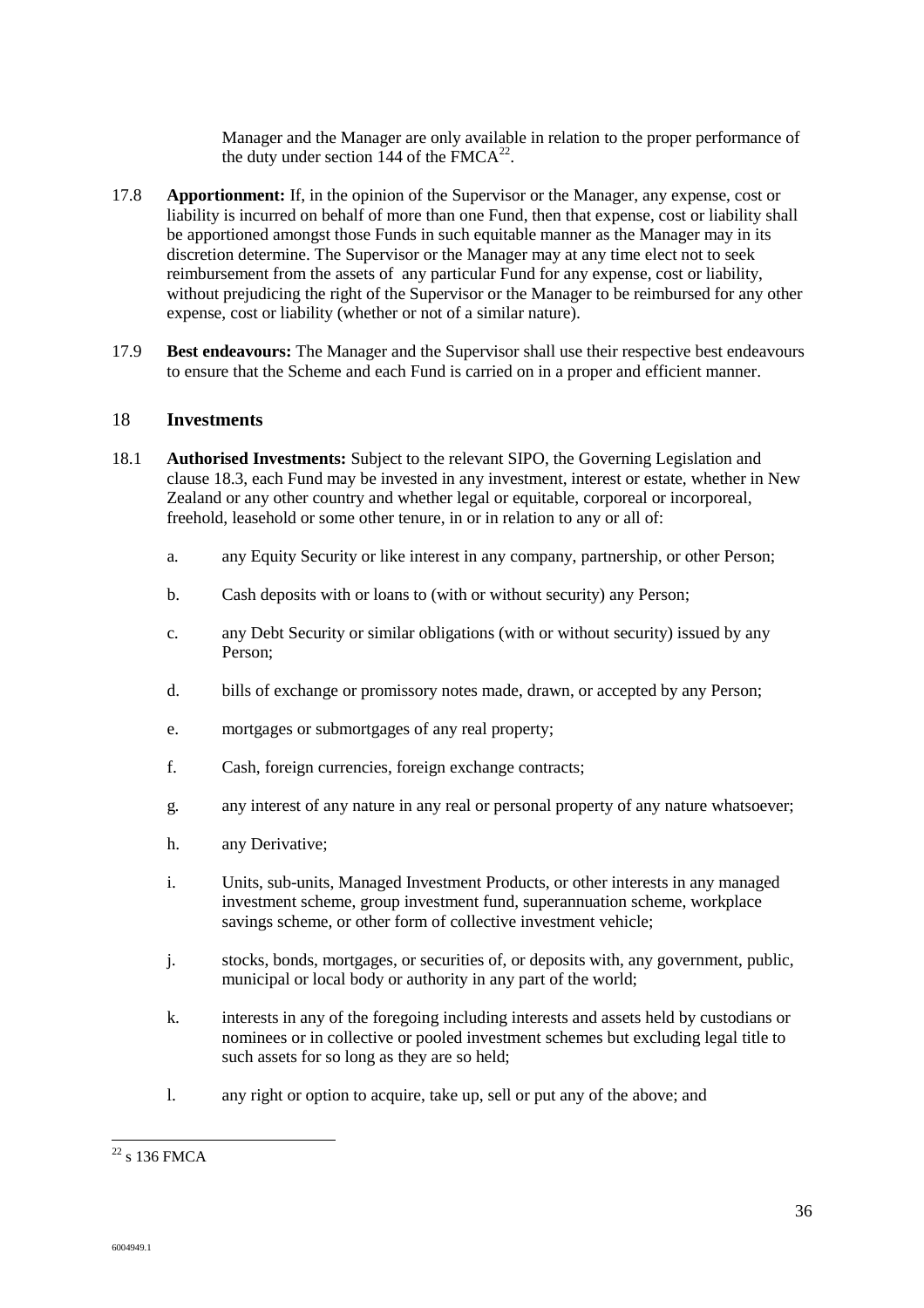Manager and the Manager are only available in relation to the proper performance of the duty under section 144 of the FMCA[22].

17.8 **Apportionment:** If, in the opinion of the Supervisor or the Manager, any expense, cost or liability is incurred on behalf of more than one Fund, then that expense, cost or liability shall be apportioned amongst those Funds in such equitable manner as the Manager may in its discretion determine. The Supervisor or the Manager may at any time elect not to seek reimbursement from the assets of any particular Fund for any expense, cost or liability, without prejudicing the right of the Supervisor or the Manager to be reimbursed for any other expense, cost or liability (whether or not of a similar nature).

17.9 **Best endeavours:** The Manager and the Supervisor shall use their respective best endeavours to ensure that the Scheme and each Fund is carried on in a proper and efficient manner.

## 18 Investments

18.1 **Authorised Investments:** Subject to the relevant SIPO, the Governing Legislation and clause 18.3, each Fund may be invested in any investment, interest or estate, whether in New Zealand or any other country and whether legal or equitable, corporeal or incorporeal, freehold, leasehold or some other tenure, in or in relation to any or all of:

a. any Equity Security or like interest in any company, partnership, or other Person;

b. Cash deposits with or loans to (with or without security) any Person;

c. any Debt Security or similar obligations (with or without security) issued by any Person;

d. bills of exchange or promissory notes made, drawn, or accepted by any Person;

e. mortgages or submortgages of any real property;

f. Cash, foreign currencies, foreign exchange contracts;

g. any interest of any nature in any real or personal property of any nature whatsoever;

h. any Derivative;

i. Units, sub-units, Managed Investment Products, or other interests in any managed investment scheme, group investment fund, superannuation scheme, workplace savings scheme, or other form of collective investment vehicle;

j. stocks, bonds, mortgages, or securities of, or deposits with, any government, public, municipal or local body or authority in any part of the world;

k. interests in any of the foregoing including interests and assets held by custodians or nominees or in collective or pooled investment schemes but excluding legal title to such assets for so long as they are so held;

l. any right or option to acquire, take up, sell or put any of the above; and

---

[22] s 136 FMCA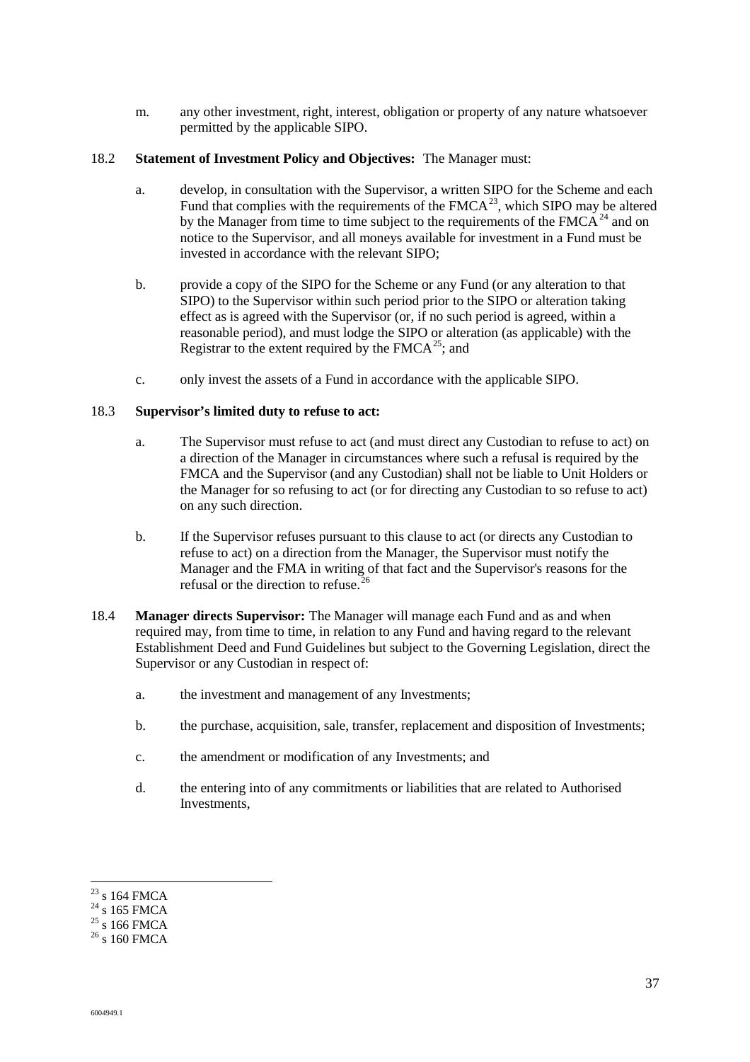m. any other investment, right, interest, obligation or property of any nature whatsoever permitted by the applicable SIPO.

18.2 **Statement of Investment Policy and Objectives:** The Manager must:

a. develop, in consultation with the Supervisor, a written SIPO for the Scheme and each Fund that complies with the requirements of the FMCA[23], which SIPO may be altered by the Manager from time to time subject to the requirements of the FMCA[24] and on notice to the Supervisor, and all moneys available for investment in a Fund must be invested in accordance with the relevant SIPO;

b. provide a copy of the SIPO for the Scheme or any Fund (or any alteration to that SIPO) to the Supervisor within such period prior to the SIPO or alteration taking effect as is agreed with the Supervisor (or, if no such period is agreed, within a reasonable period), and must lodge the SIPO or alteration (as applicable) with the Registrar to the extent required by the FMCA[25]; and

c. only invest the assets of a Fund in accordance with the applicable SIPO.

18.3 **Supervisor's limited duty to refuse to act:**

a. The Supervisor must refuse to act (and must direct any Custodian to refuse to act) on a direction of the Manager in circumstances where such a refusal is required by the FMCA and the Supervisor (and any Custodian) shall not be liable to Unit Holders or the Manager for so refusing to act (or for directing any Custodian to so refuse to act) on any such direction.

b. If the Supervisor refuses pursuant to this clause to act (or directs any Custodian to refuse to act) on a direction from the Manager, the Supervisor must notify the Manager and the FMA in writing of that fact and the Supervisor's reasons for the refusal or the direction to refuse.[26]

18.4 **Manager directs Supervisor:** The Manager will manage each Fund and as and when required may, from time to time, in relation to any Fund and having regard to the relevant Establishment Deed and Fund Guidelines but subject to the Governing Legislation, direct the Supervisor or any Custodian in respect of:

a. the investment and management of any Investments;

b. the purchase, acquisition, sale, transfer, replacement and disposition of Investments;

c. the amendment or modification of any Investments; and

d. the entering into of any commitments or liabilities that are related to Authorised Investments,

---

[23] s 164 FMCA
[24] s 165 FMCA
[25] s 166 FMCA
[26] s 160 FMCA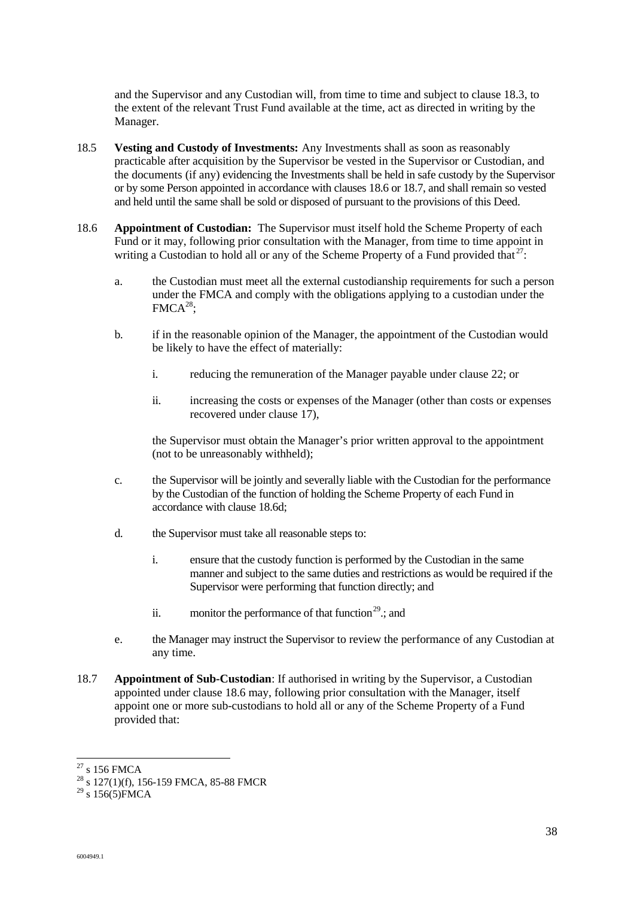and the Supervisor and any Custodian will, from time to time and subject to clause 18.3, to the extent of the relevant Trust Fund available at the time, act as directed in writing by the Manager.

18.5 **Vesting and Custody of Investments:** Any Investments shall as soon as reasonably practicable after acquisition by the Supervisor be vested in the Supervisor or Custodian, and the documents (if any) evidencing the Investments shall be held in safe custody by the Supervisor or by some Person appointed in accordance with clauses 18.6 or 18.7, and shall remain so vested and held until the same shall be sold or disposed of pursuant to the provisions of this Deed.

18.6 **Appointment of Custodian:** The Supervisor must itself hold the Scheme Property of each Fund or it may, following prior consultation with the Manager, from time to time appoint in writing a Custodian to hold all or any of the Scheme Property of a Fund provided that[27]:

a. the Custodian must meet all the external custodianship requirements for such a person under the FMCA and comply with the obligations applying to a custodian under the FMCA[28];

b. if in the reasonable opinion of the Manager, the appointment of the Custodian would be likely to have the effect of materially:

   i. reducing the remuneration of the Manager payable under clause 22; or

   ii. increasing the costs or expenses of the Manager (other than costs or expenses recovered under clause 17),

   the Supervisor must obtain the Manager's prior written approval to the appointment (not to be unreasonably withheld);

c. the Supervisor will be jointly and severally liable with the Custodian for the performance by the Custodian of the function of holding the Scheme Property of each Fund in accordance with clause 18.6d;

d. the Supervisor must take all reasonable steps to:

   i. ensure that the custody function is performed by the Custodian in the same manner and subject to the same duties and restrictions as would be required if the Supervisor were performing that function directly; and

   ii. monitor the performance of that function[29].; and

e. the Manager may instruct the Supervisor to review the performance of any Custodian at any time.

18.7 **Appointment of Sub-Custodian**: If authorised in writing by the Supervisor, a Custodian appointed under clause 18.6 may, following prior consultation with the Manager, itself appoint one or more sub-custodians to hold all or any of the Scheme Property of a Fund provided that:

---

[27] s 156 FMCA
[28] s 127(1)(f), 156-159 FMCA, 85-88 FMCR
[29] s 156(5)FMCA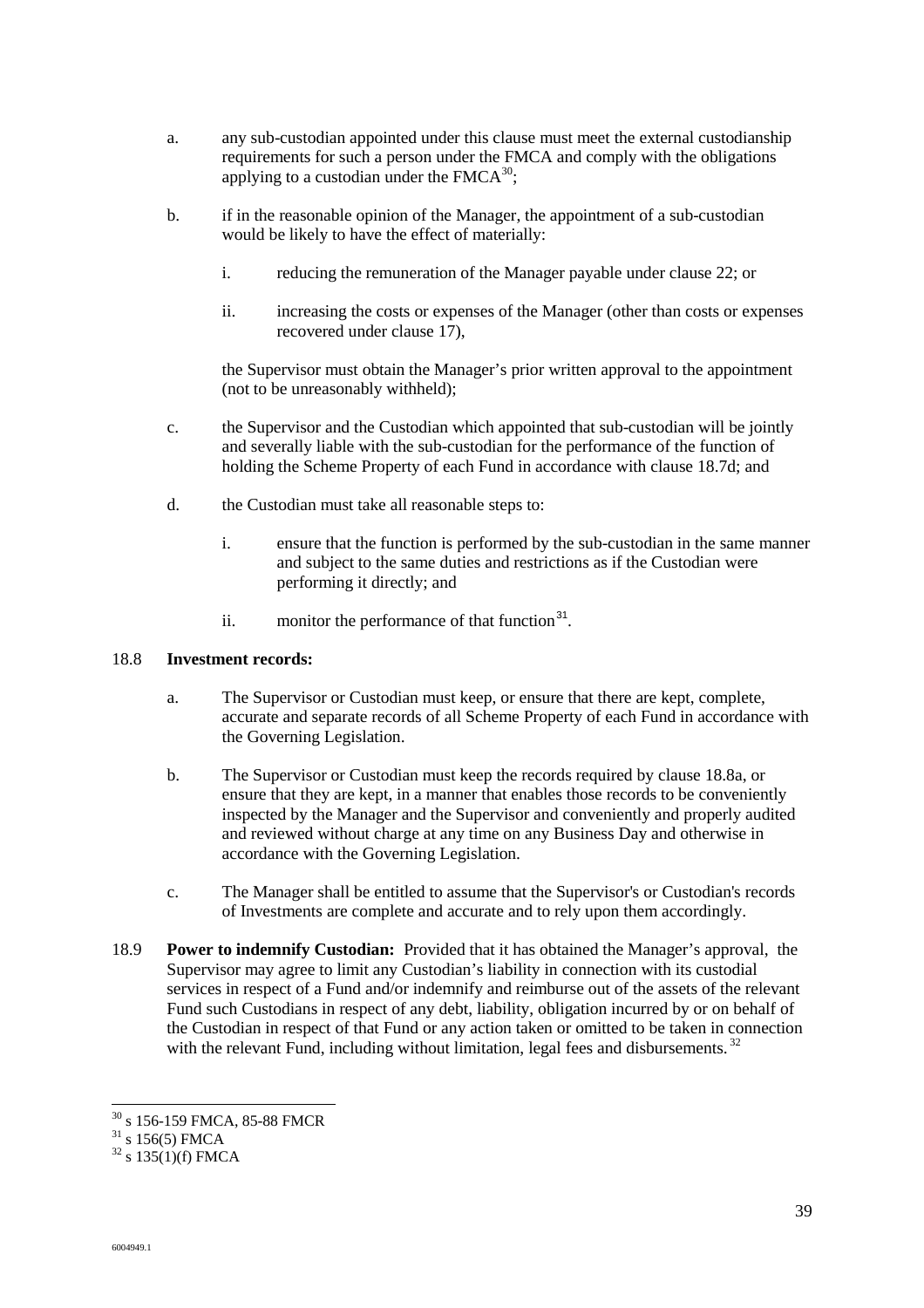a. any sub-custodian appointed under this clause must meet the external custodianship requirements for such a person under the FMCA and comply with the obligations applying to a custodian under the FMCA[30];

b. if in the reasonable opinion of the Manager, the appointment of a sub-custodian would be likely to have the effect of materially:

   i. reducing the remuneration of the Manager payable under clause 22; or

   ii. increasing the costs or expenses of the Manager (other than costs or expenses recovered under clause 17),

   the Supervisor must obtain the Manager's prior written approval to the appointment (not to be unreasonably withheld);

c. the Supervisor and the Custodian which appointed that sub-custodian will be jointly and severally liable with the sub-custodian for the performance of the function of holding the Scheme Property of each Fund in accordance with clause 18.7d; and

d. the Custodian must take all reasonable steps to:

   i. ensure that the function is performed by the sub-custodian in the same manner and subject to the same duties and restrictions as if the Custodian were performing it directly; and

   ii. monitor the performance of that function[31].

18.8 **Investment records:**

a. The Supervisor or Custodian must keep, or ensure that there are kept, complete, accurate and separate records of all Scheme Property of each Fund in accordance with the Governing Legislation.

b. The Supervisor or Custodian must keep the records required by clause 18.8a, or ensure that they are kept, in a manner that enables those records to be conveniently inspected by the Manager and the Supervisor and conveniently and properly audited and reviewed without charge at any time on any Business Day and otherwise in accordance with the Governing Legislation.

c. The Manager shall be entitled to assume that the Supervisor's or Custodian's records of Investments are complete and accurate and to rely upon them accordingly.

18.9 **Power to indemnify Custodian:** Provided that it has obtained the Manager's approval, the Supervisor may agree to limit any Custodian's liability in connection with its custodial services in respect of a Fund and/or indemnify and reimburse out of the assets of the relevant Fund such Custodians in respect of any debt, liability, obligation incurred by or on behalf of the Custodian in respect of that Fund or any action taken or omitted to be taken in connection with the relevant Fund, including without limitation, legal fees and disbursements.[32]

---

[30] s 156-159 FMCA, 85-88 FMCR

[31] s 156(5) FMCA

[32] s 135(1)(f) FMCA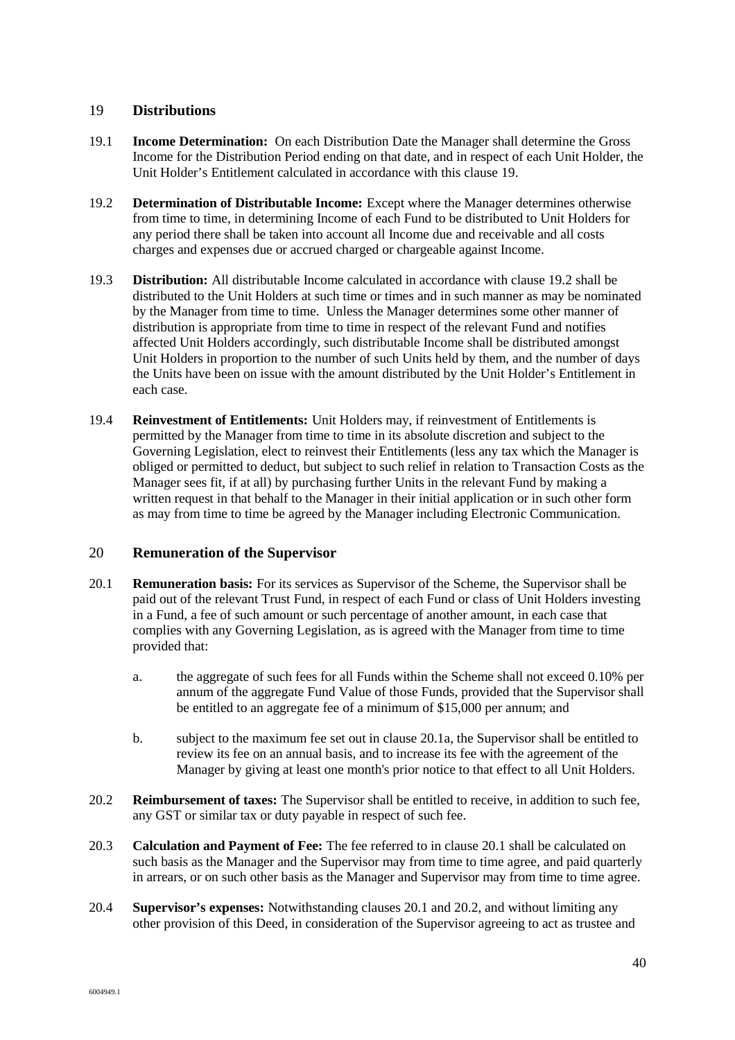## 19 Distributions

19.1 **Income Determination:** On each Distribution Date the Manager shall determine the Gross Income for the Distribution Period ending on that date, and in respect of each Unit Holder, the Unit Holder's Entitlement calculated in accordance with this clause 19.

19.2 **Determination of Distributable Income:** Except where the Manager determines otherwise from time to time, in determining Income of each Fund to be distributed to Unit Holders for any period there shall be taken into account all Income due and receivable and all costs charges and expenses due or accrued charged or chargeable against Income.

19.3 **Distribution:** All distributable Income calculated in accordance with clause 19.2 shall be distributed to the Unit Holders at such time or times and in such manner as may be nominated by the Manager from time to time. Unless the Manager determines some other manner of distribution is appropriate from time to time in respect of the relevant Fund and notifies affected Unit Holders accordingly, such distributable Income shall be distributed amongst Unit Holders in proportion to the number of such Units held by them, and the number of days the Units have been on issue with the amount distributed by the Unit Holder's Entitlement in each case.

19.4 **Reinvestment of Entitlements:** Unit Holders may, if reinvestment of Entitlements is permitted by the Manager from time to time in its absolute discretion and subject to the Governing Legislation, elect to reinvest their Entitlements (less any tax which the Manager is obliged or permitted to deduct, but subject to such relief in relation to Transaction Costs as the Manager sees fit, if at all) by purchasing further Units in the relevant Fund by making a written request in that behalf to the Manager in their initial application or in such other form as may from time to time be agreed by the Manager including Electronic Communication.

## 20 Remuneration of the Supervisor

20.1 **Remuneration basis:** For its services as Supervisor of the Scheme, the Supervisor shall be paid out of the relevant Trust Fund, in respect of each Fund or class of Unit Holders investing in a Fund, a fee of such amount or such percentage of another amount, in each case that complies with any Governing Legislation, as is agreed with the Manager from time to time provided that:

a. the aggregate of such fees for all Funds within the Scheme shall not exceed 0.10% per annum of the aggregate Fund Value of those Funds, provided that the Supervisor shall be entitled to an aggregate fee of a minimum of $15,000 per annum; and

b. subject to the maximum fee set out in clause 20.1a, the Supervisor shall be entitled to review its fee on an annual basis, and to increase its fee with the agreement of the Manager by giving at least one month's prior notice to that effect to all Unit Holders.

20.2 **Reimbursement of taxes:** The Supervisor shall be entitled to receive, in addition to such fee, any GST or similar tax or duty payable in respect of such fee.

20.3 **Calculation and Payment of Fee:** The fee referred to in clause 20.1 shall be calculated on such basis as the Manager and the Supervisor may from time to time agree, and paid quarterly in arrears, or on such other basis as the Manager and Supervisor may from time to time agree.

20.4 **Supervisor's expenses:** Notwithstanding clauses 20.1 and 20.2, and without limiting any other provision of this Deed, in consideration of the Supervisor agreeing to act as trustee and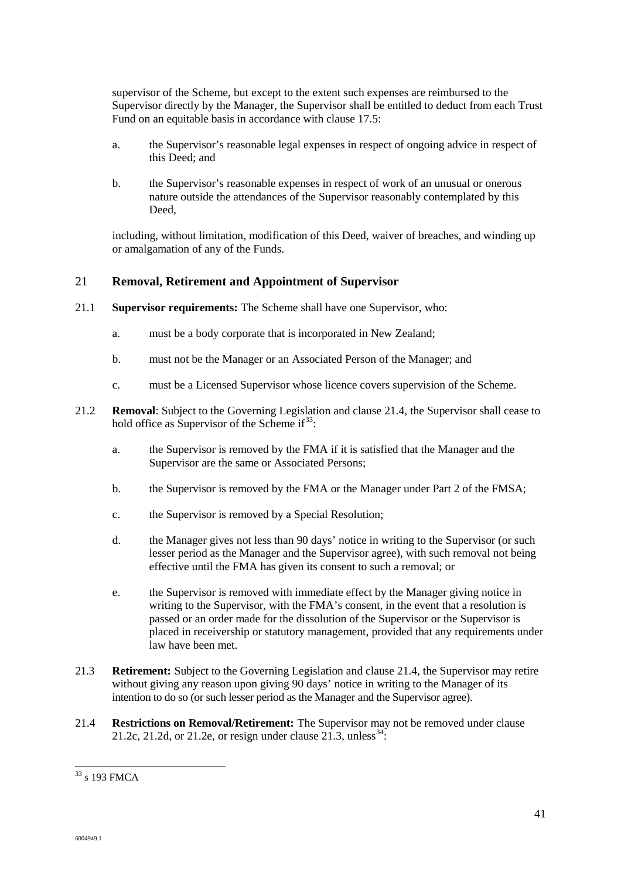supervisor of the Scheme, but except to the extent such expenses are reimbursed to the Supervisor directly by the Manager, the Supervisor shall be entitled to deduct from each Trust Fund on an equitable basis in accordance with clause 17.5:

a. the Supervisor's reasonable legal expenses in respect of ongoing advice in respect of this Deed; and

b. the Supervisor's reasonable expenses in respect of work of an unusual or onerous nature outside the attendances of the Supervisor reasonably contemplated by this Deed,

including, without limitation, modification of this Deed, waiver of breaches, and winding up or amalgamation of any of the Funds.

## 21 Removal, Retirement and Appointment of Supervisor

21.1 **Supervisor requirements:** The Scheme shall have one Supervisor, who:

a. must be a body corporate that is incorporated in New Zealand;

b. must not be the Manager or an Associated Person of the Manager; and

c. must be a Licensed Supervisor whose licence covers supervision of the Scheme.

21.2 **Removal**: Subject to the Governing Legislation and clause 21.4, the Supervisor shall cease to hold office as Supervisor of the Scheme if[33]:

a. the Supervisor is removed by the FMA if it is satisfied that the Manager and the Supervisor are the same or Associated Persons;

b. the Supervisor is removed by the FMA or the Manager under Part 2 of the FMSA;

c. the Supervisor is removed by a Special Resolution;

d. the Manager gives not less than 90 days' notice in writing to the Supervisor (or such lesser period as the Manager and the Supervisor agree), with such removal not being effective until the FMA has given its consent to such a removal; or

e. the Supervisor is removed with immediate effect by the Manager giving notice in writing to the Supervisor, with the FMA's consent, in the event that a resolution is passed or an order made for the dissolution of the Supervisor or the Supervisor is placed in receivership or statutory management, provided that any requirements under law have been met.

21.3 **Retirement:** Subject to the Governing Legislation and clause 21.4, the Supervisor may retire without giving any reason upon giving 90 days' notice in writing to the Manager of its intention to do so (or such lesser period as the Manager and the Supervisor agree).

21.4 **Restrictions on Removal/Retirement:** The Supervisor may not be removed under clause 21.2c, 21.2d, or 21.2e, or resign under clause 21.3, unless[34]:

[33] s 193 FMCA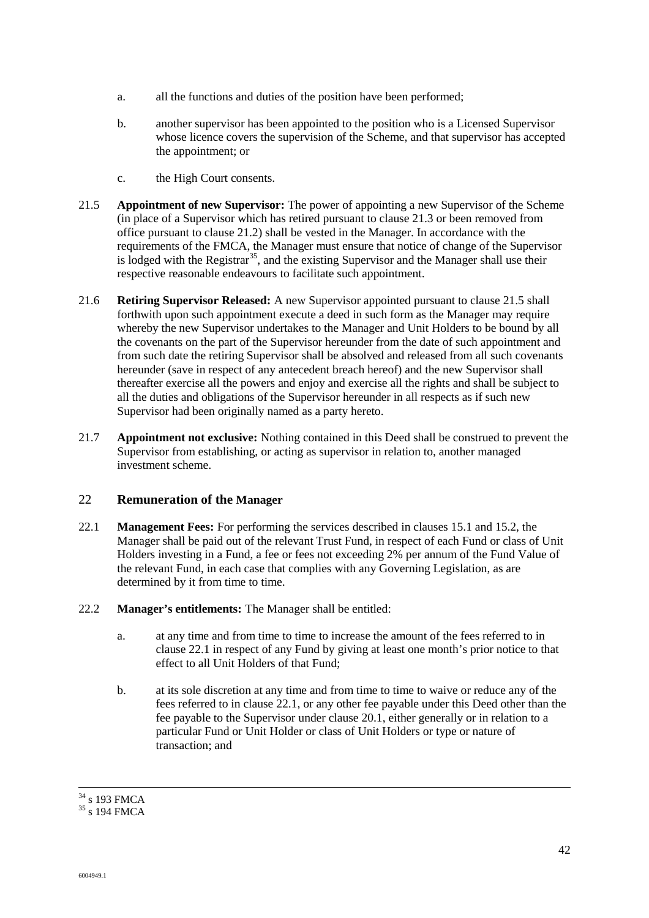a. all the functions and duties of the position have been performed;

b. another supervisor has been appointed to the position who is a Licensed Supervisor whose licence covers the supervision of the Scheme, and that supervisor has accepted the appointment; or

c. the High Court consents.

21.5 **Appointment of new Supervisor:** The power of appointing a new Supervisor of the Scheme (in place of a Supervisor which has retired pursuant to clause 21.3 or been removed from office pursuant to clause 21.2) shall be vested in the Manager. In accordance with the requirements of the FMCA, the Manager must ensure that notice of change of the Supervisor is lodged with the Registrar[35], and the existing Supervisor and the Manager shall use their respective reasonable endeavours to facilitate such appointment.

21.6 **Retiring Supervisor Released:** A new Supervisor appointed pursuant to clause 21.5 shall forthwith upon such appointment execute a deed in such form as the Manager may require whereby the new Supervisor undertakes to the Manager and Unit Holders to be bound by all the covenants on the part of the Supervisor hereunder from the date of such appointment and from such date the retiring Supervisor shall be absolved and released from all such covenants hereunder (save in respect of any antecedent breach hereof) and the new Supervisor shall thereafter exercise all the powers and enjoy and exercise all the rights and shall be subject to all the duties and obligations of the Supervisor hereunder in all respects as if such new Supervisor had been originally named as a party hereto.

21.7 **Appointment not exclusive:** Nothing contained in this Deed shall be construed to prevent the Supervisor from establishing, or acting as supervisor in relation to, another managed investment scheme.

## 22 Remuneration of the Manager

22.1 **Management Fees:** For performing the services described in clauses 15.1 and 15.2, the Manager shall be paid out of the relevant Trust Fund, in respect of each Fund or class of Unit Holders investing in a Fund, a fee or fees not exceeding 2% per annum of the Fund Value of the relevant Fund, in each case that complies with any Governing Legislation, as are determined by it from time to time.

22.2 **Manager's entitlements:** The Manager shall be entitled:

a. at any time and from time to time to increase the amount of the fees referred to in clause 22.1 in respect of any Fund by giving at least one month's prior notice to that effect to all Unit Holders of that Fund;

b. at its sole discretion at any time and from time to time to waive or reduce any of the fees referred to in clause 22.1, or any other fee payable under this Deed other than the fee payable to the Supervisor under clause 20.1, either generally or in relation to a particular Fund or Unit Holder or class of Unit Holders or type or nature of transaction; and

---

[34] s 193 FMCA

[35] s 194 FMCA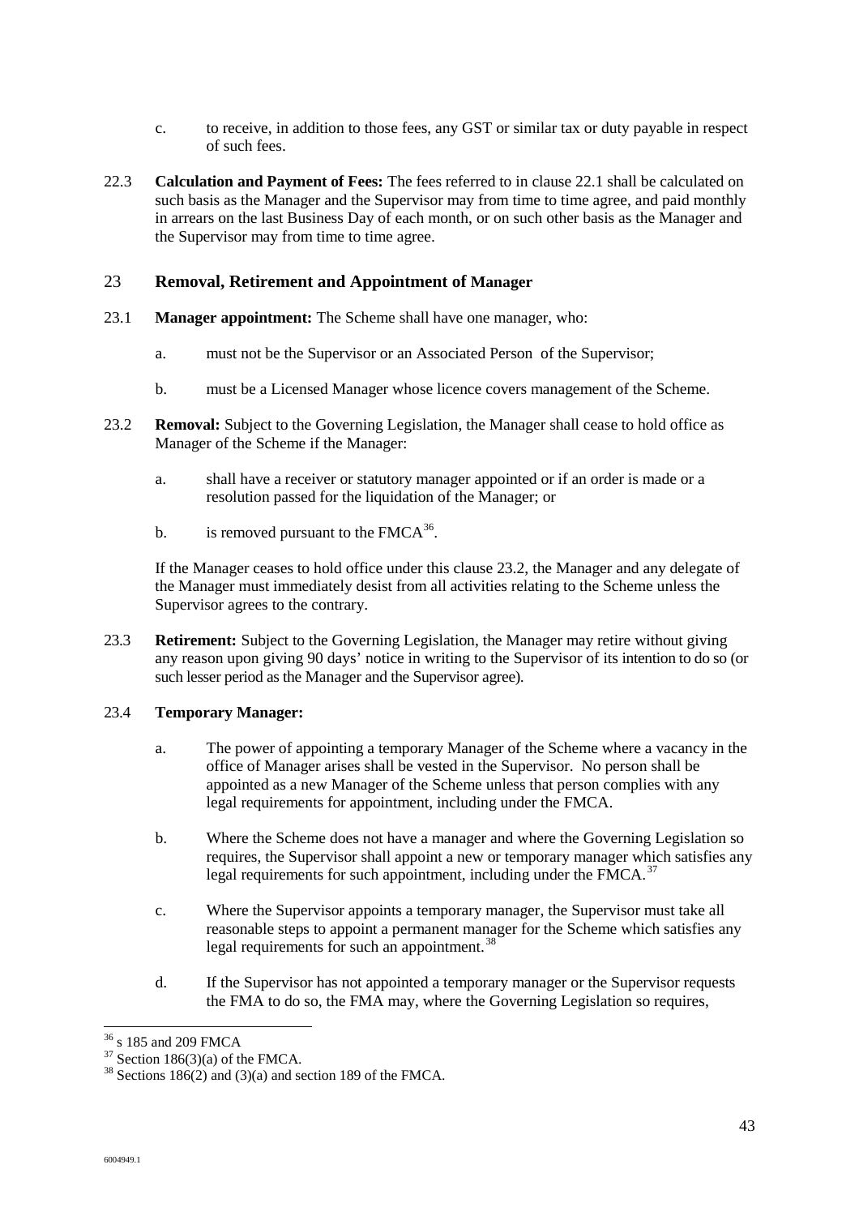c. to receive, in addition to those fees, any GST or similar tax or duty payable in respect of such fees.

22.3 **Calculation and Payment of Fees:** The fees referred to in clause 22.1 shall be calculated on such basis as the Manager and the Supervisor may from time to time agree, and paid monthly in arrears on the last Business Day of each month, or on such other basis as the Manager and the Supervisor may from time to time agree.

## 23 Removal, Retirement and Appointment of Manager

23.1 **Manager appointment:** The Scheme shall have one manager, who:

a. must not be the Supervisor or an Associated Person of the Supervisor;

b. must be a Licensed Manager whose licence covers management of the Scheme.

23.2 **Removal:** Subject to the Governing Legislation, the Manager shall cease to hold office as Manager of the Scheme if the Manager:

a. shall have a receiver or statutory manager appointed or if an order is made or a resolution passed for the liquidation of the Manager; or

b. is removed pursuant to the FMCA[36].

If the Manager ceases to hold office under this clause 23.2, the Manager and any delegate of the Manager must immediately desist from all activities relating to the Scheme unless the Supervisor agrees to the contrary.

23.3 **Retirement:** Subject to the Governing Legislation, the Manager may retire without giving any reason upon giving 90 days' notice in writing to the Supervisor of its intention to do so (or such lesser period as the Manager and the Supervisor agree).

23.4 **Temporary Manager:**

a. The power of appointing a temporary Manager of the Scheme where a vacancy in the office of Manager arises shall be vested in the Supervisor. No person shall be appointed as a new Manager of the Scheme unless that person complies with any legal requirements for appointment, including under the FMCA.

b. Where the Scheme does not have a manager and where the Governing Legislation so requires, the Supervisor shall appoint a new or temporary manager which satisfies any legal requirements for such appointment, including under the FMCA.[37]

c. Where the Supervisor appoints a temporary manager, the Supervisor must take all reasonable steps to appoint a permanent manager for the Scheme which satisfies any legal requirements for such an appointment.[38]

d. If the Supervisor has not appointed a temporary manager or the Supervisor requests the FMA to do so, the FMA may, where the Governing Legislation so requires,

---

[36] s 185 and 209 FMCA

[37] Section 186(3)(a) of the FMCA.

[38] Sections 186(2) and (3)(a) and section 189 of the FMCA.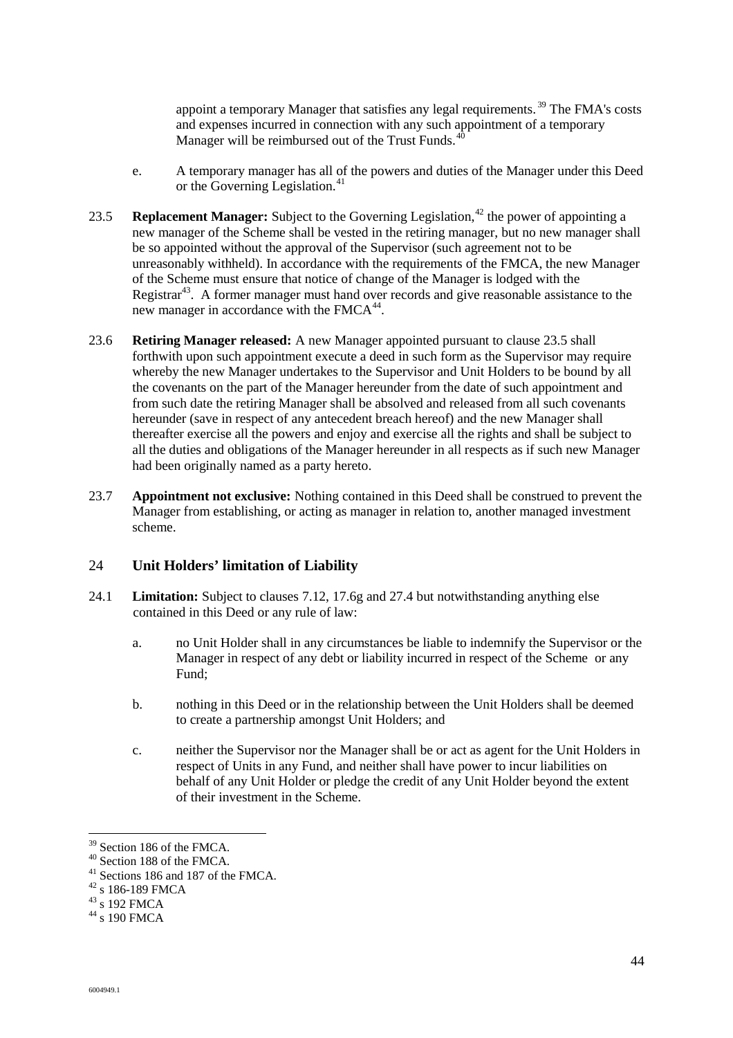appoint a temporary Manager that satisfies any legal requirements.[39] The FMA's costs and expenses incurred in connection with any such appointment of a temporary Manager will be reimbursed out of the Trust Funds.[40]

e. A temporary manager has all of the powers and duties of the Manager under this Deed or the Governing Legislation.[41]

23.5 **Replacement Manager:** Subject to the Governing Legislation,[42] the power of appointing a new manager of the Scheme shall be vested in the retiring manager, but no new manager shall be so appointed without the approval of the Supervisor (such agreement not to be unreasonably withheld). In accordance with the requirements of the FMCA, the new Manager of the Scheme must ensure that notice of change of the Manager is lodged with the Registrar[43]. A former manager must hand over records and give reasonable assistance to the new manager in accordance with the FMCA[44].

23.6 **Retiring Manager released:** A new Manager appointed pursuant to clause 23.5 shall forthwith upon such appointment execute a deed in such form as the Supervisor may require whereby the new Manager undertakes to the Supervisor and Unit Holders to be bound by all the covenants on the part of the Manager hereunder from the date of such appointment and from such date the retiring Manager shall be absolved and released from all such covenants hereunder (save in respect of any antecedent breach hereof) and the new Manager shall thereafter exercise all the powers and enjoy and exercise all the rights and shall be subject to all the duties and obligations of the Manager hereunder in all respects as if such new Manager had been originally named as a party hereto.

23.7 **Appointment not exclusive:** Nothing contained in this Deed shall be construed to prevent the Manager from establishing, or acting as manager in relation to, another managed investment scheme.

## 24 Unit Holders' limitation of Liability

24.1 **Limitation:** Subject to clauses 7.12, 17.6g and 27.4 but notwithstanding anything else contained in this Deed or any rule of law:

a. no Unit Holder shall in any circumstances be liable to indemnify the Supervisor or the Manager in respect of any debt or liability incurred in respect of the Scheme or any Fund;

b. nothing in this Deed or in the relationship between the Unit Holders shall be deemed to create a partnership amongst Unit Holders; and

c. neither the Supervisor nor the Manager shall be or act as agent for the Unit Holders in respect of Units in any Fund, and neither shall have power to incur liabilities on behalf of any Unit Holder or pledge the credit of any Unit Holder beyond the extent of their investment in the Scheme.

---

[39] Section 186 of the FMCA.

[40] Section 188 of the FMCA.

[41] Sections 186 and 187 of the FMCA.

[42] s 186-189 FMCA

[43] s 192 FMCA

[44] s 190 FMCA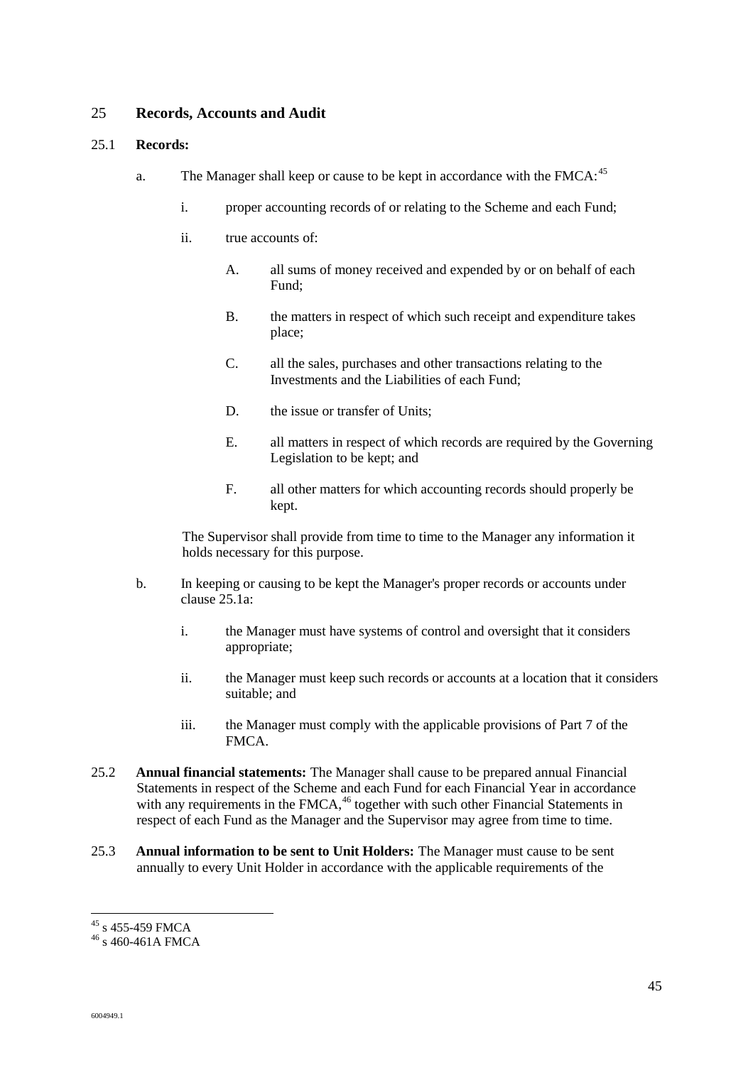## 25 Records, Accounts and Audit

### 25.1 Records:

a. The Manager shall keep or cause to be kept in accordance with the FMCA:[45]

   i. proper accounting records of or relating to the Scheme and each Fund;

   ii. true accounts of:

      A. all sums of money received and expended by or on behalf of each Fund;

      B. the matters in respect of which such receipt and expenditure takes place;

      C. all the sales, purchases and other transactions relating to the Investments and the Liabilities of each Fund;

      D. the issue or transfer of Units;

      E. all matters in respect of which records are required by the Governing Legislation to be kept; and

      F. all other matters for which accounting records should properly be kept.

   The Supervisor shall provide from time to time to the Manager any information it holds necessary for this purpose.

b. In keeping or causing to be kept the Manager's proper records or accounts under clause 25.1a:

   i. the Manager must have systems of control and oversight that it considers appropriate;

   ii. the Manager must keep such records or accounts at a location that it considers suitable; and

   iii. the Manager must comply with the applicable provisions of Part 7 of the FMCA.

25.2 **Annual financial statements:** The Manager shall cause to be prepared annual Financial Statements in respect of the Scheme and each Fund for each Financial Year in accordance with any requirements in the FMCA,[46] together with such other Financial Statements in respect of each Fund as the Manager and the Supervisor may agree from time to time.

25.3 **Annual information to be sent to Unit Holders:** The Manager must cause to be sent annually to every Unit Holder in accordance with the applicable requirements of the

---

[45] s 455-459 FMCA

[46] s 460-461A FMCA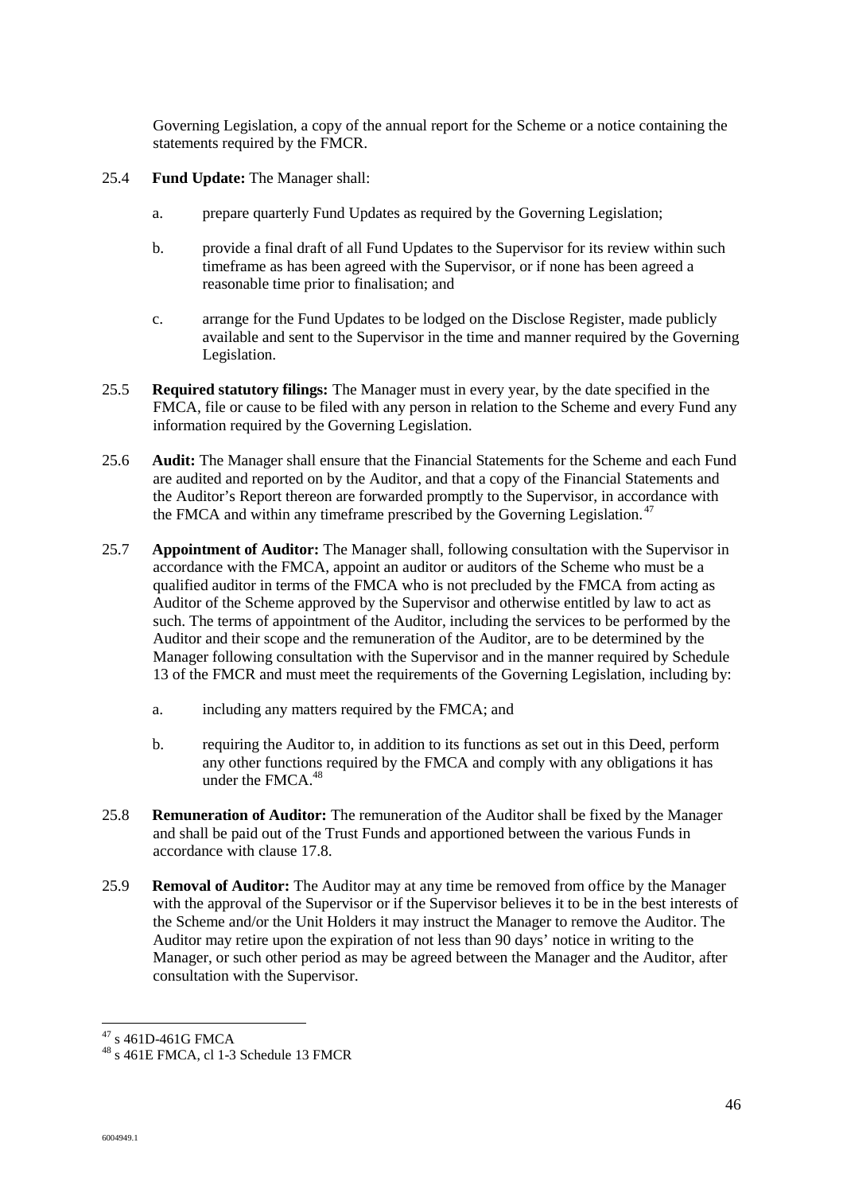Governing Legislation, a copy of the annual report for the Scheme or a notice containing the statements required by the FMCR.

25.4 **Fund Update:** The Manager shall:

a. prepare quarterly Fund Updates as required by the Governing Legislation;

b. provide a final draft of all Fund Updates to the Supervisor for its review within such timeframe as has been agreed with the Supervisor, or if none has been agreed a reasonable time prior to finalisation; and

c. arrange for the Fund Updates to be lodged on the Disclose Register, made publicly available and sent to the Supervisor in the time and manner required by the Governing Legislation.

25.5 **Required statutory filings:** The Manager must in every year, by the date specified in the FMCA, file or cause to be filed with any person in relation to the Scheme and every Fund any information required by the Governing Legislation.

25.6 **Audit:** The Manager shall ensure that the Financial Statements for the Scheme and each Fund are audited and reported on by the Auditor, and that a copy of the Financial Statements and the Auditor's Report thereon are forwarded promptly to the Supervisor, in accordance with the FMCA and within any timeframe prescribed by the Governing Legislation.[47]

25.7 **Appointment of Auditor:** The Manager shall, following consultation with the Supervisor in accordance with the FMCA, appoint an auditor or auditors of the Scheme who must be a qualified auditor in terms of the FMCA who is not precluded by the FMCA from acting as Auditor of the Scheme approved by the Supervisor and otherwise entitled by law to act as such. The terms of appointment of the Auditor, including the services to be performed by the Auditor and their scope and the remuneration of the Auditor, are to be determined by the Manager following consultation with the Supervisor and in the manner required by Schedule 13 of the FMCR and must meet the requirements of the Governing Legislation, including by:

a. including any matters required by the FMCA; and

b. requiring the Auditor to, in addition to its functions as set out in this Deed, perform any other functions required by the FMCA and comply with any obligations it has under the FMCA.[48]

25.8 **Remuneration of Auditor:** The remuneration of the Auditor shall be fixed by the Manager and shall be paid out of the Trust Funds and apportioned between the various Funds in accordance with clause 17.8.

25.9 **Removal of Auditor:** The Auditor may at any time be removed from office by the Manager with the approval of the Supervisor or if the Supervisor believes it to be in the best interests of the Scheme and/or the Unit Holders it may instruct the Manager to remove the Auditor. The Auditor may retire upon the expiration of not less than 90 days' notice in writing to the Manager, or such other period as may be agreed between the Manager and the Auditor, after consultation with the Supervisor.

---

[47] s 461D-461G FMCA

[48] s 461E FMCA, cl 1-3 Schedule 13 FMCR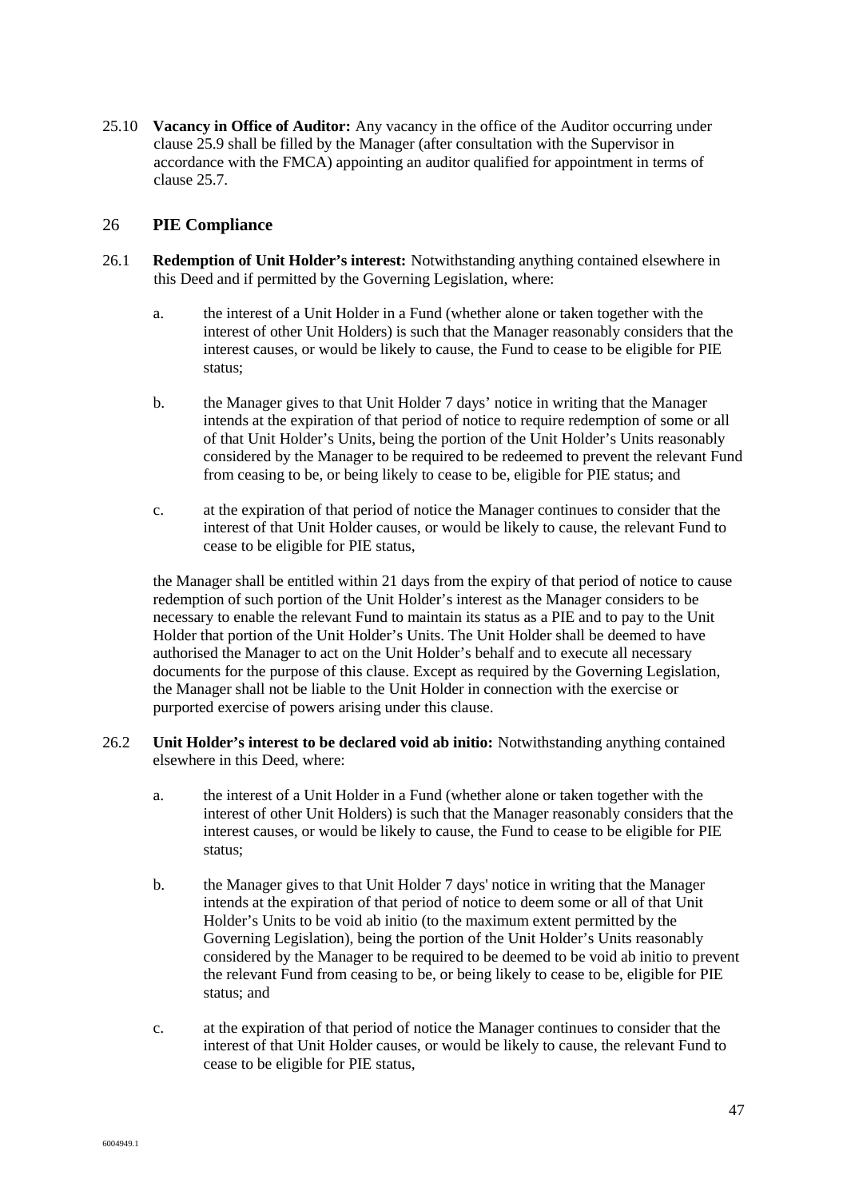25.10 **Vacancy in Office of Auditor:** Any vacancy in the office of the Auditor occurring under clause 25.9 shall be filled by the Manager (after consultation with the Supervisor in accordance with the FMCA) appointing an auditor qualified for appointment in terms of clause 25.7.

## 26 PIE Compliance

26.1 **Redemption of Unit Holder's interest:** Notwithstanding anything contained elsewhere in this Deed and if permitted by the Governing Legislation, where:

a. the interest of a Unit Holder in a Fund (whether alone or taken together with the interest of other Unit Holders) is such that the Manager reasonably considers that the interest causes, or would be likely to cause, the Fund to cease to be eligible for PIE status;

b. the Manager gives to that Unit Holder 7 days' notice in writing that the Manager intends at the expiration of that period of notice to require redemption of some or all of that Unit Holder's Units, being the portion of the Unit Holder's Units reasonably considered by the Manager to be required to be redeemed to prevent the relevant Fund from ceasing to be, or being likely to cease to be, eligible for PIE status; and

c. at the expiration of that period of notice the Manager continues to consider that the interest of that Unit Holder causes, or would be likely to cause, the relevant Fund to cease to be eligible for PIE status,

the Manager shall be entitled within 21 days from the expiry of that period of notice to cause redemption of such portion of the Unit Holder's interest as the Manager considers to be necessary to enable the relevant Fund to maintain its status as a PIE and to pay to the Unit Holder that portion of the Unit Holder's Units. The Unit Holder shall be deemed to have authorised the Manager to act on the Unit Holder's behalf and to execute all necessary documents for the purpose of this clause. Except as required by the Governing Legislation, the Manager shall not be liable to the Unit Holder in connection with the exercise or purported exercise of powers arising under this clause.

26.2 **Unit Holder's interest to be declared void ab initio:** Notwithstanding anything contained elsewhere in this Deed, where:

a. the interest of a Unit Holder in a Fund (whether alone or taken together with the interest of other Unit Holders) is such that the Manager reasonably considers that the interest causes, or would be likely to cause, the Fund to cease to be eligible for PIE status;

b. the Manager gives to that Unit Holder 7 days' notice in writing that the Manager intends at the expiration of that period of notice to deem some or all of that Unit Holder's Units to be void ab initio (to the maximum extent permitted by the Governing Legislation), being the portion of the Unit Holder's Units reasonably considered by the Manager to be required to be deemed to be void ab initio to prevent the relevant Fund from ceasing to be, or being likely to cease to be, eligible for PIE status; and

c. at the expiration of that period of notice the Manager continues to consider that the interest of that Unit Holder causes, or would be likely to cause, the relevant Fund to cease to be eligible for PIE status,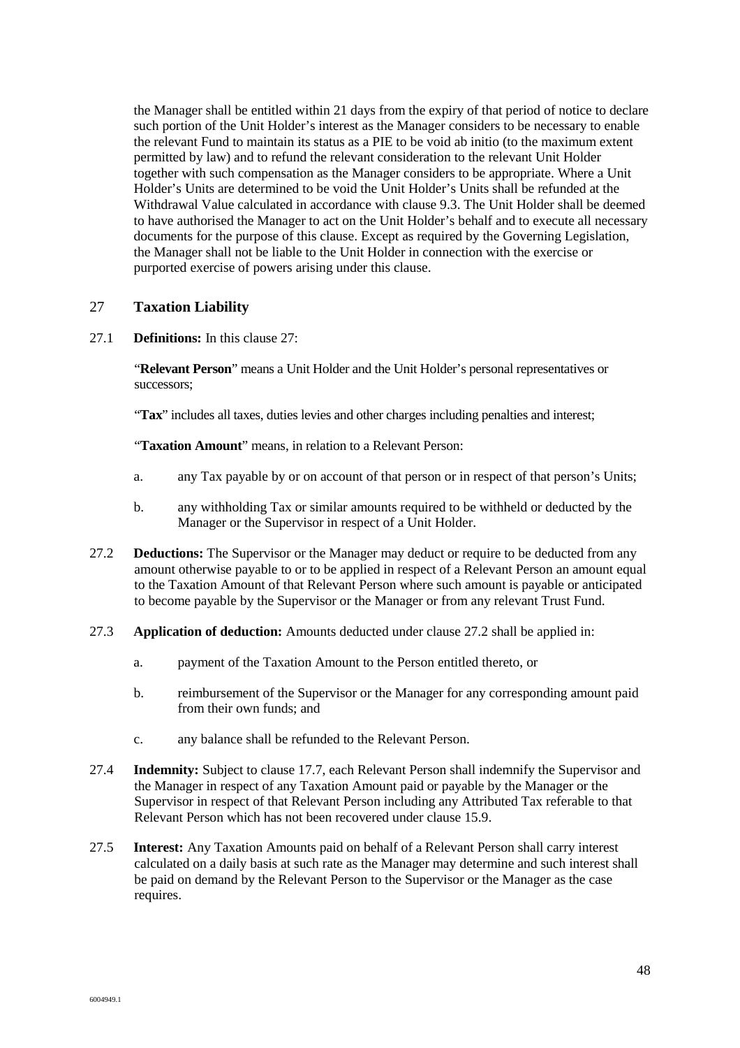the Manager shall be entitled within 21 days from the expiry of that period of notice to declare such portion of the Unit Holder's interest as the Manager considers to be necessary to enable the relevant Fund to maintain its status as a PIE to be void ab initio (to the maximum extent permitted by law) and to refund the relevant consideration to the relevant Unit Holder together with such compensation as the Manager considers to be appropriate. Where a Unit Holder's Units are determined to be void the Unit Holder's Units shall be refunded at the Withdrawal Value calculated in accordance with clause 9.3. The Unit Holder shall be deemed to have authorised the Manager to act on the Unit Holder's behalf and to execute all necessary documents for the purpose of this clause. Except as required by the Governing Legislation, the Manager shall not be liable to the Unit Holder in connection with the exercise or purported exercise of powers arising under this clause.

## 27 Taxation Liability

27.1 **Definitions:** In this clause 27:

"**Relevant Person**" means a Unit Holder and the Unit Holder's personal representatives or successors;

"**Tax**" includes all taxes, duties levies and other charges including penalties and interest;

"**Taxation Amount**" means, in relation to a Relevant Person:

a. any Tax payable by or on account of that person or in respect of that person's Units;

b. any withholding Tax or similar amounts required to be withheld or deducted by the Manager or the Supervisor in respect of a Unit Holder.

27.2 **Deductions:** The Supervisor or the Manager may deduct or require to be deducted from any amount otherwise payable to or to be applied in respect of a Relevant Person an amount equal to the Taxation Amount of that Relevant Person where such amount is payable or anticipated to become payable by the Supervisor or the Manager or from any relevant Trust Fund.

27.3 **Application of deduction:** Amounts deducted under clause 27.2 shall be applied in:

a. payment of the Taxation Amount to the Person entitled thereto, or

b. reimbursement of the Supervisor or the Manager for any corresponding amount paid from their own funds; and

c. any balance shall be refunded to the Relevant Person.

27.4 **Indemnity:** Subject to clause 17.7, each Relevant Person shall indemnify the Supervisor and the Manager in respect of any Taxation Amount paid or payable by the Manager or the Supervisor in respect of that Relevant Person including any Attributed Tax referable to that Relevant Person which has not been recovered under clause 15.9.

27.5 **Interest:** Any Taxation Amounts paid on behalf of a Relevant Person shall carry interest calculated on a daily basis at such rate as the Manager may determine and such interest shall be paid on demand by the Relevant Person to the Supervisor or the Manager as the case requires.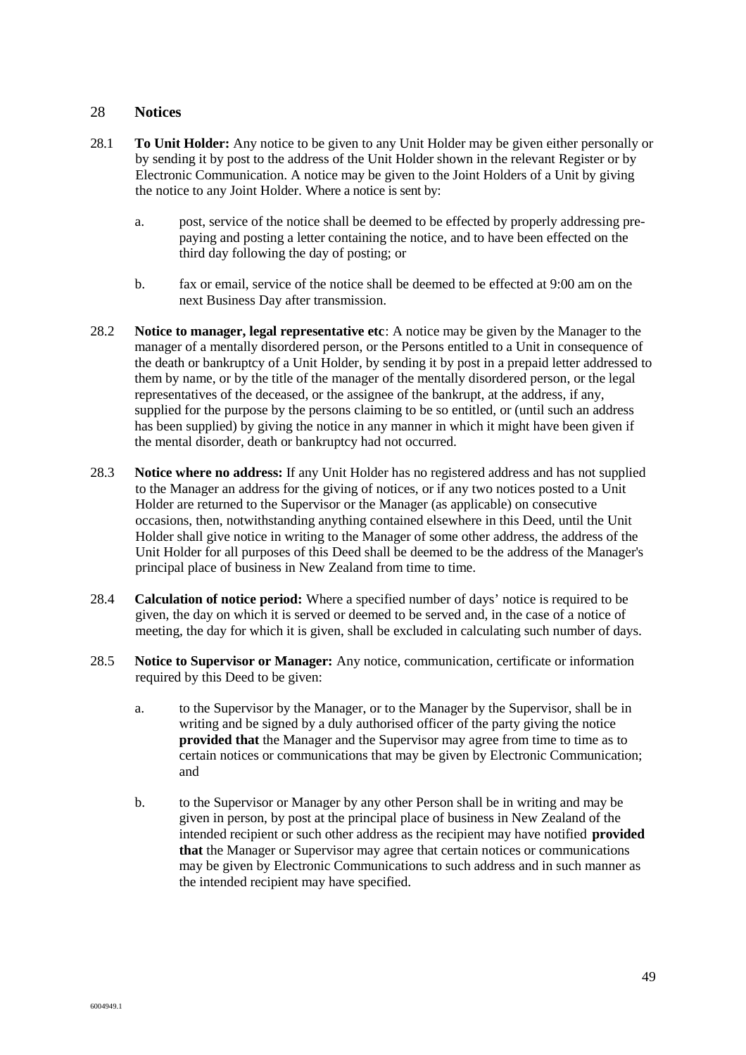## 28 Notices

28.1 **To Unit Holder:** Any notice to be given to any Unit Holder may be given either personally or by sending it by post to the address of the Unit Holder shown in the relevant Register or by Electronic Communication. A notice may be given to the Joint Holders of a Unit by giving the notice to any Joint Holder. Where a notice is sent by:

a. post, service of the notice shall be deemed to be effected by properly addressing pre-paying and posting a letter containing the notice, and to have been effected on the third day following the day of posting; or

b. fax or email, service of the notice shall be deemed to be effected at 9:00 am on the next Business Day after transmission.

28.2 **Notice to manager, legal representative etc**: A notice may be given by the Manager to the manager of a mentally disordered person, or the Persons entitled to a Unit in consequence of the death or bankruptcy of a Unit Holder, by sending it by post in a prepaid letter addressed to them by name, or by the title of the manager of the mentally disordered person, or the legal representatives of the deceased, or the assignee of the bankrupt, at the address, if any, supplied for the purpose by the persons claiming to be so entitled, or (until such an address has been supplied) by giving the notice in any manner in which it might have been given if the mental disorder, death or bankruptcy had not occurred.

28.3 **Notice where no address:** If any Unit Holder has no registered address and has not supplied to the Manager an address for the giving of notices, or if any two notices posted to a Unit Holder are returned to the Supervisor or the Manager (as applicable) on consecutive occasions, then, notwithstanding anything contained elsewhere in this Deed, until the Unit Holder shall give notice in writing to the Manager of some other address, the address of the Unit Holder for all purposes of this Deed shall be deemed to be the address of the Manager's principal place of business in New Zealand from time to time.

28.4 **Calculation of notice period:** Where a specified number of days' notice is required to be given, the day on which it is served or deemed to be served and, in the case of a notice of meeting, the day for which it is given, shall be excluded in calculating such number of days.

28.5 **Notice to Supervisor or Manager:** Any notice, communication, certificate or information required by this Deed to be given:

a. to the Supervisor by the Manager, or to the Manager by the Supervisor, shall be in writing and be signed by a duly authorised officer of the party giving the notice **provided that** the Manager and the Supervisor may agree from time to time as to certain notices or communications that may be given by Electronic Communication; and

b. to the Supervisor or Manager by any other Person shall be in writing and may be given in person, by post at the principal place of business in New Zealand of the intended recipient or such other address as the recipient may have notified **provided that** the Manager or Supervisor may agree that certain notices or communications may be given by Electronic Communications to such address and in such manner as the intended recipient may have specified.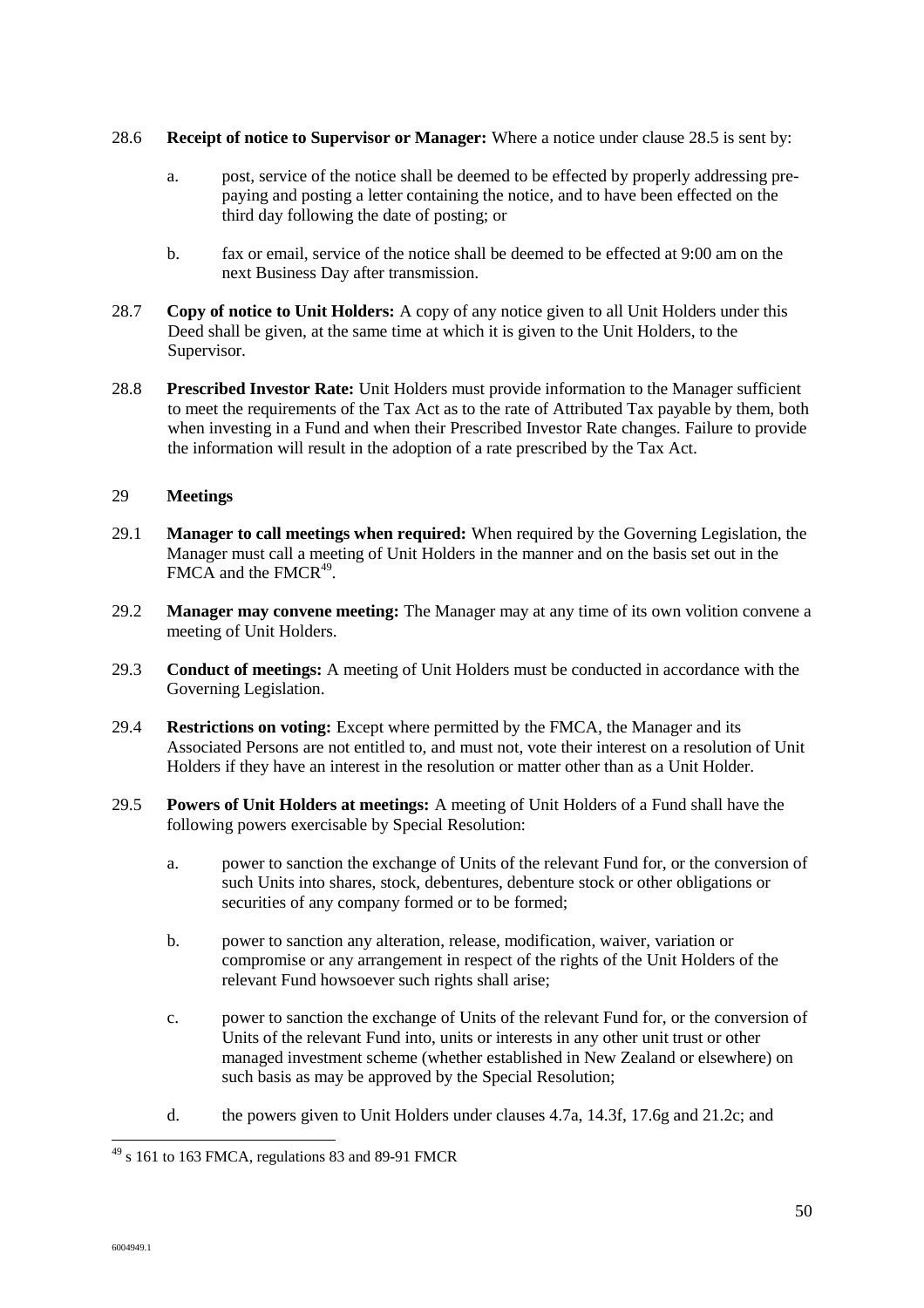28.6 **Receipt of notice to Supervisor or Manager:** Where a notice under clause 28.5 is sent by:

a. post, service of the notice shall be deemed to be effected by properly addressing pre-paying and posting a letter containing the notice, and to have been effected on the third day following the date of posting; or

b. fax or email, service of the notice shall be deemed to be effected at 9:00 am on the next Business Day after transmission.

28.7 **Copy of notice to Unit Holders:** A copy of any notice given to all Unit Holders under this Deed shall be given, at the same time at which it is given to the Unit Holders, to the Supervisor.

28.8 **Prescribed Investor Rate:** Unit Holders must provide information to the Manager sufficient to meet the requirements of the Tax Act as to the rate of Attributed Tax payable by them, both when investing in a Fund and when their Prescribed Investor Rate changes. Failure to provide the information will result in the adoption of a rate prescribed by the Tax Act.

## 29 Meetings

29.1 **Manager to call meetings when required:** When required by the Governing Legislation, the Manager must call a meeting of Unit Holders in the manner and on the basis set out in the FMCA and the FMCR[49].

29.2 **Manager may convene meeting:** The Manager may at any time of its own volition convene a meeting of Unit Holders.

29.3 **Conduct of meetings:** A meeting of Unit Holders must be conducted in accordance with the Governing Legislation.

29.4 **Restrictions on voting:** Except where permitted by the FMCA, the Manager and its Associated Persons are not entitled to, and must not, vote their interest on a resolution of Unit Holders if they have an interest in the resolution or matter other than as a Unit Holder.

29.5 **Powers of Unit Holders at meetings:** A meeting of Unit Holders of a Fund shall have the following powers exercisable by Special Resolution:

a. power to sanction the exchange of Units of the relevant Fund for, or the conversion of such Units into shares, stock, debentures, debenture stock or other obligations or securities of any company formed or to be formed;

b. power to sanction any alteration, release, modification, waiver, variation or compromise or any arrangement in respect of the rights of the Unit Holders of the relevant Fund howsoever such rights shall arise;

c. power to sanction the exchange of Units of the relevant Fund for, or the conversion of Units of the relevant Fund into, units or interests in any other unit trust or other managed investment scheme (whether established in New Zealand or elsewhere) on such basis as may be approved by the Special Resolution;

d. the powers given to Unit Holders under clauses 4.7a, 14.3f, 17.6g and 21.2c; and

[49] s 161 to 163 FMCA, regulations 83 and 89-91 FMCR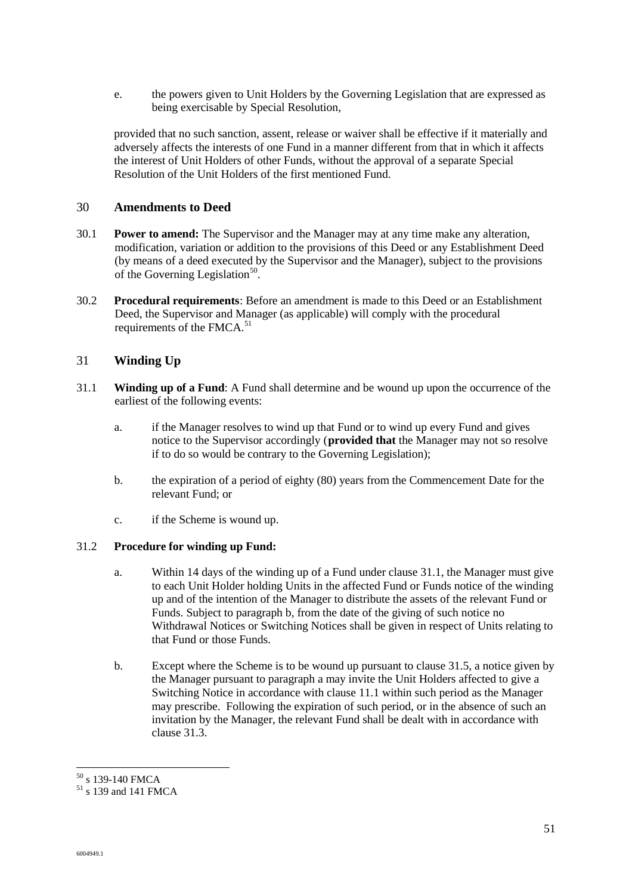e. the powers given to Unit Holders by the Governing Legislation that are expressed as being exercisable by Special Resolution,

provided that no such sanction, assent, release or waiver shall be effective if it materially and adversely affects the interests of one Fund in a manner different from that in which it affects the interest of Unit Holders of other Funds, without the approval of a separate Special Resolution of the Unit Holders of the first mentioned Fund.

## 30 Amendments to Deed

30.1 **Power to amend:** The Supervisor and the Manager may at any time make any alteration, modification, variation or addition to the provisions of this Deed or any Establishment Deed (by means of a deed executed by the Supervisor and the Manager), subject to the provisions of the Governing Legislation[50].

30.2 **Procedural requirements**: Before an amendment is made to this Deed or an Establishment Deed, the Supervisor and Manager (as applicable) will comply with the procedural requirements of the FMCA.[51]

## 31 Winding Up

31.1 **Winding up of a Fund**: A Fund shall determine and be wound up upon the occurrence of the earliest of the following events:

a. if the Manager resolves to wind up that Fund or to wind up every Fund and gives notice to the Supervisor accordingly (**provided that** the Manager may not so resolve if to do so would be contrary to the Governing Legislation);

b. the expiration of a period of eighty (80) years from the Commencement Date for the relevant Fund; or

c. if the Scheme is wound up.

31.2 **Procedure for winding up Fund:**

a. Within 14 days of the winding up of a Fund under clause 31.1, the Manager must give to each Unit Holder holding Units in the affected Fund or Funds notice of the winding up and of the intention of the Manager to distribute the assets of the relevant Fund or Funds. Subject to paragraph b, from the date of the giving of such notice no Withdrawal Notices or Switching Notices shall be given in respect of Units relating to that Fund or those Funds.

b. Except where the Scheme is to be wound up pursuant to clause 31.5, a notice given by the Manager pursuant to paragraph a may invite the Unit Holders affected to give a Switching Notice in accordance with clause 11.1 within such period as the Manager may prescribe. Following the expiration of such period, or in the absence of such an invitation by the Manager, the relevant Fund shall be dealt with in accordance with clause 31.3.

---

[50] s 139-140 FMCA

[51] s 139 and 141 FMCA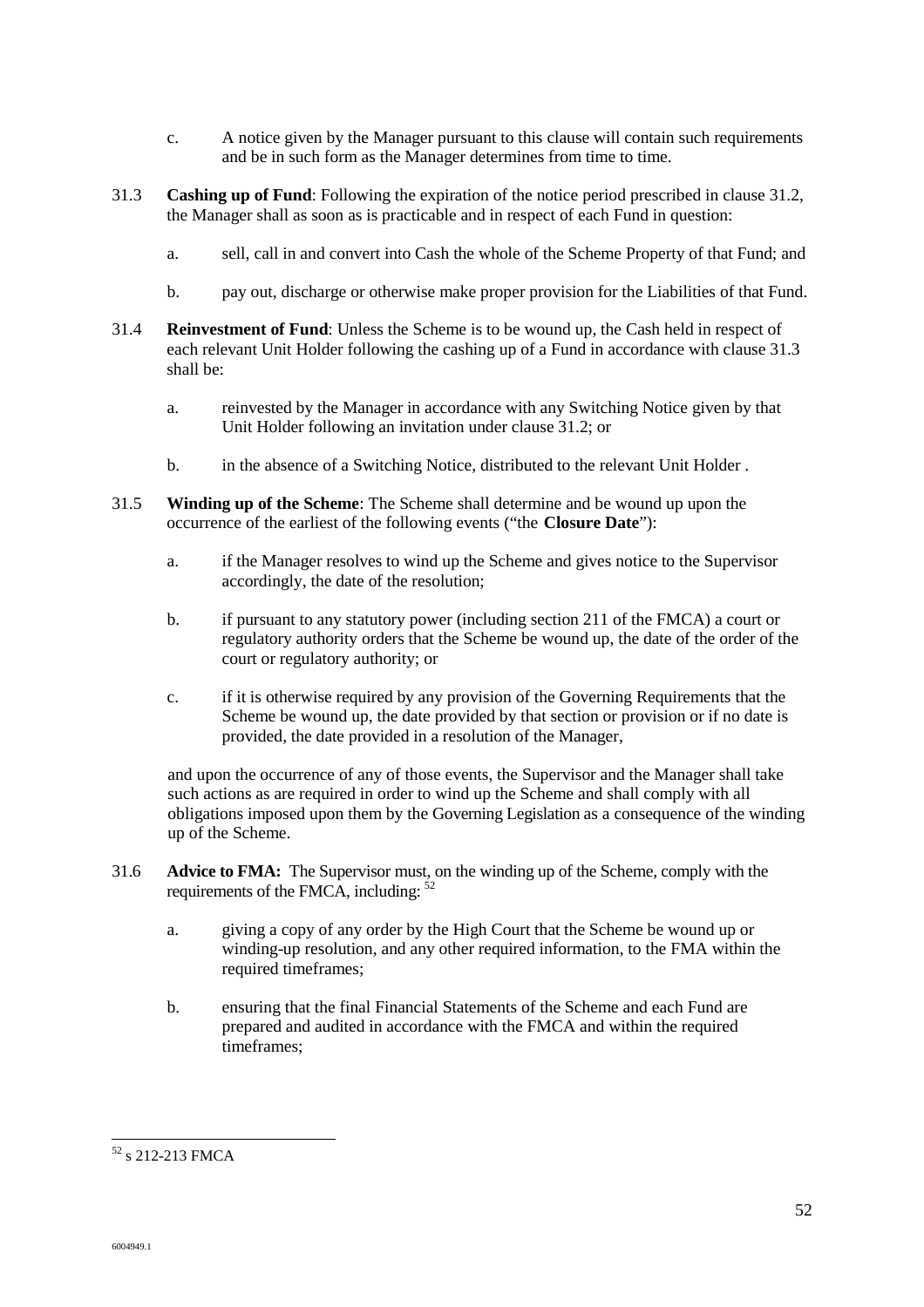c. A notice given by the Manager pursuant to this clause will contain such requirements and be in such form as the Manager determines from time to time.

31.3 **Cashing up of Fund**: Following the expiration of the notice period prescribed in clause 31.2, the Manager shall as soon as is practicable and in respect of each Fund in question:

a. sell, call in and convert into Cash the whole of the Scheme Property of that Fund; and

b. pay out, discharge or otherwise make proper provision for the Liabilities of that Fund.

31.4 **Reinvestment of Fund**: Unless the Scheme is to be wound up, the Cash held in respect of each relevant Unit Holder following the cashing up of a Fund in accordance with clause 31.3 shall be:

a. reinvested by the Manager in accordance with any Switching Notice given by that Unit Holder following an invitation under clause 31.2; or

b. in the absence of a Switching Notice, distributed to the relevant Unit Holder .

31.5 **Winding up of the Scheme**: The Scheme shall determine and be wound up upon the occurrence of the earliest of the following events ("the **Closure Date**"):

a. if the Manager resolves to wind up the Scheme and gives notice to the Supervisor accordingly, the date of the resolution;

b. if pursuant to any statutory power (including section 211 of the FMCA) a court or regulatory authority orders that the Scheme be wound up, the date of the order of the court or regulatory authority; or

c. if it is otherwise required by any provision of the Governing Requirements that the Scheme be wound up, the date provided by that section or provision or if no date is provided, the date provided in a resolution of the Manager,

and upon the occurrence of any of those events, the Supervisor and the Manager shall take such actions as are required in order to wind up the Scheme and shall comply with all obligations imposed upon them by the Governing Legislation as a consequence of the winding up of the Scheme.

31.6 **Advice to FMA:** The Supervisor must, on the winding up of the Scheme, comply with the requirements of the FMCA, including: [52]

a. giving a copy of any order by the High Court that the Scheme be wound up or winding-up resolution, and any other required information, to the FMA within the required timeframes;

b. ensuring that the final Financial Statements of the Scheme and each Fund are prepared and audited in accordance with the FMCA and within the required timeframes;

[52] s 212-213 FMCA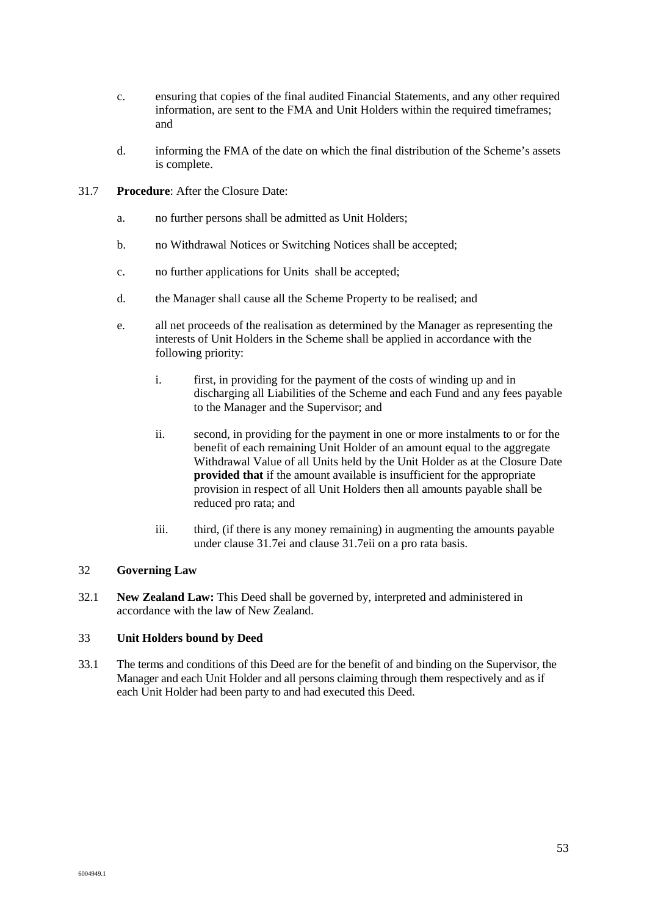c. ensuring that copies of the final audited Financial Statements, and any other required information, are sent to the FMA and Unit Holders within the required timeframes; and

d. informing the FMA of the date on which the final distribution of the Scheme's assets is complete.

31.7 **Procedure**: After the Closure Date:

a. no further persons shall be admitted as Unit Holders;

b. no Withdrawal Notices or Switching Notices shall be accepted;

c. no further applications for Units shall be accepted;

d. the Manager shall cause all the Scheme Property to be realised; and

e. all net proceeds of the realisation as determined by the Manager as representing the interests of Unit Holders in the Scheme shall be applied in accordance with the following priority:

   i. first, in providing for the payment of the costs of winding up and in discharging all Liabilities of the Scheme and each Fund and any fees payable to the Manager and the Supervisor; and

   ii. second, in providing for the payment in one or more instalments to or for the benefit of each remaining Unit Holder of an amount equal to the aggregate Withdrawal Value of all Units held by the Unit Holder as at the Closure Date **provided that** if the amount available is insufficient for the appropriate provision in respect of all Unit Holders then all amounts payable shall be reduced pro rata; and

   iii. third, (if there is any money remaining) in augmenting the amounts payable under clause 31.7ei and clause 31.7eii on a pro rata basis.

## 32 Governing Law

32.1 **New Zealand Law:** This Deed shall be governed by, interpreted and administered in accordance with the law of New Zealand.

## 33 Unit Holders bound by Deed

33.1 The terms and conditions of this Deed are for the benefit of and binding on the Supervisor, the Manager and each Unit Holder and all persons claiming through them respectively and as if each Unit Holder had been party to and had executed this Deed.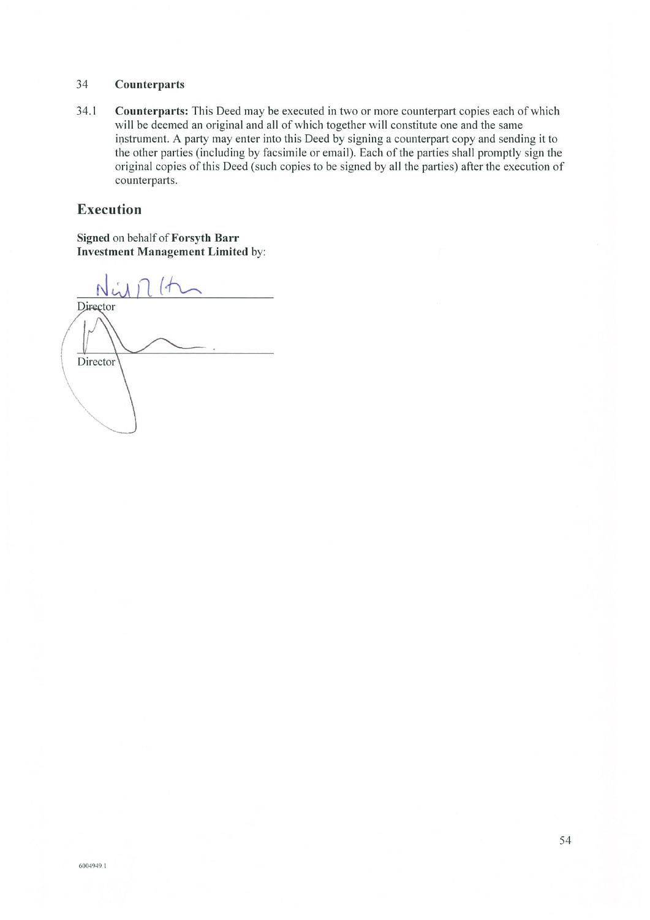## 34 Counterparts

34.1 **Counterparts:** This Deed may be executed in two or more counterpart copies each of which will be deemed an original and all of which together will constitute one and the same instrument. A party may enter into this Deed by signing a counterpart copy and sending it to the other parties (including by facsimile or email). Each of the parties shall promptly sign the original copies of this Deed (such copies to be signed by all the parties) after the execution of counterparts.

## Execution

**Signed** on behalf of **Forsyth Barr Investment Management Limited** by:

Director

Director

6004949.1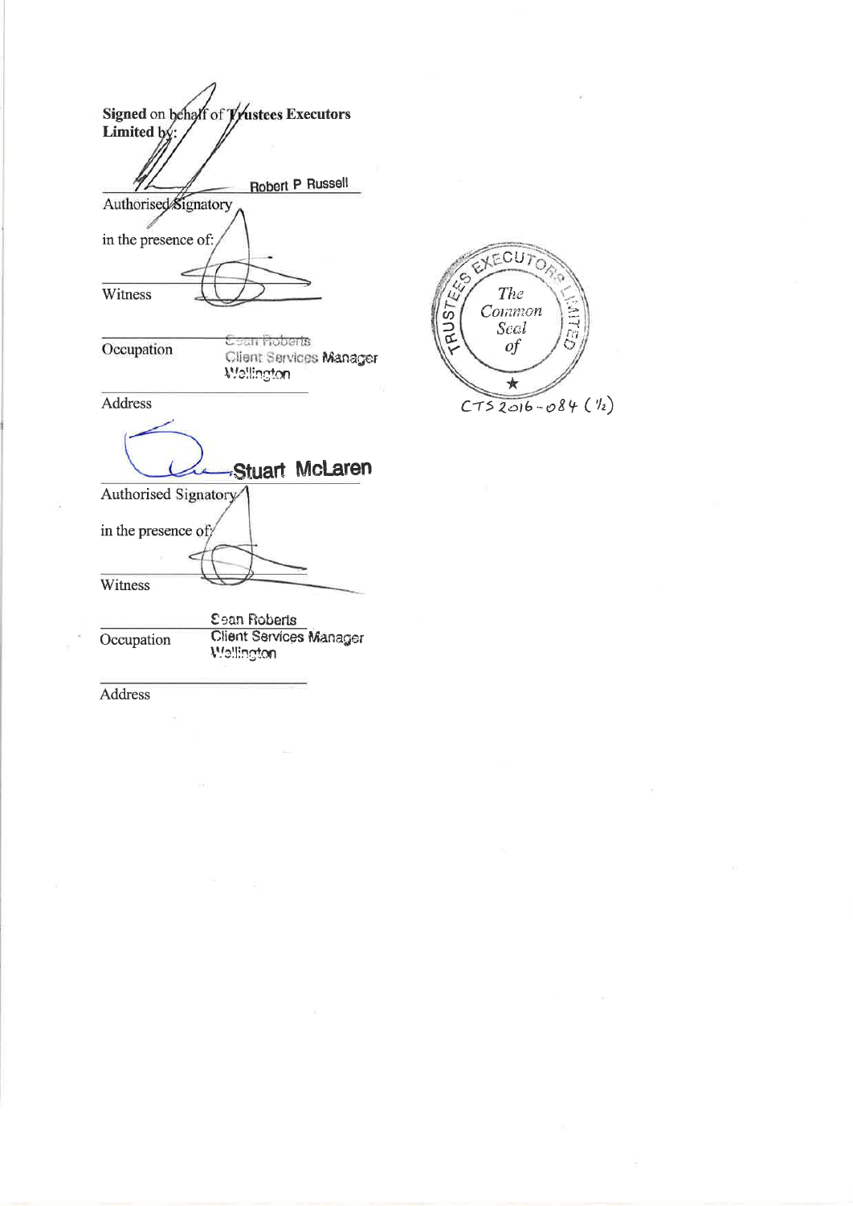**Signed** on behalf of **Trustees Executors Limited** by:

Robert P Russell

Authorised Signatory

in the presence of:

Witness

Occupation

Sean Roberts
Client Services Manager
Wellington

Address

Stuart McLaren

Authorised Signatory

in the presence of:

Witness

Occupation

Sean Roberts
Client Services Manager
Wellington

Address

TRUSTEES EXECUTORS LIMITED
The Common Seal of

CTS 2016-084 (½)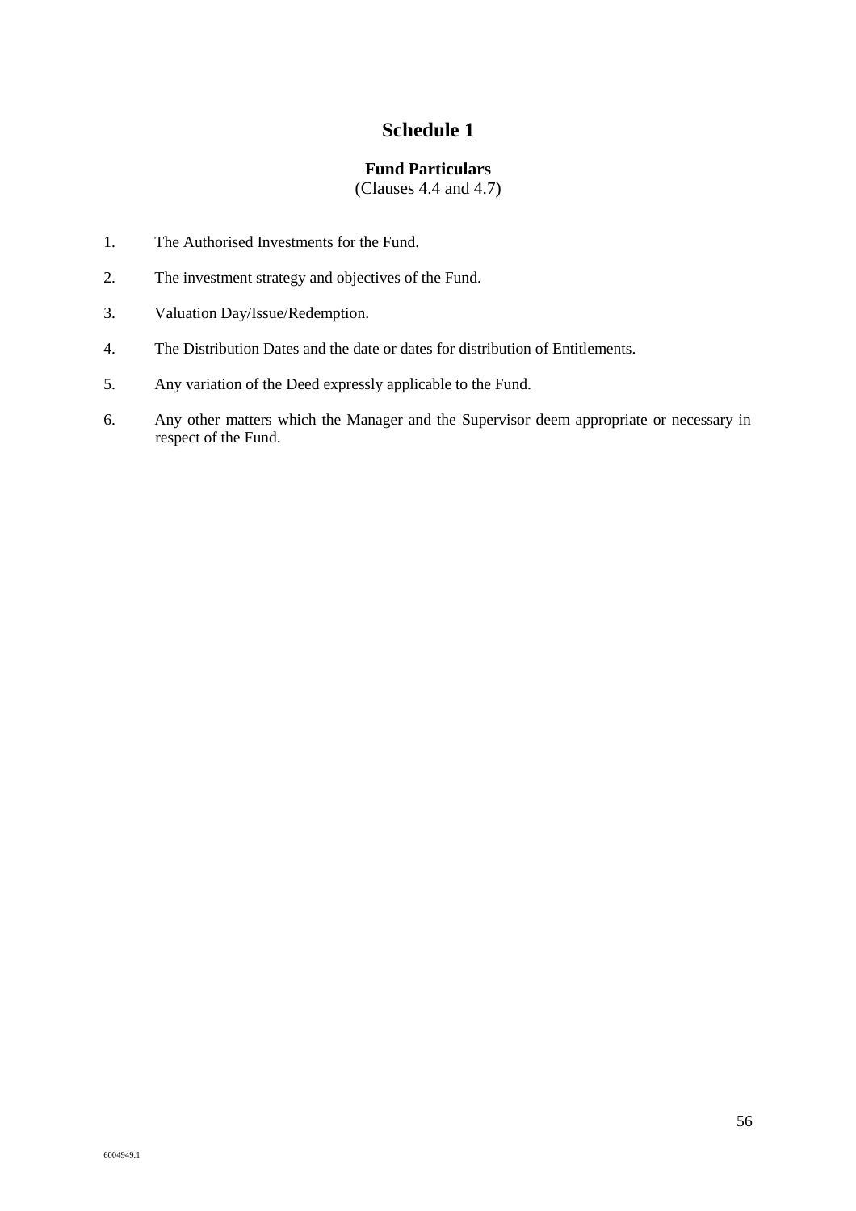# Schedule 1

**Fund Particulars**
(Clauses 4.4 and 4.7)

1. The Authorised Investments for the Fund.

2. The investment strategy and objectives of the Fund.

3. Valuation Day/Issue/Redemption.

4. The Distribution Dates and the date or dates for distribution of Entitlements.

5. Any variation of the Deed expressly applicable to the Fund.

6. Any other matters which the Manager and the Supervisor deem appropriate or necessary in respect of the Fund.